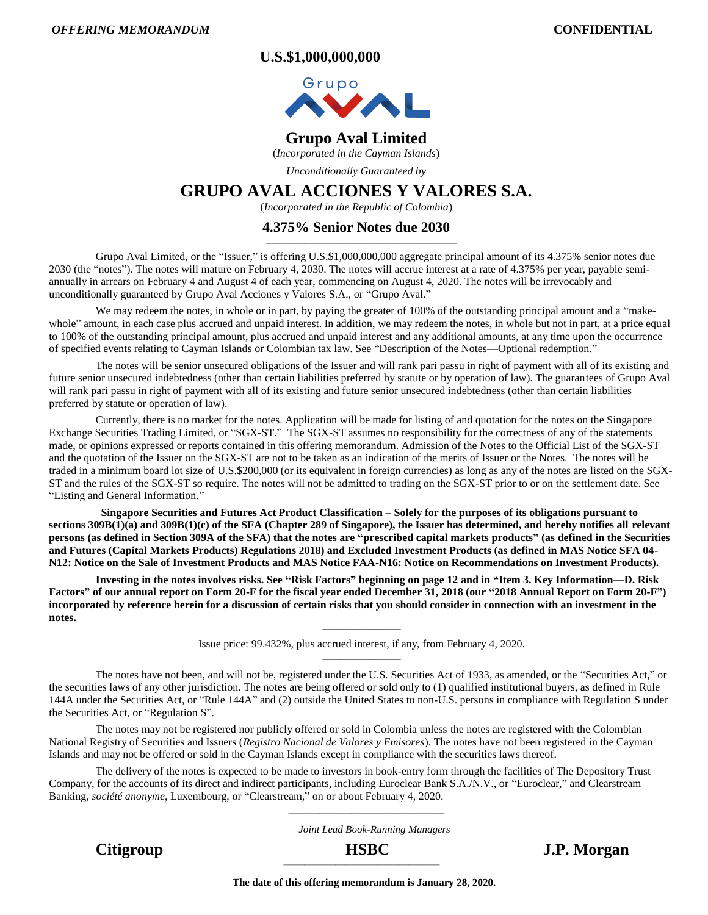*OFFERING MEMORANDUM* **CONFIDENTIAL**

**U.S.$1,000,000,000**

# Grupo Aval Limited

(*Incorporated in the Cayman Islands*)

*Unconditionally Guaranteed by*

# GRUPO AVAL ACCIONES Y VALORES S.A.

(*Incorporated in the Republic of Colombia*)

## 4.375% Senior Notes due 2030

Grupo Aval Limited, or the "Issuer," is offering U.S.$1,000,000,000 aggregate principal amount of its 4.375% senior notes due 2030 (the "notes"). The notes will mature on February 4, 2030. The notes will accrue interest at a rate of 4.375% per year, payable semi-annually in arrears on February 4 and August 4 of each year, commencing on August 4, 2020. The notes will be irrevocably and unconditionally guaranteed by Grupo Aval Acciones y Valores S.A., or "Grupo Aval."

We may redeem the notes, in whole or in part, by paying the greater of 100% of the outstanding principal amount and a "make-whole" amount, in each case plus accrued and unpaid interest. In addition, we may redeem the notes, in whole but not in part, at a price equal to 100% of the outstanding principal amount, plus accrued and unpaid interest and any additional amounts, at any time upon the occurrence of specified events relating to Cayman Islands or Colombian tax law. See "Description of the Notes—Optional redemption."

The notes will be senior unsecured obligations of the Issuer and will rank pari passu in right of payment with all of its existing and future senior unsecured indebtedness (other than certain liabilities preferred by statute or by operation of law). The guarantees of Grupo Aval will rank pari passu in right of payment with all of its existing and future senior unsecured indebtedness (other than certain liabilities preferred by statute or operation of law).

Currently, there is no market for the notes. Application will be made for listing of and quotation for the notes on the Singapore Exchange Securities Trading Limited, or "SGX-ST." The SGX-ST assumes no responsibility for the correctness of any of the statements made, or opinions expressed or reports contained in this offering memorandum. Admission of the Notes to the Official List of the SGX-ST and the quotation of the Issuer on the SGX-ST are not to be taken as an indication of the merits of Issuer or the Notes. The notes will be traded in a minimum board lot size of U.S.$200,000 (or its equivalent in foreign currencies) as long as any of the notes are listed on the SGX-ST and the rules of the SGX-ST so require. The notes will not be admitted to trading on the SGX-ST prior to or on the settlement date. See "Listing and General Information."

**Singapore Securities and Futures Act Product Classification – Solely for the purposes of its obligations pursuant to sections 309B(1)(a) and 309B(1)(c) of the SFA (Chapter 289 of Singapore), the Issuer has determined, and hereby notifies all relevant persons (as defined in Section 309A of the SFA) that the notes are "prescribed capital markets products" (as defined in the Securities and Futures (Capital Markets Products) Regulations 2018) and Excluded Investment Products (as defined in MAS Notice SFA 04-N12: Notice on the Sale of Investment Products and MAS Notice FAA-N16: Notice on Recommendations on Investment Products).**

**Investing in the notes involves risks. See "Risk Factors" beginning on page 12 and in "Item 3. Key Information—D. Risk Factors" of our annual report on Form 20-F for the fiscal year ended December 31, 2018 (our "2018 Annual Report on Form 20-F") incorporated by reference herein for a discussion of certain risks that you should consider in connection with an investment in the notes.**

Issue price: 99.432%, plus accrued interest, if any, from February 4, 2020.

The notes have not been, and will not be, registered under the U.S. Securities Act of 1933, as amended, or the "Securities Act," or the securities laws of any other jurisdiction. The notes are being offered or sold only to (1) qualified institutional buyers, as defined in Rule 144A under the Securities Act, or "Rule 144A" and (2) outside the United States to non-U.S. persons in compliance with Regulation S under the Securities Act, or "Regulation S".

The notes may not be registered nor publicly offered or sold in Colombia unless the notes are registered with the Colombian National Registry of Securities and Issuers (*Registro Nacional de Valores y Emisores*). The notes have not been registered in the Cayman Islands and may not be offered or sold in the Cayman Islands except in compliance with the securities laws thereof.

The delivery of the notes is expected to be made to investors in book-entry form through the facilities of The Depository Trust Company, for the accounts of its direct and indirect participants, including Euroclear Bank S.A./N.V., or "Euroclear," and Clearstream Banking, *société anonyme*, Luxembourg, or "Clearstream," on or about February 4, 2020.

*Joint Lead Book-Running Managers*

**Citigroup** **HSBC** **J.P. Morgan**

**The date of this offering memorandum is January 28, 2020.**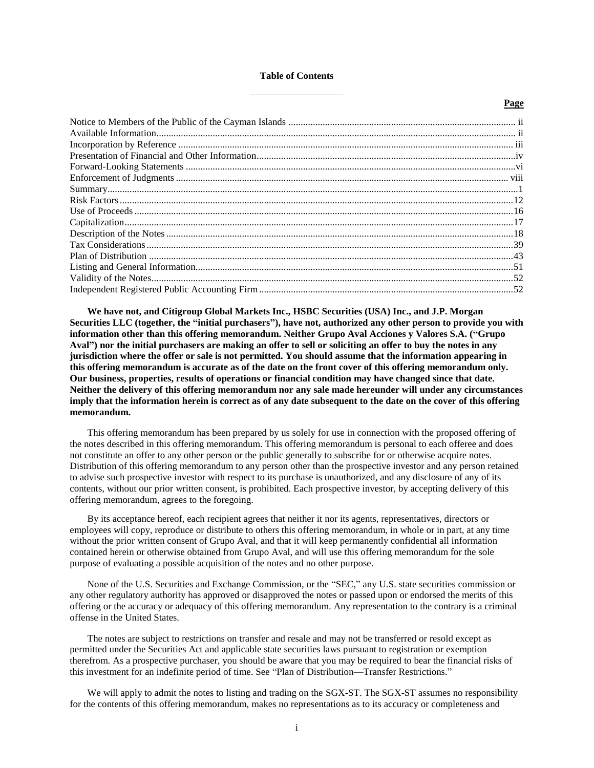# Table of Contents

| | Page |
|---|---|
| Notice to Members of the Public of the Cayman Islands | ii |
| Available Information | ii |
| Incorporation by Reference | iii |
| Presentation of Financial and Other Information | iv |
| Forward-Looking Statements | vi |
| Enforcement of Judgments | viii |
| Summary | 1 |
| Risk Factors | 12 |
| Use of Proceeds | 16 |
| Capitalization | 17 |
| Description of the Notes | 18 |
| Tax Considerations | 39 |
| Plan of Distribution | 43 |
| Listing and General Information | 51 |
| Validity of the Notes | 52 |
| Independent Registered Public Accounting Firm | 52 |

**We have not, and Citigroup Global Markets Inc., HSBC Securities (USA) Inc., and J.P. Morgan Securities LLC (together, the "initial purchasers"), have not, authorized any other person to provide you with information other than this offering memorandum. Neither Grupo Aval Acciones y Valores S.A. ("Grupo Aval") nor the initial purchasers are making an offer to sell or soliciting an offer to buy the notes in any jurisdiction where the offer or sale is not permitted. You should assume that the information appearing in this offering memorandum is accurate as of the date on the front cover of this offering memorandum only. Our business, properties, results of operations or financial condition may have changed since that date. Neither the delivery of this offering memorandum nor any sale made hereunder will under any circumstances imply that the information herein is correct as of any date subsequent to the date on the cover of this offering memorandum.**

This offering memorandum has been prepared by us solely for use in connection with the proposed offering of the notes described in this offering memorandum. This offering memorandum is personal to each offeree and does not constitute an offer to any other person or the public generally to subscribe for or otherwise acquire notes. Distribution of this offering memorandum to any person other than the prospective investor and any person retained to advise such prospective investor with respect to its purchase is unauthorized, and any disclosure of any of its contents, without our prior written consent, is prohibited. Each prospective investor, by accepting delivery of this offering memorandum, agrees to the foregoing.

By its acceptance hereof, each recipient agrees that neither it nor its agents, representatives, directors or employees will copy, reproduce or distribute to others this offering memorandum, in whole or in part, at any time without the prior written consent of Grupo Aval, and that it will keep permanently confidential all information contained herein or otherwise obtained from Grupo Aval, and will use this offering memorandum for the sole purpose of evaluating a possible acquisition of the notes and no other purpose.

None of the U.S. Securities and Exchange Commission, or the "SEC," any U.S. state securities commission or any other regulatory authority has approved or disapproved the notes or passed upon or endorsed the merits of this offering or the accuracy or adequacy of this offering memorandum. Any representation to the contrary is a criminal offense in the United States.

The notes are subject to restrictions on transfer and resale and may not be transferred or resold except as permitted under the Securities Act and applicable state securities laws pursuant to registration or exemption therefrom. As a prospective purchaser, you should be aware that you may be required to bear the financial risks of this investment for an indefinite period of time. See "Plan of Distribution—Transfer Restrictions."

We will apply to admit the notes to listing and trading on the SGX-ST. The SGX-ST assumes no responsibility for the contents of this offering memorandum, makes no representations as to its accuracy or completeness and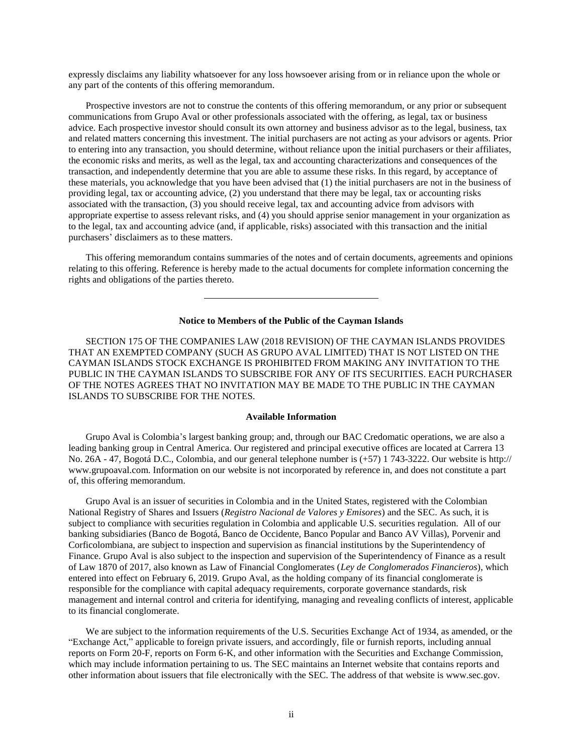expressly disclaims any liability whatsoever for any loss howsoever arising from or in reliance upon the whole or any part of the contents of this offering memorandum.

Prospective investors are not to construe the contents of this offering memorandum, or any prior or subsequent communications from Grupo Aval or other professionals associated with the offering, as legal, tax or business advice. Each prospective investor should consult its own attorney and business advisor as to the legal, business, tax and related matters concerning this investment. The initial purchasers are not acting as your advisors or agents. Prior to entering into any transaction, you should determine, without reliance upon the initial purchasers or their affiliates, the economic risks and merits, as well as the legal, tax and accounting characterizations and consequences of the transaction, and independently determine that you are able to assume these risks. In this regard, by acceptance of these materials, you acknowledge that you have been advised that (1) the initial purchasers are not in the business of providing legal, tax or accounting advice, (2) you understand that there may be legal, tax or accounting risks associated with the transaction, (3) you should receive legal, tax and accounting advice from advisors with appropriate expertise to assess relevant risks, and (4) you should apprise senior management in your organization as to the legal, tax and accounting advice (and, if applicable, risks) associated with this transaction and the initial purchasers' disclaimers as to these matters.

This offering memorandum contains summaries of the notes and of certain documents, agreements and opinions relating to this offering. Reference is hereby made to the actual documents for complete information concerning the rights and obligations of the parties thereto.

---

**Notice to Members of the Public of the Cayman Islands**

SECTION 175 OF THE COMPANIES LAW (2018 REVISION) OF THE CAYMAN ISLANDS PROVIDES THAT AN EXEMPTED COMPANY (SUCH AS GRUPO AVAL LIMITED) THAT IS NOT LISTED ON THE CAYMAN ISLANDS STOCK EXCHANGE IS PROHIBITED FROM MAKING ANY INVITATION TO THE PUBLIC IN THE CAYMAN ISLANDS TO SUBSCRIBE FOR ANY OF ITS SECURITIES. EACH PURCHASER OF THE NOTES AGREES THAT NO INVITATION MAY BE MADE TO THE PUBLIC IN THE CAYMAN ISLANDS TO SUBSCRIBE FOR THE NOTES.

**Available Information**

Grupo Aval is Colombia's largest banking group; and, through our BAC Credomatic operations, we are also a leading banking group in Central America. Our registered and principal executive offices are located at Carrera 13 No. 26A - 47, Bogotá D.C., Colombia, and our general telephone number is (+57) 1 743-3222. Our website is http://www.grupoaval.com. Information on our website is not incorporated by reference in, and does not constitute a part of, this offering memorandum.

Grupo Aval is an issuer of securities in Colombia and in the United States, registered with the Colombian National Registry of Shares and Issuers (*Registro Nacional de Valores y Emisores*) and the SEC. As such, it is subject to compliance with securities regulation in Colombia and applicable U.S. securities regulation. All of our banking subsidiaries (Banco de Bogotá, Banco de Occidente, Banco Popular and Banco AV Villas), Porvenir and Corficolombiana, are subject to inspection and supervision as financial institutions by the Superintendency of Finance. Grupo Aval is also subject to the inspection and supervision of the Superintendency of Finance as a result of Law 1870 of 2017, also known as Law of Financial Conglomerates (*Ley de Conglomerados Financieros*), which entered into effect on February 6, 2019. Grupo Aval, as the holding company of its financial conglomerate is responsible for the compliance with capital adequacy requirements, corporate governance standards, risk management and internal control and criteria for identifying, managing and revealing conflicts of interest, applicable to its financial conglomerate.

We are subject to the information requirements of the U.S. Securities Exchange Act of 1934, as amended, or the "Exchange Act," applicable to foreign private issuers, and accordingly, file or furnish reports, including annual reports on Form 20-F, reports on Form 6-K, and other information with the Securities and Exchange Commission, which may include information pertaining to us. The SEC maintains an Internet website that contains reports and other information about issuers that file electronically with the SEC. The address of that website is www.sec.gov.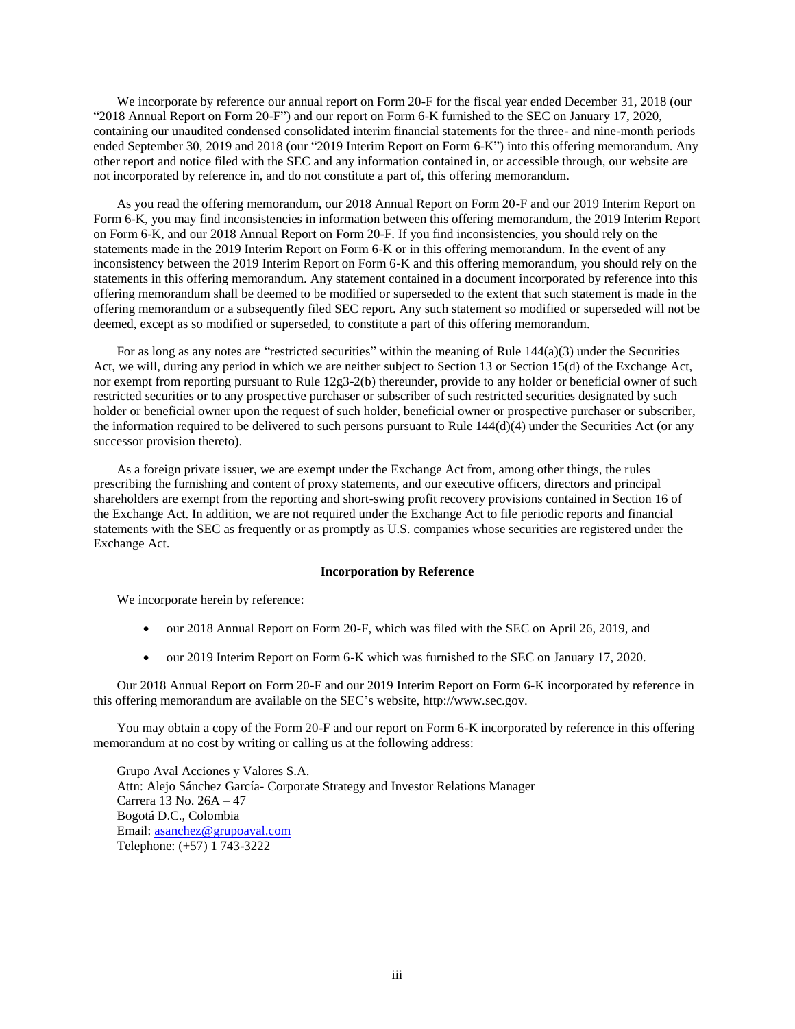We incorporate by reference our annual report on Form 20-F for the fiscal year ended December 31, 2018 (our "2018 Annual Report on Form 20-F") and our report on Form 6-K furnished to the SEC on January 17, 2020, containing our unaudited condensed consolidated interim financial statements for the three- and nine-month periods ended September 30, 2019 and 2018 (our "2019 Interim Report on Form 6-K") into this offering memorandum. Any other report and notice filed with the SEC and any information contained in, or accessible through, our website are not incorporated by reference in, and do not constitute a part of, this offering memorandum.

As you read the offering memorandum, our 2018 Annual Report on Form 20-F and our 2019 Interim Report on Form 6-K, you may find inconsistencies in information between this offering memorandum, the 2019 Interim Report on Form 6-K, and our 2018 Annual Report on Form 20-F. If you find inconsistencies, you should rely on the statements made in the 2019 Interim Report on Form 6-K or in this offering memorandum. In the event of any inconsistency between the 2019 Interim Report on Form 6-K and this offering memorandum, you should rely on the statements in this offering memorandum. Any statement contained in a document incorporated by reference into this offering memorandum shall be deemed to be modified or superseded to the extent that such statement is made in the offering memorandum or a subsequently filed SEC report. Any such statement so modified or superseded will not be deemed, except as so modified or superseded, to constitute a part of this offering memorandum.

For as long as any notes are "restricted securities" within the meaning of Rule 144(a)(3) under the Securities Act, we will, during any period in which we are neither subject to Section 13 or Section 15(d) of the Exchange Act, nor exempt from reporting pursuant to Rule 12g3-2(b) thereunder, provide to any holder or beneficial owner of such restricted securities or to any prospective purchaser or subscriber of such restricted securities designated by such holder or beneficial owner upon the request of such holder, beneficial owner or prospective purchaser or subscriber, the information required to be delivered to such persons pursuant to Rule 144(d)(4) under the Securities Act (or any successor provision thereto).

As a foreign private issuer, we are exempt under the Exchange Act from, among other things, the rules prescribing the furnishing and content of proxy statements, and our executive officers, directors and principal shareholders are exempt from the reporting and short-swing profit recovery provisions contained in Section 16 of the Exchange Act. In addition, we are not required under the Exchange Act to file periodic reports and financial statements with the SEC as frequently or as promptly as U.S. companies whose securities are registered under the Exchange Act.

**Incorporation by Reference**

We incorporate herein by reference:

- our 2018 Annual Report on Form 20-F, which was filed with the SEC on April 26, 2019, and
- our 2019 Interim Report on Form 6-K which was furnished to the SEC on January 17, 2020.

Our 2018 Annual Report on Form 20-F and our 2019 Interim Report on Form 6-K incorporated by reference in this offering memorandum are available on the SEC's website, http://www.sec.gov.

You may obtain a copy of the Form 20-F and our report on Form 6-K incorporated by reference in this offering memorandum at no cost by writing or calling us at the following address:

Grupo Aval Acciones y Valores S.A.  
Attn: Alejo Sánchez García- Corporate Strategy and Investor Relations Manager  
Carrera 13 No. 26A – 47  
Bogotá D.C., Colombia  
Email: asanchez@grupoaval.com  
Telephone: (+57) 1 743-3222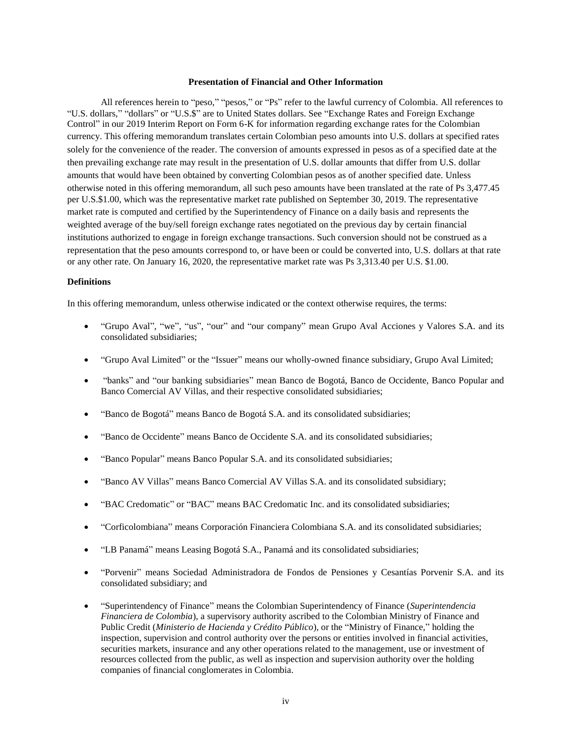## Presentation of Financial and Other Information

All references herein to "peso," "pesos," or "Ps" refer to the lawful currency of Colombia. All references to "U.S. dollars," "dollars" or "U.S.$" are to United States dollars. See "Exchange Rates and Foreign Exchange Control" in our 2019 Interim Report on Form 6-K for information regarding exchange rates for the Colombian currency. This offering memorandum translates certain Colombian peso amounts into U.S. dollars at specified rates solely for the convenience of the reader. The conversion of amounts expressed in pesos as of a specified date at the then prevailing exchange rate may result in the presentation of U.S. dollar amounts that differ from U.S. dollar amounts that would have been obtained by converting Colombian pesos as of another specified date. Unless otherwise noted in this offering memorandum, all such peso amounts have been translated at the rate of Ps 3,477.45 per U.S.$1.00, which was the representative market rate published on September 30, 2019. The representative market rate is computed and certified by the Superintendency of Finance on a daily basis and represents the weighted average of the buy/sell foreign exchange rates negotiated on the previous day by certain financial institutions authorized to engage in foreign exchange transactions. Such conversion should not be construed as a representation that the peso amounts correspond to, or have been or could be converted into, U.S. dollars at that rate or any other rate. On January 16, 2020, the representative market rate was Ps 3,313.40 per U.S. $1.00.

### Definitions

In this offering memorandum, unless otherwise indicated or the context otherwise requires, the terms:

- "Grupo Aval", "we", "us", "our" and "our company" mean Grupo Aval Acciones y Valores S.A. and its consolidated subsidiaries;
- "Grupo Aval Limited" or the "Issuer" means our wholly-owned finance subsidiary, Grupo Aval Limited;
- "banks" and "our banking subsidiaries" mean Banco de Bogotá, Banco de Occidente, Banco Popular and Banco Comercial AV Villas, and their respective consolidated subsidiaries;
- "Banco de Bogotá" means Banco de Bogotá S.A. and its consolidated subsidiaries;
- "Banco de Occidente" means Banco de Occidente S.A. and its consolidated subsidiaries;
- "Banco Popular" means Banco Popular S.A. and its consolidated subsidiaries;
- "Banco AV Villas" means Banco Comercial AV Villas S.A. and its consolidated subsidiary;
- "BAC Credomatic" or "BAC" means BAC Credomatic Inc. and its consolidated subsidiaries;
- "Corficolombiana" means Corporación Financiera Colombiana S.A. and its consolidated subsidiaries;
- "LB Panamá" means Leasing Bogotá S.A., Panamá and its consolidated subsidiaries;
- "Porvenir" means Sociedad Administradora de Fondos de Pensiones y Cesantías Porvenir S.A. and its consolidated subsidiary; and
- "Superintendency of Finance" means the Colombian Superintendency of Finance (*Superintendencia Financiera de Colombia*), a supervisory authority ascribed to the Colombian Ministry of Finance and Public Credit (*Ministerio de Hacienda y Crédito Público*), or the "Ministry of Finance," holding the inspection, supervision and control authority over the persons or entities involved in financial activities, securities markets, insurance and any other operations related to the management, use or investment of resources collected from the public, as well as inspection and supervision authority over the holding companies of financial conglomerates in Colombia.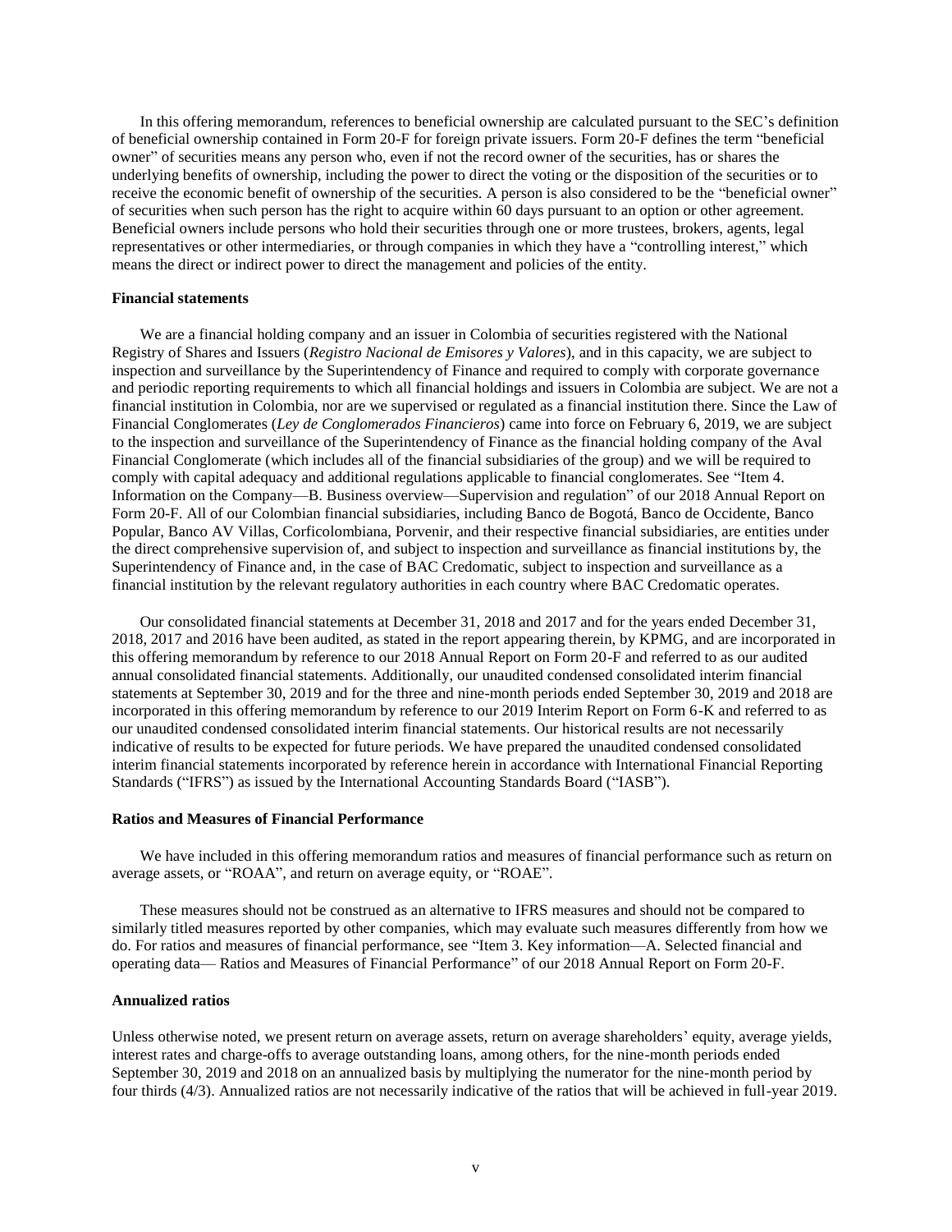In this offering memorandum, references to beneficial ownership are calculated pursuant to the SEC's definition of beneficial ownership contained in Form 20-F for foreign private issuers. Form 20-F defines the term "beneficial owner" of securities means any person who, even if not the record owner of the securities, has or shares the underlying benefits of ownership, including the power to direct the voting or the disposition of the securities or to receive the economic benefit of ownership of the securities. A person is also considered to be the "beneficial owner" of securities when such person has the right to acquire within 60 days pursuant to an option or other agreement. Beneficial owners include persons who hold their securities through one or more trustees, brokers, agents, legal representatives or other intermediaries, or through companies in which they have a "controlling interest," which means the direct or indirect power to direct the management and policies of the entity.

**Financial statements**

We are a financial holding company and an issuer in Colombia of securities registered with the National Registry of Shares and Issuers (*Registro Nacional de Emisores y Valores*), and in this capacity, we are subject to inspection and surveillance by the Superintendency of Finance and required to comply with corporate governance and periodic reporting requirements to which all financial holdings and issuers in Colombia are subject. We are not a financial institution in Colombia, nor are we supervised or regulated as a financial institution there. Since the Law of Financial Conglomerates (*Ley de Conglomerados Financieros*) came into force on February 6, 2019, we are subject to the inspection and surveillance of the Superintendency of Finance as the financial holding company of the Aval Financial Conglomerate (which includes all of the financial subsidiaries of the group) and we will be required to comply with capital adequacy and additional regulations applicable to financial conglomerates. See "Item 4. Information on the Company—B. Business overview—Supervision and regulation" of our 2018 Annual Report on Form 20-F. All of our Colombian financial subsidiaries, including Banco de Bogotá, Banco de Occidente, Banco Popular, Banco AV Villas, Corficolombiana, Porvenir, and their respective financial subsidiaries, are entities under the direct comprehensive supervision of, and subject to inspection and surveillance as financial institutions by, the Superintendency of Finance and, in the case of BAC Credomatic, subject to inspection and surveillance as a financial institution by the relevant regulatory authorities in each country where BAC Credomatic operates.

Our consolidated financial statements at December 31, 2018 and 2017 and for the years ended December 31, 2018, 2017 and 2016 have been audited, as stated in the report appearing therein, by KPMG, and are incorporated in this offering memorandum by reference to our 2018 Annual Report on Form 20-F and referred to as our audited annual consolidated financial statements. Additionally, our unaudited condensed consolidated interim financial statements at September 30, 2019 and for the three and nine-month periods ended September 30, 2019 and 2018 are incorporated in this offering memorandum by reference to our 2019 Interim Report on Form 6-K and referred to as our unaudited condensed consolidated interim financial statements. Our historical results are not necessarily indicative of results to be expected for future periods. We have prepared the unaudited condensed consolidated interim financial statements incorporated by reference herein in accordance with International Financial Reporting Standards ("IFRS") as issued by the International Accounting Standards Board ("IASB").

**Ratios and Measures of Financial Performance**

We have included in this offering memorandum ratios and measures of financial performance such as return on average assets, or "ROAA", and return on average equity, or "ROAE".

These measures should not be construed as an alternative to IFRS measures and should not be compared to similarly titled measures reported by other companies, which may evaluate such measures differently from how we do. For ratios and measures of financial performance, see "Item 3. Key information—A. Selected financial and operating data— Ratios and Measures of Financial Performance" of our 2018 Annual Report on Form 20-F.

**Annualized ratios**

Unless otherwise noted, we present return on average assets, return on average shareholders' equity, average yields, interest rates and charge-offs to average outstanding loans, among others, for the nine-month periods ended September 30, 2019 and 2018 on an annualized basis by multiplying the numerator for the nine-month period by four thirds (4/3). Annualized ratios are not necessarily indicative of the ratios that will be achieved in full-year 2019.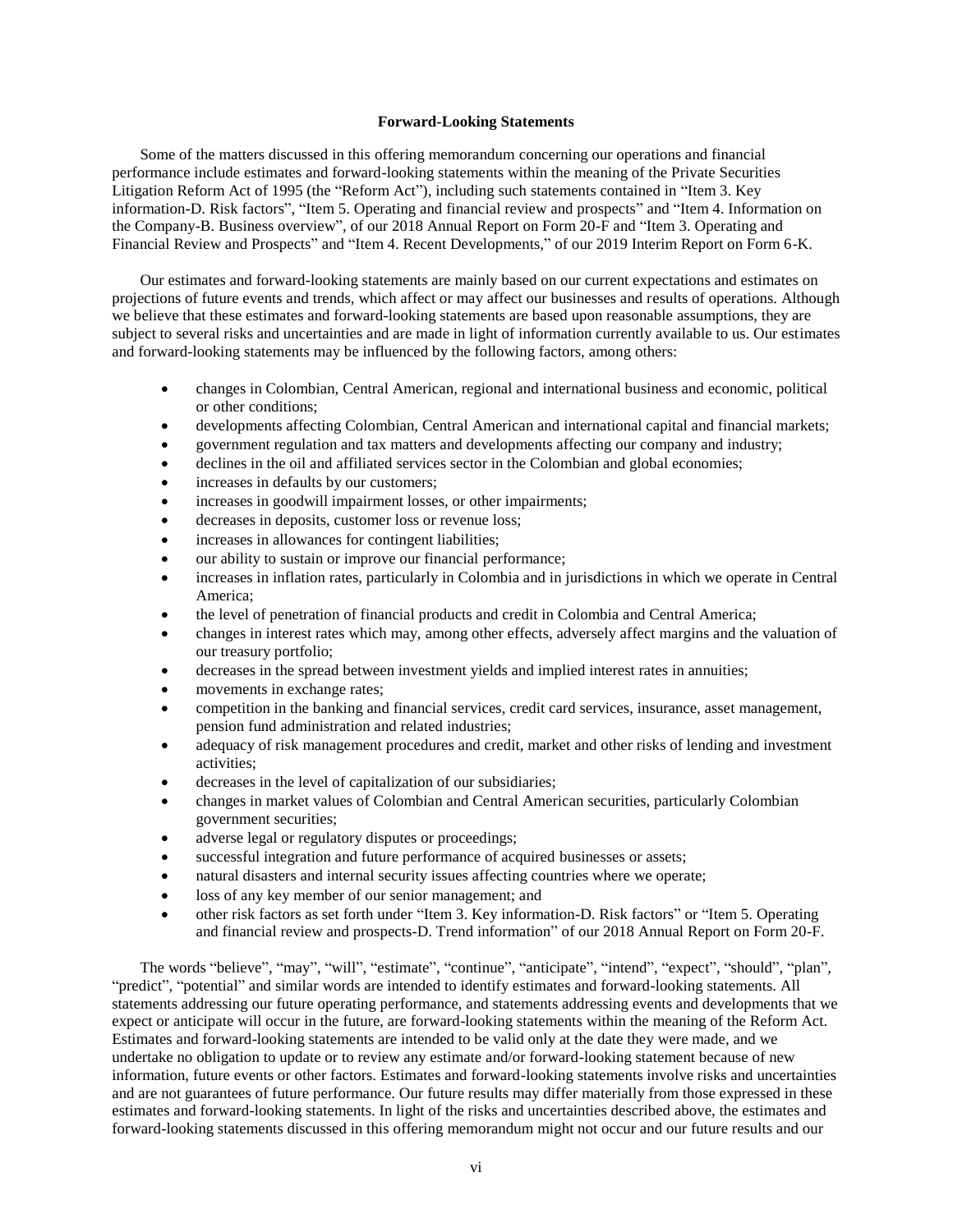## Forward-Looking Statements

Some of the matters discussed in this offering memorandum concerning our operations and financial performance include estimates and forward-looking statements within the meaning of the Private Securities Litigation Reform Act of 1995 (the "Reform Act"), including such statements contained in "Item 3. Key information-D. Risk factors", "Item 5. Operating and financial review and prospects" and "Item 4. Information on the Company-B. Business overview", of our 2018 Annual Report on Form 20-F and "Item 3. Operating and Financial Review and Prospects" and "Item 4. Recent Developments," of our 2019 Interim Report on Form 6-K.

Our estimates and forward-looking statements are mainly based on our current expectations and estimates on projections of future events and trends, which affect or may affect our businesses and results of operations. Although we believe that these estimates and forward-looking statements are based upon reasonable assumptions, they are subject to several risks and uncertainties and are made in light of information currently available to us. Our estimates and forward-looking statements may be influenced by the following factors, among others:

- changes in Colombian, Central American, regional and international business and economic, political or other conditions;
- developments affecting Colombian, Central American and international capital and financial markets;
- government regulation and tax matters and developments affecting our company and industry;
- declines in the oil and affiliated services sector in the Colombian and global economies;
- increases in defaults by our customers;
- increases in goodwill impairment losses, or other impairments;
- decreases in deposits, customer loss or revenue loss;
- increases in allowances for contingent liabilities;
- our ability to sustain or improve our financial performance;
- increases in inflation rates, particularly in Colombia and in jurisdictions in which we operate in Central America;
- the level of penetration of financial products and credit in Colombia and Central America;
- changes in interest rates which may, among other effects, adversely affect margins and the valuation of our treasury portfolio;
- decreases in the spread between investment yields and implied interest rates in annuities;
- movements in exchange rates;
- competition in the banking and financial services, credit card services, insurance, asset management, pension fund administration and related industries;
- adequacy of risk management procedures and credit, market and other risks of lending and investment activities;
- decreases in the level of capitalization of our subsidiaries;
- changes in market values of Colombian and Central American securities, particularly Colombian government securities;
- adverse legal or regulatory disputes or proceedings;
- successful integration and future performance of acquired businesses or assets;
- natural disasters and internal security issues affecting countries where we operate;
- loss of any key member of our senior management; and
- other risk factors as set forth under "Item 3. Key information-D. Risk factors" or "Item 5. Operating and financial review and prospects-D. Trend information" of our 2018 Annual Report on Form 20-F.

The words "believe", "may", "will", "estimate", "continue", "anticipate", "intend", "expect", "should", "plan", "predict", "potential" and similar words are intended to identify estimates and forward-looking statements. All statements addressing our future operating performance, and statements addressing events and developments that we expect or anticipate will occur in the future, are forward-looking statements within the meaning of the Reform Act. Estimates and forward-looking statements are intended to be valid only at the date they were made, and we undertake no obligation to update or to review any estimate and/or forward-looking statement because of new information, future events or other factors. Estimates and forward-looking statements involve risks and uncertainties and are not guarantees of future performance. Our future results may differ materially from those expressed in these estimates and forward-looking statements. In light of the risks and uncertainties described above, the estimates and forward-looking statements discussed in this offering memorandum might not occur and our future results and our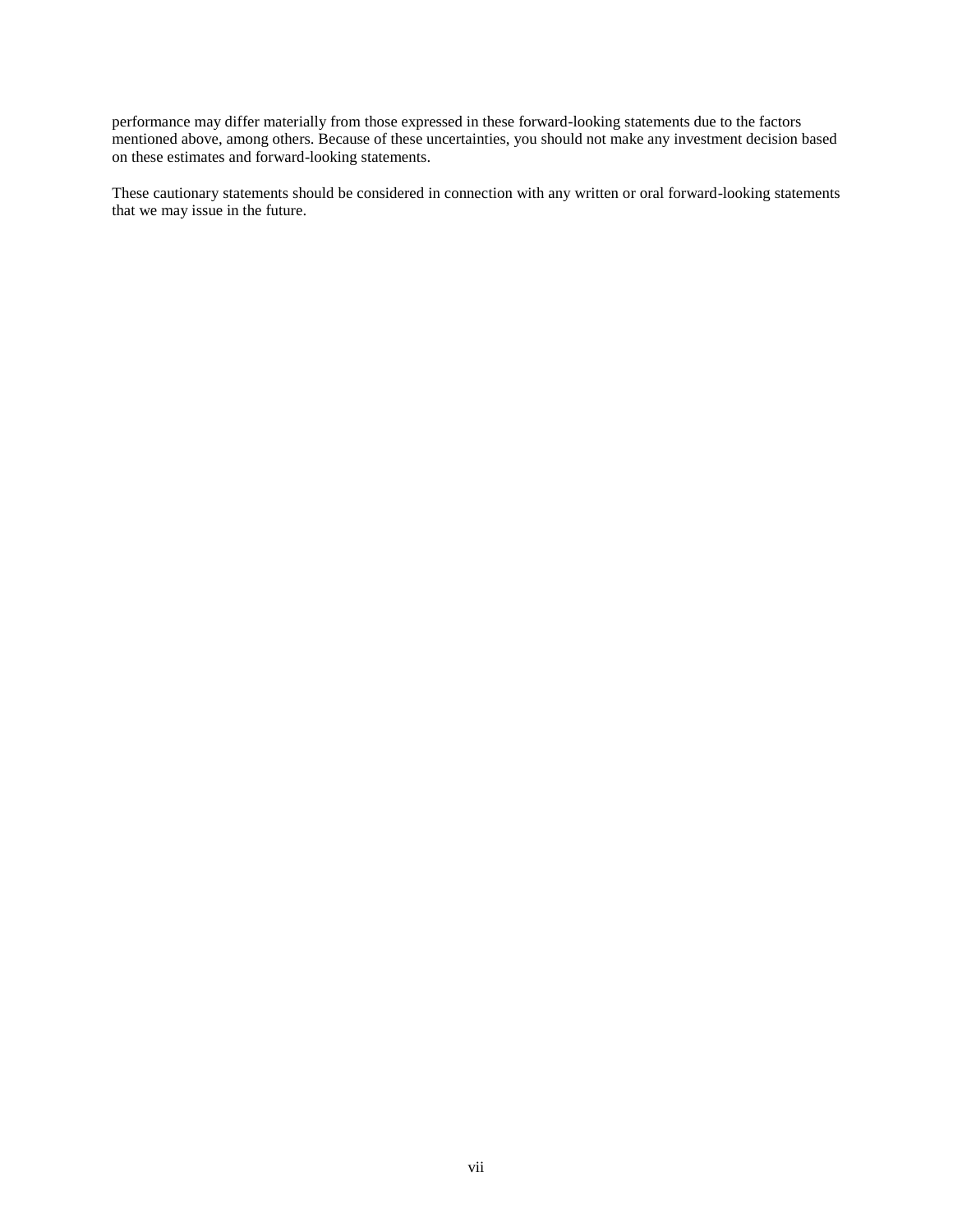performance may differ materially from those expressed in these forward-looking statements due to the factors mentioned above, among others. Because of these uncertainties, you should not make any investment decision based on these estimates and forward-looking statements.

These cautionary statements should be considered in connection with any written or oral forward-looking statements that we may issue in the future.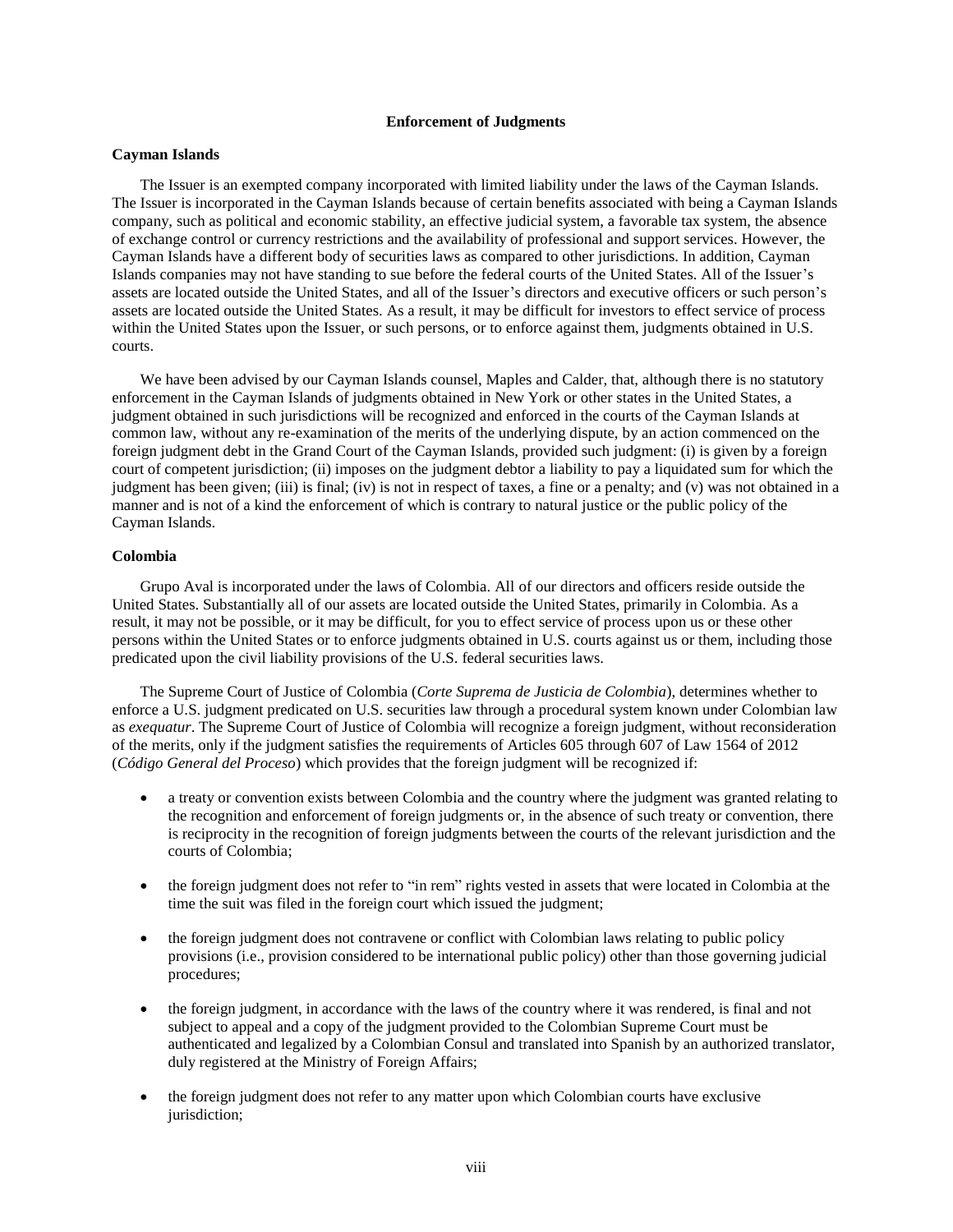## Enforcement of Judgments

### Cayman Islands

The Issuer is an exempted company incorporated with limited liability under the laws of the Cayman Islands. The Issuer is incorporated in the Cayman Islands because of certain benefits associated with being a Cayman Islands company, such as political and economic stability, an effective judicial system, a favorable tax system, the absence of exchange control or currency restrictions and the availability of professional and support services. However, the Cayman Islands have a different body of securities laws as compared to other jurisdictions. In addition, Cayman Islands companies may not have standing to sue before the federal courts of the United States. All of the Issuer's assets are located outside the United States, and all of the Issuer's directors and executive officers or such person's assets are located outside the United States. As a result, it may be difficult for investors to effect service of process within the United States upon the Issuer, or such persons, or to enforce against them, judgments obtained in U.S. courts.

We have been advised by our Cayman Islands counsel, Maples and Calder, that, although there is no statutory enforcement in the Cayman Islands of judgments obtained in New York or other states in the United States, a judgment obtained in such jurisdictions will be recognized and enforced in the courts of the Cayman Islands at common law, without any re-examination of the merits of the underlying dispute, by an action commenced on the foreign judgment debt in the Grand Court of the Cayman Islands, provided such judgment: (i) is given by a foreign court of competent jurisdiction; (ii) imposes on the judgment debtor a liability to pay a liquidated sum for which the judgment has been given; (iii) is final; (iv) is not in respect of taxes, a fine or a penalty; and (v) was not obtained in a manner and is not of a kind the enforcement of which is contrary to natural justice or the public policy of the Cayman Islands.

### Colombia

Grupo Aval is incorporated under the laws of Colombia. All of our directors and officers reside outside the United States. Substantially all of our assets are located outside the United States, primarily in Colombia. As a result, it may not be possible, or it may be difficult, for you to effect service of process upon us or these other persons within the United States or to enforce judgments obtained in U.S. courts against us or them, including those predicated upon the civil liability provisions of the U.S. federal securities laws.

The Supreme Court of Justice of Colombia (*Corte Suprema de Justicia de Colombia*), determines whether to enforce a U.S. judgment predicated on U.S. securities law through a procedural system known under Colombian law as *exequatur*. The Supreme Court of Justice of Colombia will recognize a foreign judgment, without reconsideration of the merits, only if the judgment satisfies the requirements of Articles 605 through 607 of Law 1564 of 2012 (*Código General del Proceso*) which provides that the foreign judgment will be recognized if:

- a treaty or convention exists between Colombia and the country where the judgment was granted relating to the recognition and enforcement of foreign judgments or, in the absence of such treaty or convention, there is reciprocity in the recognition of foreign judgments between the courts of the relevant jurisdiction and the courts of Colombia;
- the foreign judgment does not refer to "in rem" rights vested in assets that were located in Colombia at the time the suit was filed in the foreign court which issued the judgment;
- the foreign judgment does not contravene or conflict with Colombian laws relating to public policy provisions (i.e., provision considered to be international public policy) other than those governing judicial procedures;
- the foreign judgment, in accordance with the laws of the country where it was rendered, is final and not subject to appeal and a copy of the judgment provided to the Colombian Supreme Court must be authenticated and legalized by a Colombian Consul and translated into Spanish by an authorized translator, duly registered at the Ministry of Foreign Affairs;
- the foreign judgment does not refer to any matter upon which Colombian courts have exclusive jurisdiction;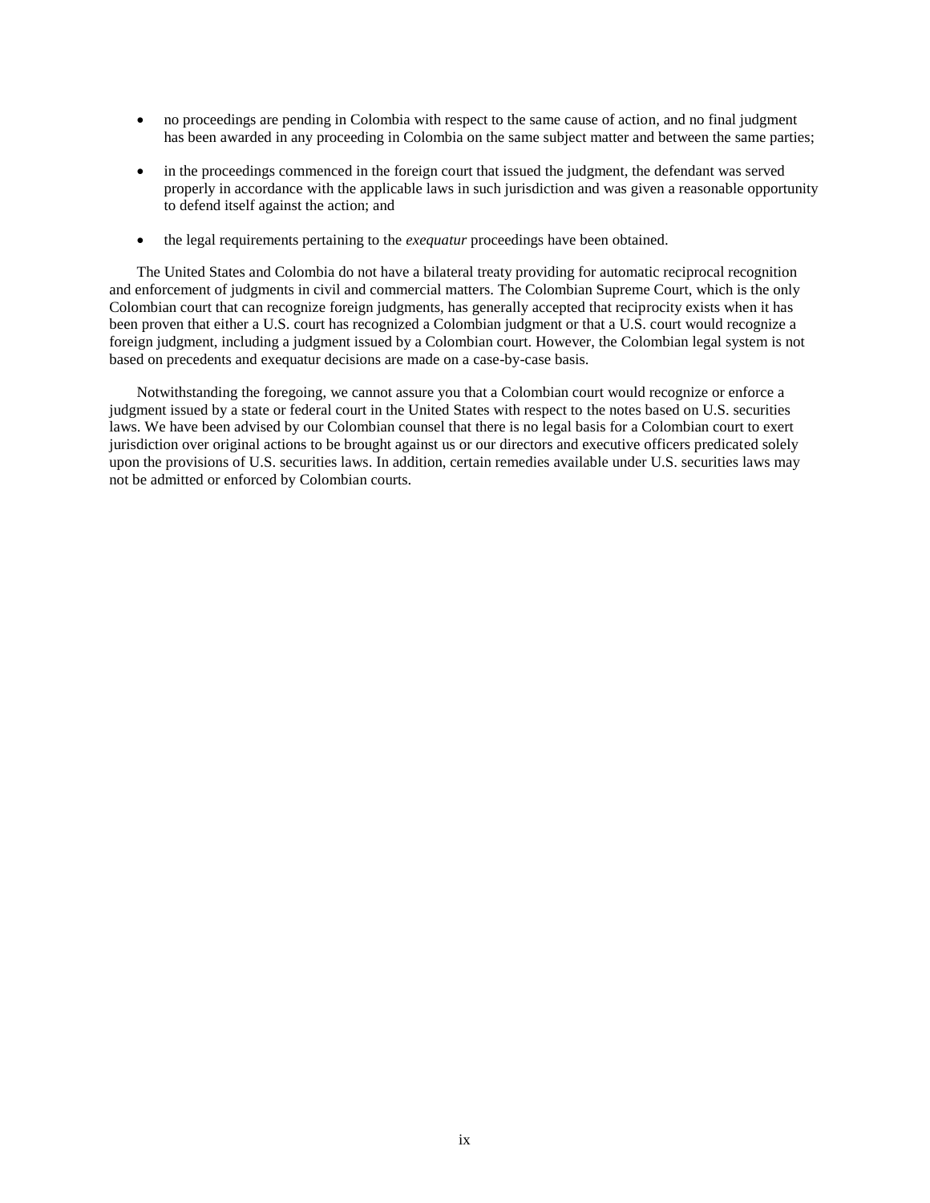- no proceedings are pending in Colombia with respect to the same cause of action, and no final judgment has been awarded in any proceeding in Colombia on the same subject matter and between the same parties;

- in the proceedings commenced in the foreign court that issued the judgment, the defendant was served properly in accordance with the applicable laws in such jurisdiction and was given a reasonable opportunity to defend itself against the action; and

- the legal requirements pertaining to the *exequatur* proceedings have been obtained.

The United States and Colombia do not have a bilateral treaty providing for automatic reciprocal recognition and enforcement of judgments in civil and commercial matters. The Colombian Supreme Court, which is the only Colombian court that can recognize foreign judgments, has generally accepted that reciprocity exists when it has been proven that either a U.S. court has recognized a Colombian judgment or that a U.S. court would recognize a foreign judgment, including a judgment issued by a Colombian court. However, the Colombian legal system is not based on precedents and exequatur decisions are made on a case-by-case basis.

Notwithstanding the foregoing, we cannot assure you that a Colombian court would recognize or enforce a judgment issued by a state or federal court in the United States with respect to the notes based on U.S. securities laws. We have been advised by our Colombian counsel that there is no legal basis for a Colombian court to exert jurisdiction over original actions to be brought against us or our directors and executive officers predicated solely upon the provisions of U.S. securities laws. In addition, certain remedies available under U.S. securities laws may not be admitted or enforced by Colombian courts.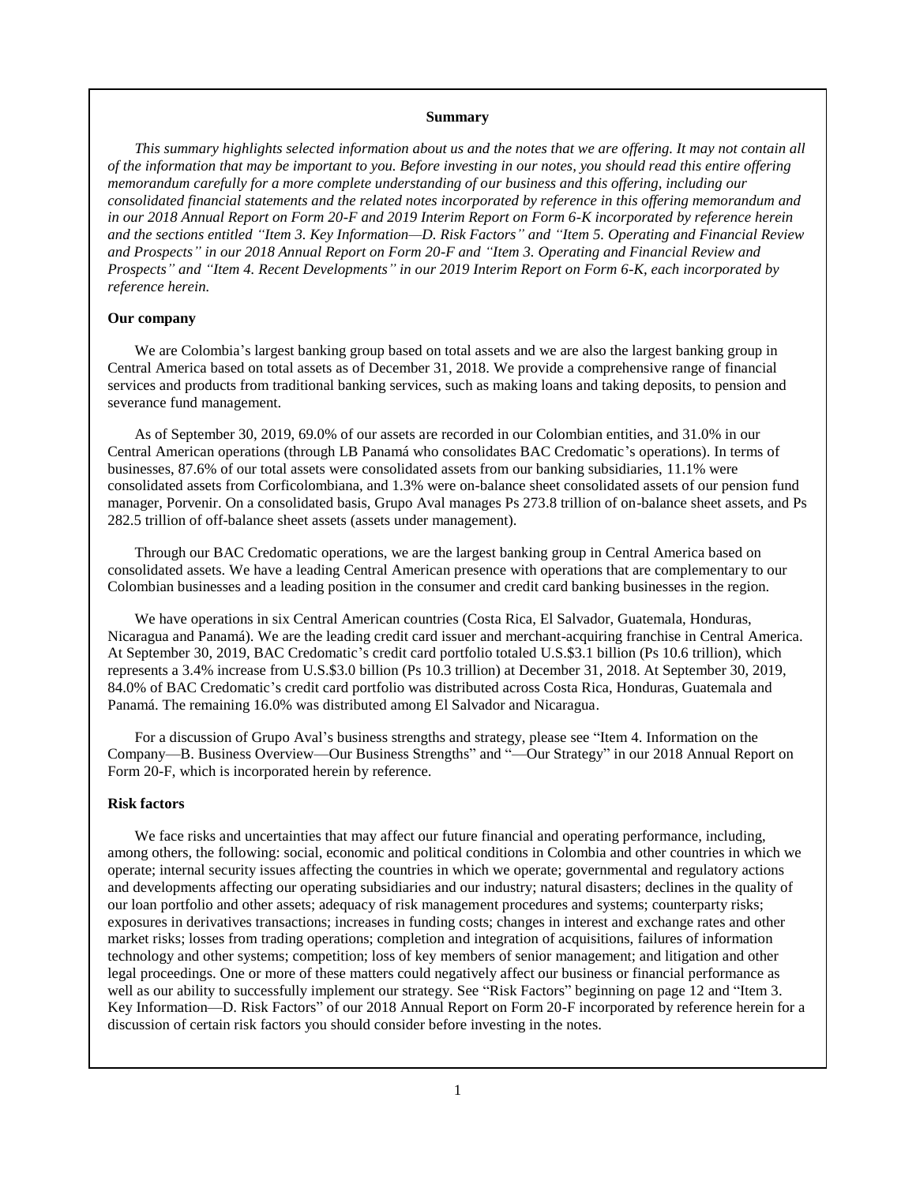## Summary

*This summary highlights selected information about us and the notes that we are offering. It may not contain all of the information that may be important to you. Before investing in our notes, you should read this entire offering memorandum carefully for a more complete understanding of our business and this offering, including our consolidated financial statements and the related notes incorporated by reference in this offering memorandum and in our 2018 Annual Report on Form 20-F and 2019 Interim Report on Form 6-K incorporated by reference herein and the sections entitled "Item 3. Key Information—D. Risk Factors" and "Item 5. Operating and Financial Review and Prospects" in our 2018 Annual Report on Form 20-F and "Item 3. Operating and Financial Review and Prospects" and "Item 4. Recent Developments" in our 2019 Interim Report on Form 6-K, each incorporated by reference herein.*

### Our company

We are Colombia's largest banking group based on total assets and we are also the largest banking group in Central America based on total assets as of December 31, 2018. We provide a comprehensive range of financial services and products from traditional banking services, such as making loans and taking deposits, to pension and severance fund management.

As of September 30, 2019, 69.0% of our assets are recorded in our Colombian entities, and 31.0% in our Central American operations (through LB Panamá who consolidates BAC Credomatic's operations). In terms of businesses, 87.6% of our total assets were consolidated assets from our banking subsidiaries, 11.1% were consolidated assets from Corficolombiana, and 1.3% were on-balance sheet consolidated assets of our pension fund manager, Porvenir. On a consolidated basis, Grupo Aval manages Ps 273.8 trillion of on-balance sheet assets, and Ps 282.5 trillion of off-balance sheet assets (assets under management).

Through our BAC Credomatic operations, we are the largest banking group in Central America based on consolidated assets. We have a leading Central American presence with operations that are complementary to our Colombian businesses and a leading position in the consumer and credit card banking businesses in the region.

We have operations in six Central American countries (Costa Rica, El Salvador, Guatemala, Honduras, Nicaragua and Panamá). We are the leading credit card issuer and merchant-acquiring franchise in Central America. At September 30, 2019, BAC Credomatic's credit card portfolio totaled U.S.$3.1 billion (Ps 10.6 trillion), which represents a 3.4% increase from U.S.$3.0 billion (Ps 10.3 trillion) at December 31, 2018. At September 30, 2019, 84.0% of BAC Credomatic's credit card portfolio was distributed across Costa Rica, Honduras, Guatemala and Panamá. The remaining 16.0% was distributed among El Salvador and Nicaragua.

For a discussion of Grupo Aval's business strengths and strategy, please see "Item 4. Information on the Company—B. Business Overview—Our Business Strengths" and "—Our Strategy" in our 2018 Annual Report on Form 20-F, which is incorporated herein by reference.

### Risk factors

We face risks and uncertainties that may affect our future financial and operating performance, including, among others, the following: social, economic and political conditions in Colombia and other countries in which we operate; internal security issues affecting the countries in which we operate; governmental and regulatory actions and developments affecting our operating subsidiaries and our industry; natural disasters; declines in the quality of our loan portfolio and other assets; adequacy of risk management procedures and systems; counterparty risks; exposures in derivatives transactions; increases in funding costs; changes in interest and exchange rates and other market risks; losses from trading operations; completion and integration of acquisitions, failures of information technology and other systems; competition; loss of key members of senior management; and litigation and other legal proceedings. One or more of these matters could negatively affect our business or financial performance as well as our ability to successfully implement our strategy. See "Risk Factors" beginning on page 12 and "Item 3. Key Information—D. Risk Factors" of our 2018 Annual Report on Form 20-F incorporated by reference herein for a discussion of certain risk factors you should consider before investing in the notes.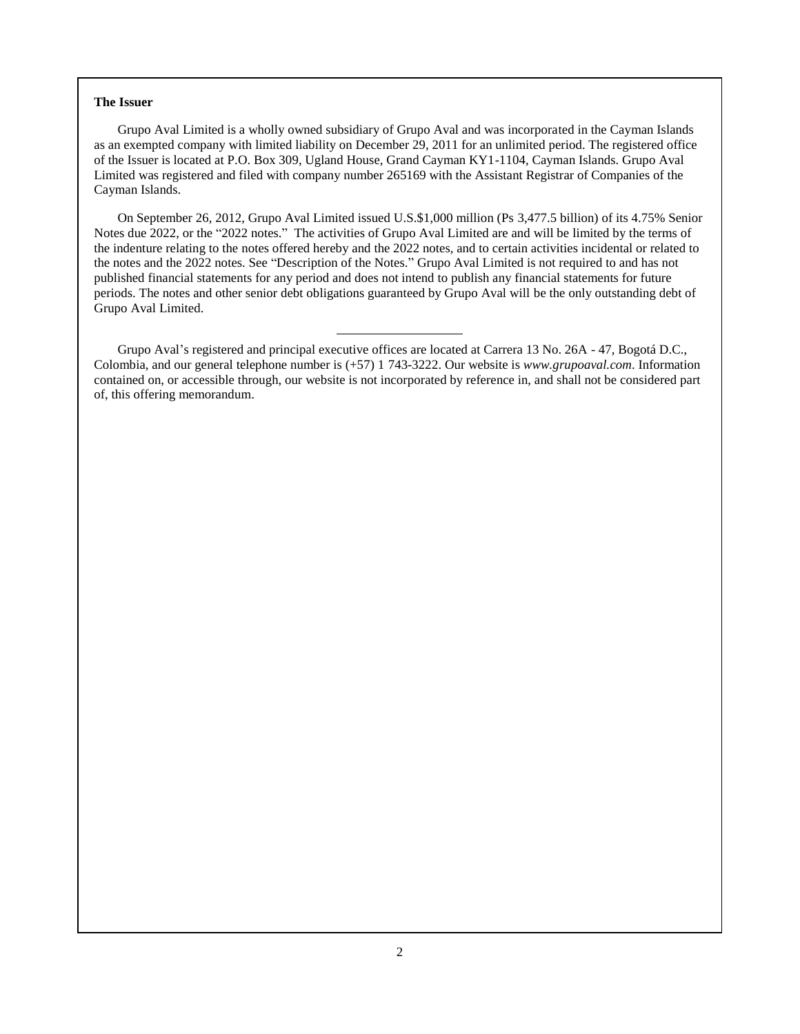**The Issuer**

Grupo Aval Limited is a wholly owned subsidiary of Grupo Aval and was incorporated in the Cayman Islands as an exempted company with limited liability on December 29, 2011 for an unlimited period. The registered office of the Issuer is located at P.O. Box 309, Ugland House, Grand Cayman KY1-1104, Cayman Islands. Grupo Aval Limited was registered and filed with company number 265169 with the Assistant Registrar of Companies of the Cayman Islands.

On September 26, 2012, Grupo Aval Limited issued U.S.$1,000 million (Ps 3,477.5 billion) of its 4.75% Senior Notes due 2022, or the "2022 notes." The activities of Grupo Aval Limited are and will be limited by the terms of the indenture relating to the notes offered hereby and the 2022 notes, and to certain activities incidental or related to the notes and the 2022 notes. See "Description of the Notes." Grupo Aval Limited is not required to and has not published financial statements for any period and does not intend to publish any financial statements for future periods. The notes and other senior debt obligations guaranteed by Grupo Aval will be the only outstanding debt of Grupo Aval Limited.

---

Grupo Aval's registered and principal executive offices are located at Carrera 13 No. 26A - 47, Bogotá D.C., Colombia, and our general telephone number is (+57) 1 743-3222. Our website is *www.grupoaval.com*. Information contained on, or accessible through, our website is not incorporated by reference in, and shall not be considered part of, this offering memorandum.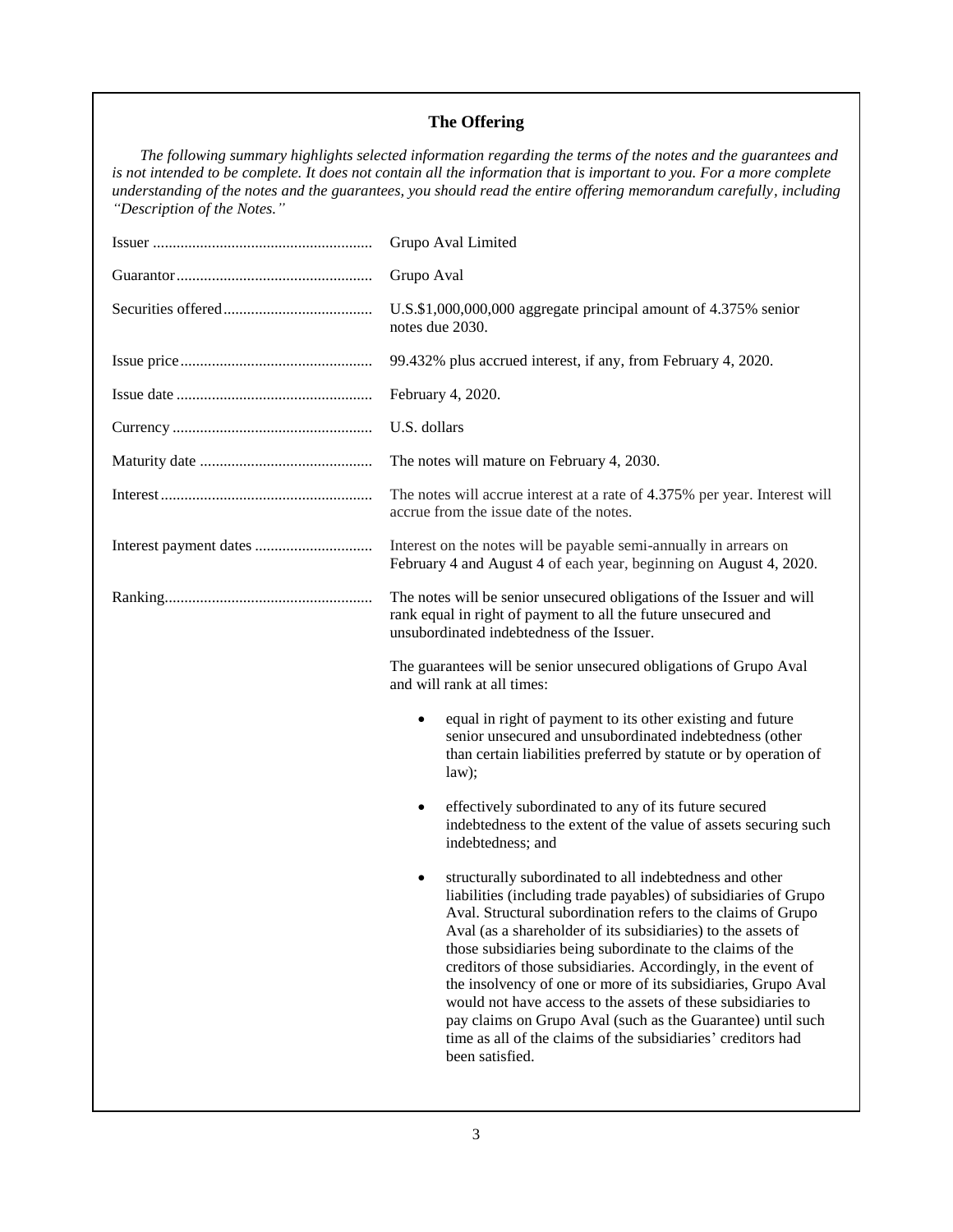## The Offering

*The following summary highlights selected information regarding the terms of the notes and the guarantees and is not intended to be complete. It does not contain all the information that is important to you. For a more complete understanding of the notes and the guarantees, you should read the entire offering memorandum carefully, including "Description of the Notes."*

| | |
|---|---|
| Issuer | Grupo Aval Limited |
| Guarantor | Grupo Aval |
| Securities offered | U.S.$1,000,000,000 aggregate principal amount of 4.375% senior notes due 2030. |
| Issue price | 99.432% plus accrued interest, if any, from February 4, 2020. |
| Issue date | February 4, 2020. |
| Currency | U.S. dollars |
| Maturity date | The notes will mature on February 4, 2030. |
| Interest | The notes will accrue interest at a rate of 4.375% per year. Interest will accrue from the issue date of the notes. |
| Interest payment dates | Interest on the notes will be payable semi-annually in arrears on February 4 and August 4 of each year, beginning on August 4, 2020. |
| Ranking | The notes will be senior unsecured obligations of the Issuer and will rank equal in right of payment to all the future unsecured and unsubordinated indebtedness of the Issuer. |

The guarantees will be senior unsecured obligations of Grupo Aval and will rank at all times:

- equal in right of payment to its other existing and future senior unsecured and unsubordinated indebtedness (other than certain liabilities preferred by statute or by operation of law);
- effectively subordinated to any of its future secured indebtedness to the extent of the value of assets securing such indebtedness; and
- structurally subordinated to all indebtedness and other liabilities (including trade payables) of subsidiaries of Grupo Aval. Structural subordination refers to the claims of Grupo Aval (as a shareholder of its subsidiaries) to the assets of those subsidiaries being subordinate to the claims of the creditors of those subsidiaries. Accordingly, in the event of the insolvency of one or more of its subsidiaries, Grupo Aval would not have access to the assets of these subsidiaries to pay claims on Grupo Aval (such as the Guarantee) until such time as all of the claims of the subsidiaries' creditors had been satisfied.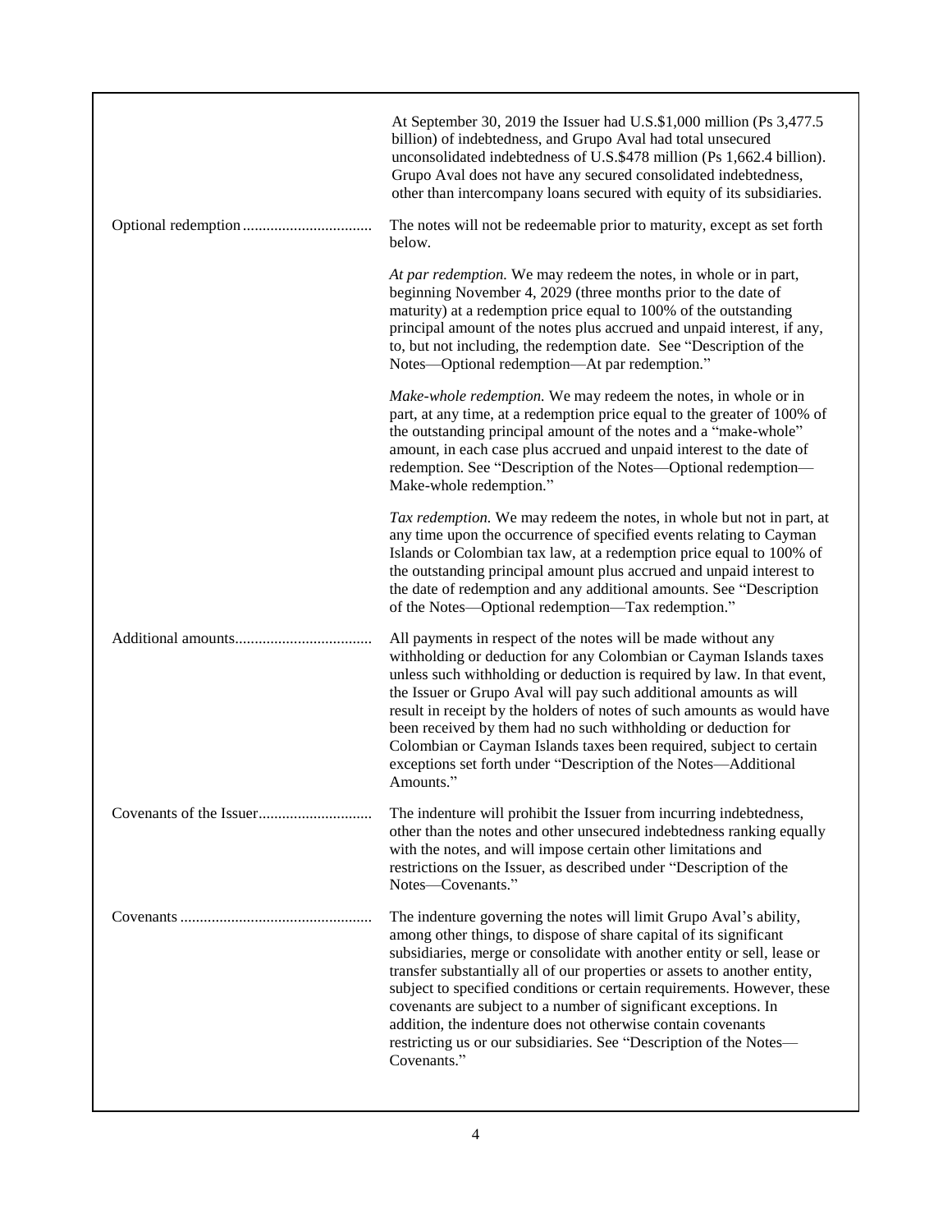| | |
|---|---|
| | At September 30, 2019 the Issuer had U.S.$1,000 million (Ps 3,477.5 billion) of indebtedness, and Grupo Aval had total unsecured unconsolidated indebtedness of U.S.$478 million (Ps 1,662.4 billion). Grupo Aval does not have any secured consolidated indebtedness, other than intercompany loans secured with equity of its subsidiaries. |
| Optional redemption | The notes will not be redeemable prior to maturity, except as set forth below.<br><br>*At par redemption.* We may redeem the notes, in whole or in part, beginning November 4, 2029 (three months prior to the date of maturity) at a redemption price equal to 100% of the outstanding principal amount of the notes plus accrued and unpaid interest, if any, to, but not including, the redemption date. See "Description of the Notes—Optional redemption—At par redemption."<br><br>*Make-whole redemption.* We may redeem the notes, in whole or in part, at any time, at a redemption price equal to the greater of 100% of the outstanding principal amount of the notes and a "make-whole" amount, in each case plus accrued and unpaid interest to the date of redemption. See "Description of the Notes—Optional redemption—Make-whole redemption."<br><br>*Tax redemption.* We may redeem the notes, in whole but not in part, at any time upon the occurrence of specified events relating to Cayman Islands or Colombian tax law, at a redemption price equal to 100% of the outstanding principal amount plus accrued and unpaid interest to the date of redemption and any additional amounts. See "Description of the Notes—Optional redemption—Tax redemption." |
| Additional amounts | All payments in respect of the notes will be made without any withholding or deduction for any Colombian or Cayman Islands taxes unless such withholding or deduction is required by law. In that event, the Issuer or Grupo Aval will pay such additional amounts as will result in receipt by the holders of notes of such amounts as would have been received by them had no such withholding or deduction for Colombian or Cayman Islands taxes been required, subject to certain exceptions set forth under "Description of the Notes—Additional Amounts." |
| Covenants of the Issuer | The indenture will prohibit the Issuer from incurring indebtedness, other than the notes and other unsecured indebtedness ranking equally with the notes, and will impose certain other limitations and restrictions on the Issuer, as described under "Description of the Notes—Covenants." |
| Covenants | The indenture governing the notes will limit Grupo Aval's ability, among other things, to dispose of share capital of its significant subsidiaries, merge or consolidate with another entity or sell, lease or transfer substantially all of our properties or assets to another entity, subject to specified conditions or certain requirements. However, these covenants are subject to a number of significant exceptions. In addition, the indenture does not otherwise contain covenants restricting us or our subsidiaries. See "Description of the Notes—Covenants." |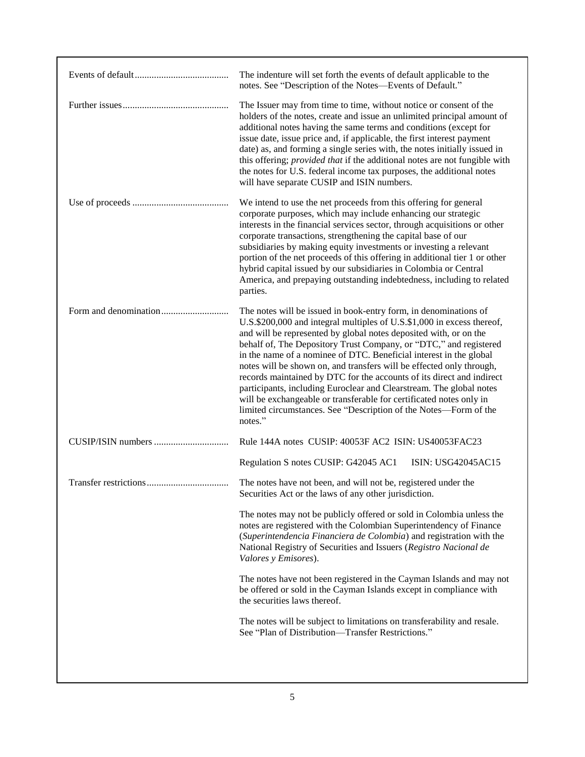| | |
|---|---|
| Events of default | The indenture will set forth the events of default applicable to the notes. See "Description of the Notes—Events of Default." |
| Further issues | The Issuer may from time to time, without notice or consent of the holders of the notes, create and issue an unlimited principal amount of additional notes having the same terms and conditions (except for issue date, issue price and, if applicable, the first interest payment date) as, and forming a single series with, the notes initially issued in this offering; *provided that* if the additional notes are not fungible with the notes for U.S. federal income tax purposes, the additional notes will have separate CUSIP and ISIN numbers. |
| Use of proceeds | We intend to use the net proceeds from this offering for general corporate purposes, which may include enhancing our strategic interests in the financial services sector, through acquisitions or other corporate transactions, strengthening the capital base of our subsidiaries by making equity investments or investing a relevant portion of the net proceeds of this offering in additional tier 1 or other hybrid capital issued by our subsidiaries in Colombia or Central America, and prepaying outstanding indebtedness, including to related parties. |
| Form and denomination | The notes will be issued in book-entry form, in denominations of U.S.$200,000 and integral multiples of U.S.$1,000 in excess thereof, and will be represented by global notes deposited with, or on the behalf of, The Depository Trust Company, or "DTC," and registered in the name of a nominee of DTC. Beneficial interest in the global notes will be shown on, and transfers will be effected only through, records maintained by DTC for the accounts of its direct and indirect participants, including Euroclear and Clearstream. The global notes will be exchangeable or transferable for certificated notes only in limited circumstances. See "Description of the Notes—Form of the notes." |
| CUSIP/ISIN numbers | Rule 144A notes CUSIP: 40053F AC2 ISIN: US40053FAC23<br><br>Regulation S notes CUSIP: G42045 AC1 ISIN: USG42045AC15 |
| Transfer restrictions | The notes have not been, and will not be, registered under the Securities Act or the laws of any other jurisdiction.<br><br>The notes may not be publicly offered or sold in Colombia unless the notes are registered with the Colombian Superintendency of Finance (*Superintendencia Financiera de Colombia*) and registration with the National Registry of Securities and Issuers (*Registro Nacional de Valores y Emisores*).<br><br>The notes have not been registered in the Cayman Islands and may not be offered or sold in the Cayman Islands except in compliance with the securities laws thereof.<br><br>The notes will be subject to limitations on transferability and resale. See "Plan of Distribution—Transfer Restrictions." |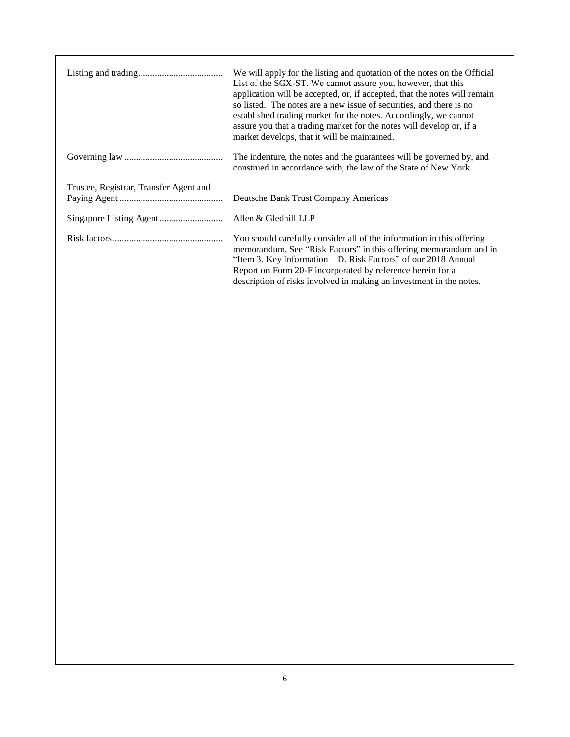| | |
|---|---|
| Listing and trading | We will apply for the listing and quotation of the notes on the Official List of the SGX-ST. We cannot assure you, however, that this application will be accepted, or, if accepted, that the notes will remain so listed. The notes are a new issue of securities, and there is no established trading market for the notes. Accordingly, we cannot assure you that a trading market for the notes will develop or, if a market develops, that it will be maintained. |
| Governing law | The indenture, the notes and the guarantees will be governed by, and construed in accordance with, the law of the State of New York. |
| Trustee, Registrar, Transfer Agent and Paying Agent | Deutsche Bank Trust Company Americas |
| Singapore Listing Agent | Allen & Gledhill LLP |
| Risk factors | You should carefully consider all of the information in this offering memorandum. See "Risk Factors" in this offering memorandum and in "Item 3. Key Information—D. Risk Factors" of our 2018 Annual Report on Form 20-F incorporated by reference herein for a description of risks involved in making an investment in the notes. |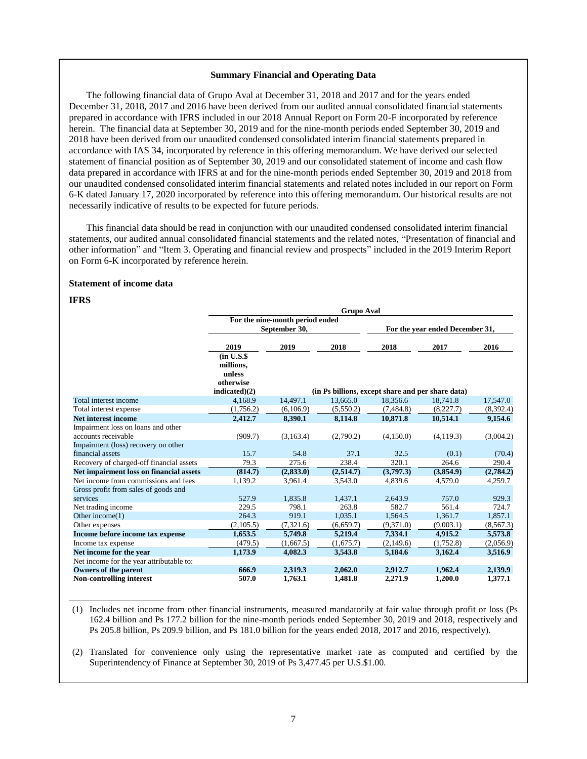## Summary Financial and Operating Data

The following financial data of Grupo Aval at December 31, 2018 and 2017 and for the years ended December 31, 2018, 2017 and 2016 have been derived from our audited annual consolidated financial statements prepared in accordance with IFRS included in our 2018 Annual Report on Form 20-F incorporated by reference herein. The financial data at September 30, 2019 and for the nine-month periods ended September 30, 2019 and 2018 have been derived from our unaudited condensed consolidated interim financial statements prepared in accordance with IAS 34, incorporated by reference in this offering memorandum. We have derived our selected statement of financial position as of September 30, 2019 and our consolidated statement of income and cash flow data prepared in accordance with IFRS at and for the nine-month periods ended September 30, 2019 and 2018 from our unaudited condensed consolidated interim financial statements and related notes included in our report on Form 6-K dated January 17, 2020 incorporated by reference into this offering memorandum. Our historical results are not necessarily indicative of results to be expected for future periods.

This financial data should be read in conjunction with our unaudited condensed consolidated interim financial statements, our audited annual consolidated financial statements and the related notes, "Presentation of financial and other information" and "Item 3. Operating and financial review and prospects" included in the 2019 Interim Report on Form 6-K incorporated by reference herein.

### Statement of income data

### IFRS

| | Grupo Aval | | | | | |
|---|---|---|---|---|---|---|
| | For the nine-month period ended September 30, | | | For the year ended December 31, | | |
| | 2019 | 2019 | 2018 | 2018 | 2017 | 2016 |
| | (in U.S.$ millions, unless otherwise indicated)(2) | (in Ps billions, except share and per share data) | | | | |
| Total interest income | 4,168.9 | 14,497.1 | 13,665.0 | 18,356.6 | 18,741.8 | 17,547.0 |
| Total interest expense | (1,756.2) | (6,106.9) | (5,550.2) | (7,484.8) | (8,227.7) | (8,392.4) |
| **Net interest income** | **2,412.7** | **8,390.1** | **8,114.8** | **10,871.8** | **10,514.1** | **9,154.6** |
| Impairment loss on loans and other accounts receivable | (909.7) | (3,163.4) | (2,790.2) | (4,150.0) | (4,119.3) | (3,004.2) |
| Impairment (loss) recovery on other financial assets | 15.7 | 54.8 | 37.1 | 32.5 | (0.1) | (70.4) |
| Recovery of charged-off financial assets | 79.3 | 275.6 | 238.4 | 320.1 | 264.6 | 290.4 |
| **Net impairment loss on financial assets** | **(814.7)** | **(2,833.0)** | **(2,514.7)** | **(3,797.3)** | **(3,854.9)** | **(2,784.2)** |
| Net income from commissions and fees | 1,139.2 | 3,961.4 | 3,543.0 | 4,839.6 | 4,579.0 | 4,259.7 |
| Gross profit from sales of goods and services | 527.9 | 1,835.8 | 1,437.1 | 2,643.9 | 757.0 | 929.3 |
| Net trading income | 229.5 | 798.1 | 263.8 | 582.7 | 561.4 | 724.7 |
| Other income(1) | 264.3 | 919.1 | 1,035.1 | 1,564.5 | 1,361.7 | 1,857.1 |
| Other expenses | (2,105.5) | (7,321.6) | (6,659.7) | (9,371.0) | (9,003.1) | (8,567.3) |
| **Income before income tax expense** | **1,653.5** | **5,749.8** | **5,219.4** | **7,334.1** | **4,915.2** | **5,573.8** |
| Income tax expense | (479.5) | (1,667.5) | (1,675.7) | (2,149.6) | (1,752.8) | (2,056.9) |
| **Net income for the year** | **1,173.9** | **4,082.3** | **3,543.8** | **5,184.6** | **3,162.4** | **3,516.9** |
| Net income for the year attributable to: | | | | | | |
| **Owners of the parent** | **666.9** | **2,319.3** | **2,062.0** | **2,912.7** | **1,962.4** | **2,139.9** |
| **Non-controlling interest** | **507.0** | **1,763.1** | **1,481.8** | **2,271.9** | **1,200.0** | **1,377.1** |

(1) Includes net income from other financial instruments, measured mandatorily at fair value through profit or loss (Ps 162.4 billion and Ps 177.2 billion for the nine-month periods ended September 30, 2019 and 2018, respectively and Ps 205.8 billion, Ps 209.9 billion, and Ps 181.0 billion for the years ended 2018, 2017 and 2016, respectively).

(2) Translated for convenience only using the representative market rate as computed and certified by the Superintendency of Finance at September 30, 2019 of Ps 3,477.45 per U.S.$1.00.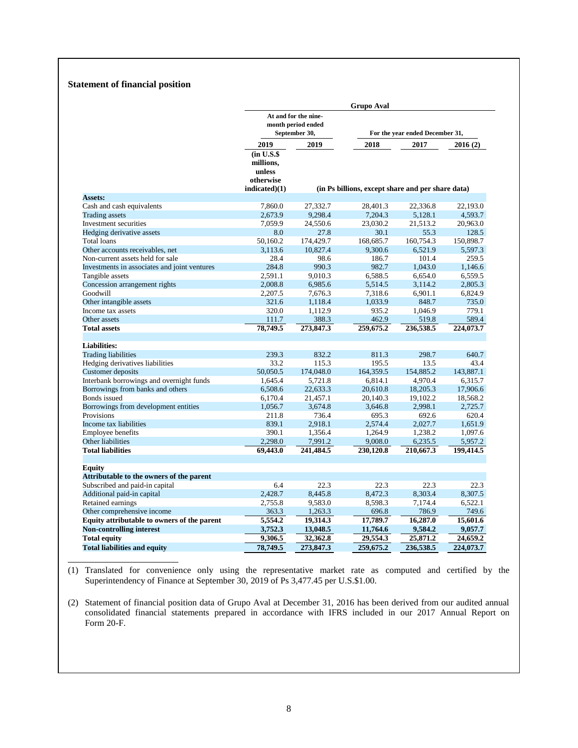## Statement of financial position

| | Grupo Aval | | | | |
|---|---|---|---|---|---|
| | At and for the nine-month period ended September 30, | | For the year ended December 31, | | |
| | 2019 | 2019 | 2018 | 2017 | 2016 (2) |
| | (in U.S.$ millions, unless otherwise indicated)(1) | (in Ps billions, except share and per share data) | | | |
| **Assets:** | | | | | |
| Cash and cash equivalents | 7,860.0 | 27,332.7 | 28,401.3 | 22,336.8 | 22,193.0 |
| Trading assets | 2,673.9 | 9,298.4 | 7,204.3 | 5,128.1 | 4,593.7 |
| Investment securities | 7,059.9 | 24,550.6 | 23,030.2 | 21,513.2 | 20,963.0 |
| Hedging derivative assets | 8.0 | 27.8 | 30.1 | 55.3 | 128.5 |
| Total loans | 50,160.2 | 174,429.7 | 168,685.7 | 160,754.3 | 150,898.7 |
| Other accounts receivables, net | 3,113.6 | 10,827.4 | 9,300.6 | 6,521.9 | 5,597.3 |
| Non-current assets held for sale | 28.4 | 98.6 | 186.7 | 101.4 | 259.5 |
| Investments in associates and joint ventures | 284.8 | 990.3 | 982.7 | 1,043.0 | 1,146.6 |
| Tangible assets | 2,591.1 | 9,010.3 | 6,588.5 | 6,654.0 | 6,559.5 |
| Concession arrangement rights | 2,008.8 | 6,985.6 | 5,514.5 | 3,114.2 | 2,805.3 |
| Goodwill | 2,207.5 | 7,676.3 | 7,318.6 | 6,901.1 | 6,824.9 |
| Other intangible assets | 321.6 | 1,118.4 | 1,033.9 | 848.7 | 735.0 |
| Income tax assets | 320.0 | 1,112.9 | 935.2 | 1,046.9 | 779.1 |
| Other assets | 111.7 | 388.3 | 462.9 | 519.8 | 589.4 |
| **Total assets** | **78,749.5** | **273,847.3** | **259,675.2** | **236,538.5** | **224,073.7** |
| **Liabilities:** | | | | | |
| Trading liabilities | 239.3 | 832.2 | 811.3 | 298.7 | 640.7 |
| Hedging derivatives liabilities | 33.2 | 115.3 | 195.5 | 13.5 | 43.4 |
| Customer deposits | 50,050.5 | 174,048.0 | 164,359.5 | 154,885.2 | 143,887.1 |
| Interbank borrowings and overnight funds | 1,645.4 | 5,721.8 | 6,814.1 | 4,970.4 | 6,315.7 |
| Borrowings from banks and others | 6,508.6 | 22,633.3 | 20,610.8 | 18,205.3 | 17,906.6 |
| Bonds issued | 6,170.4 | 21,457.1 | 20,140.3 | 19,102.2 | 18,568.2 |
| Borrowings from development entities | 1,056.7 | 3,674.8 | 3,646.8 | 2,998.1 | 2,725.7 |
| Provisions | 211.8 | 736.4 | 695.3 | 692.6 | 620.4 |
| Income tax liabilities | 839.1 | 2,918.1 | 2,574.4 | 2,027.7 | 1,651.9 |
| Employee benefits | 390.1 | 1,356.4 | 1,264.9 | 1,238.2 | 1,097.6 |
| Other liabilities | 2,298.0 | 7,991.2 | 9,008.0 | 6,235.5 | 5,957.2 |
| **Total liabilities** | **69,443.0** | **241,484.5** | **230,120.8** | **210,667.3** | **199,414.5** |
| **Equity** | | | | | |
| **Attributable to the owners of the parent** | | | | | |
| Subscribed and paid-in capital | 6.4 | 22.3 | 22.3 | 22.3 | 22.3 |
| Additional paid-in capital | 2,428.7 | 8,445.8 | 8,472.3 | 8,303.4 | 8,307.5 |
| Retained earnings | 2,755.8 | 9,583.0 | 8,598.3 | 7,174.4 | 6,522.1 |
| Other comprehensive income | 363.3 | 1,263.3 | 696.8 | 786.9 | 749.6 |
| **Equity attributable to owners of the parent** | **5,554.2** | **19,314.3** | **17,789.7** | **16,287.0** | **15,601.6** |
| **Non-controlling interest** | **3,752.3** | **13,048.5** | **11,764.6** | **9,584.2** | **9,057.7** |
| **Total equity** | **9,306.5** | **32,362.8** | **29,554.3** | **25,871.2** | **24,659.2** |
| **Total liabilities and equity** | **78,749.5** | **273,847.3** | **259,675.2** | **236,538.5** | **224,073.7** |

(1) Translated for convenience only using the representative market rate as computed and certified by the Superintendency of Finance at September 30, 2019 of Ps 3,477.45 per U.S.$1.00.

(2) Statement of financial position data of Grupo Aval at December 31, 2016 has been derived from our audited annual consolidated financial statements prepared in accordance with IFRS included in our 2017 Annual Report on Form 20-F.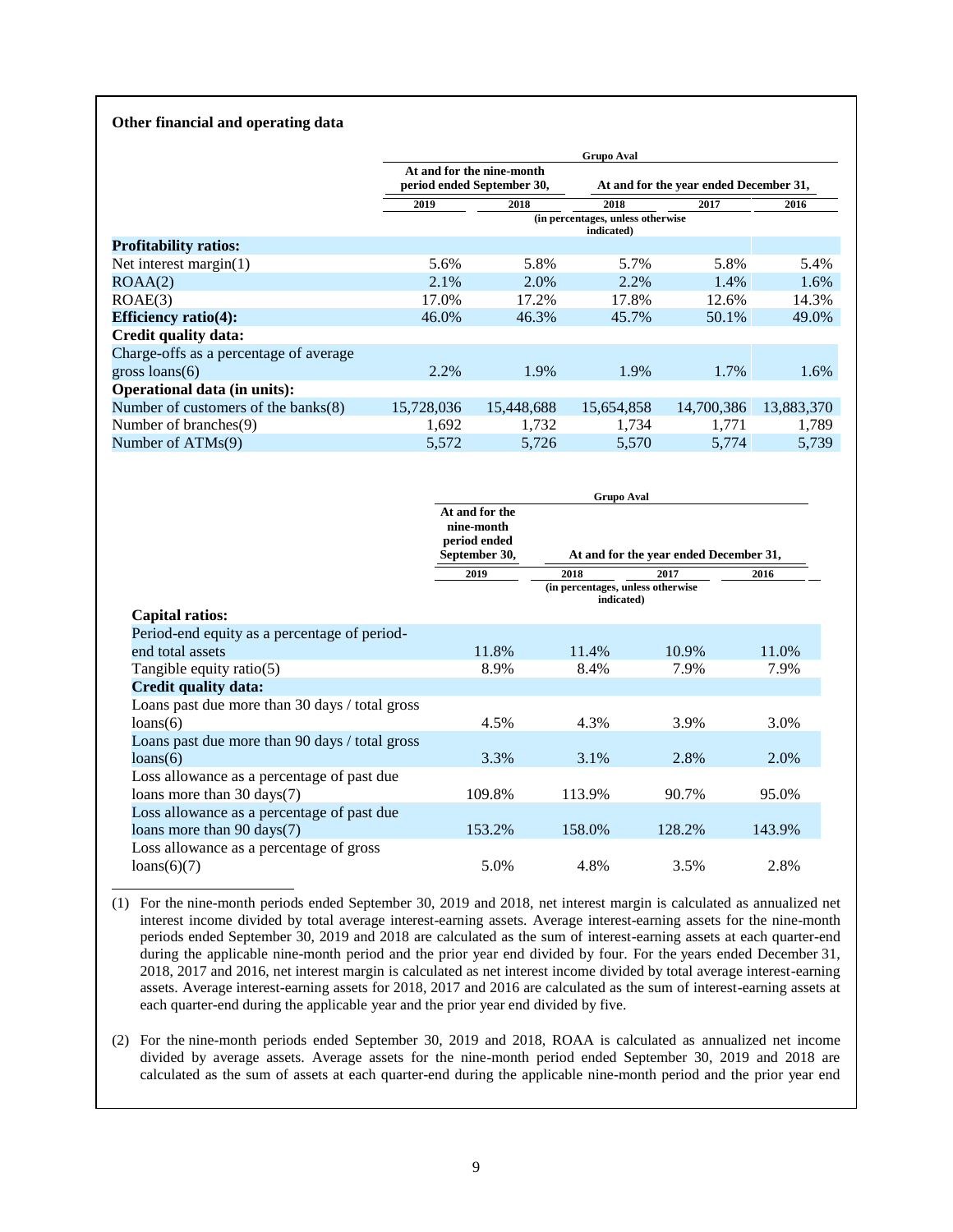**Other financial and operating data**

| | Grupo Aval | | | | |
|---|---|---|---|---|---|
| | At and for the nine-month period ended September 30, | | At and for the year ended December 31, | | |
| | 2019 | 2018 | 2018 | 2017 | 2016 |
| | (in percentages, unless otherwise indicated) | | | | |
| **Profitability ratios:** | | | | | |
| Net interest margin(1) | 5.6% | 5.8% | 5.7% | 5.8% | 5.4% |
| ROAA(2) | 2.1% | 2.0% | 2.2% | 1.4% | 1.6% |
| ROAE(3) | 17.0% | 17.2% | 17.8% | 12.6% | 14.3% |
| **Efficiency ratio(4):** | 46.0% | 46.3% | 45.7% | 50.1% | 49.0% |
| **Credit quality data:** | | | | | |
| Charge-offs as a percentage of average gross loans(6) | 2.2% | 1.9% | 1.9% | 1.7% | 1.6% |
| **Operational data (in units):** | | | | | |
| Number of customers of the banks(8) | 15,728,036 | 15,448,688 | 15,654,858 | 14,700,386 | 13,883,370 |
| Number of branches(9) | 1,692 | 1,732 | 1,734 | 1,771 | 1,789 |
| Number of ATMs(9) | 5,572 | 5,726 | 5,570 | 5,774 | 5,739 |

| | Grupo Aval | | | |
|---|---|---|---|---|
| | At and for the nine-month period ended September 30, | At and for the year ended December 31, | | |
| | 2019 | 2018 | 2017 | 2016 |
| | (in percentages, unless otherwise indicated) | | | |
| **Capital ratios:** | | | | |
| Period-end equity as a percentage of period-end total assets | 11.8% | 11.4% | 10.9% | 11.0% |
| Tangible equity ratio(5) | 8.9% | 8.4% | 7.9% | 7.9% |
| **Credit quality data:** | | | | |
| Loans past due more than 30 days / total gross loans(6) | 4.5% | 4.3% | 3.9% | 3.0% |
| Loans past due more than 90 days / total gross loans(6) | 3.3% | 3.1% | 2.8% | 2.0% |
| Loss allowance as a percentage of past due loans more than 30 days(7) | 109.8% | 113.9% | 90.7% | 95.0% |
| Loss allowance as a percentage of past due loans more than 90 days(7) | 153.2% | 158.0% | 128.2% | 143.9% |
| Loss allowance as a percentage of gross loans(6)(7) | 5.0% | 4.8% | 3.5% | 2.8% |

---

(1) For the nine-month periods ended September 30, 2019 and 2018, net interest margin is calculated as annualized net interest income divided by total average interest-earning assets. Average interest-earning assets for the nine-month periods ended September 30, 2019 and 2018 are calculated as the sum of interest-earning assets at each quarter-end during the applicable nine-month period and the prior year end divided by four. For the years ended December 31, 2018, 2017 and 2016, net interest margin is calculated as net interest income divided by total average interest-earning assets. Average interest-earning assets for 2018, 2017 and 2016 are calculated as the sum of interest-earning assets at each quarter-end during the applicable year and the prior year end divided by five.

(2) For the nine-month periods ended September 30, 2019 and 2018, ROAA is calculated as annualized net income divided by average assets. Average assets for the nine-month period ended September 30, 2019 and 2018 are calculated as the sum of assets at each quarter-end during the applicable nine-month period and the prior year end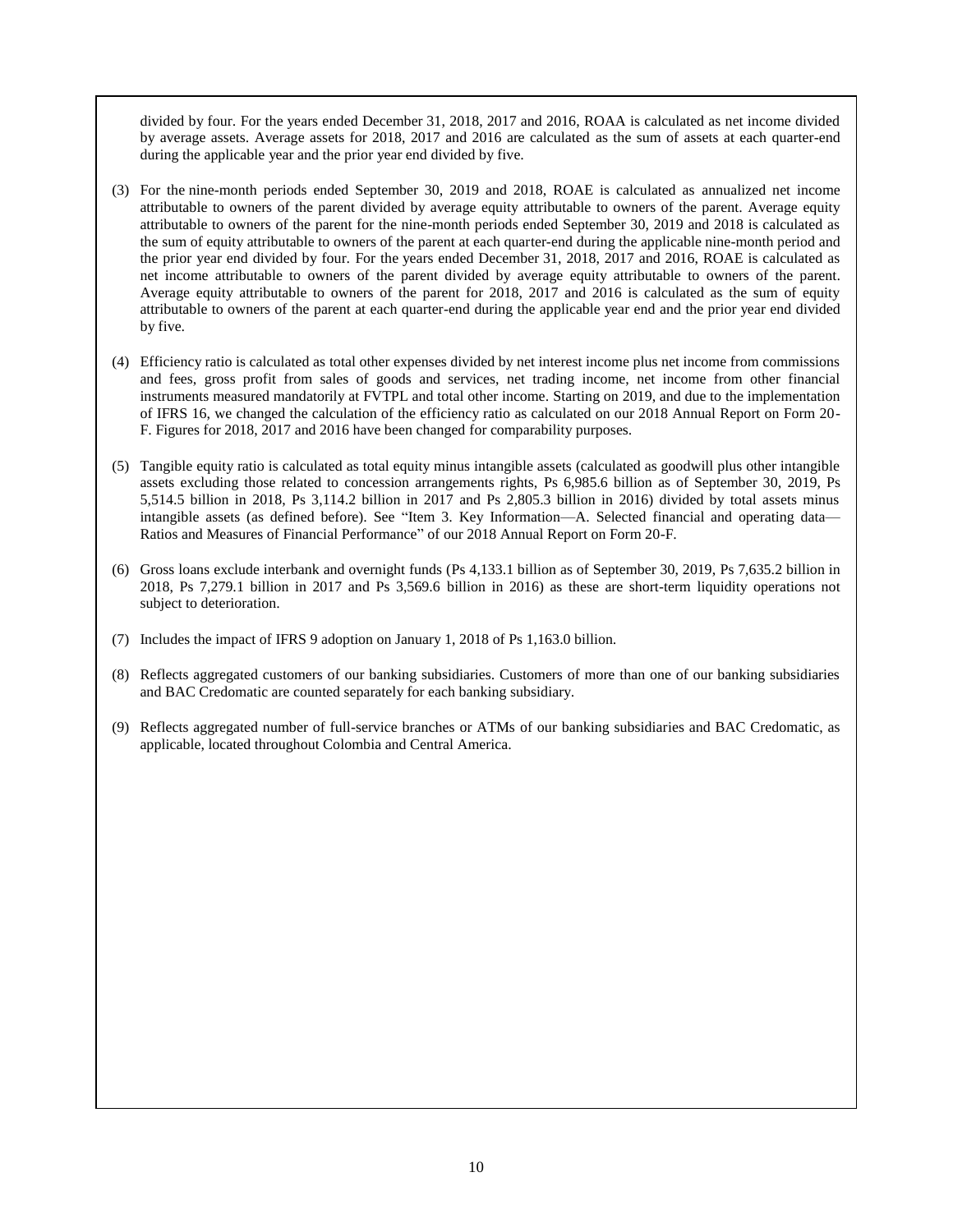divided by four. For the years ended December 31, 2018, 2017 and 2016, ROAA is calculated as net income divided by average assets. Average assets for 2018, 2017 and 2016 are calculated as the sum of assets at each quarter-end during the applicable year and the prior year end divided by five.

(3) For the nine-month periods ended September 30, 2019 and 2018, ROAE is calculated as annualized net income attributable to owners of the parent divided by average equity attributable to owners of the parent. Average equity attributable to owners of the parent for the nine-month periods ended September 30, 2019 and 2018 is calculated as the sum of equity attributable to owners of the parent at each quarter-end during the applicable nine-month period and the prior year end divided by four. For the years ended December 31, 2018, 2017 and 2016, ROAE is calculated as net income attributable to owners of the parent divided by average equity attributable to owners of the parent. Average equity attributable to owners of the parent for 2018, 2017 and 2016 is calculated as the sum of equity attributable to owners of the parent at each quarter-end during the applicable year end and the prior year end divided by five.

(4) Efficiency ratio is calculated as total other expenses divided by net interest income plus net income from commissions and fees, gross profit from sales of goods and services, net trading income, net income from other financial instruments measured mandatorily at FVTPL and total other income. Starting on 2019, and due to the implementation of IFRS 16, we changed the calculation of the efficiency ratio as calculated on our 2018 Annual Report on Form 20-F. Figures for 2018, 2017 and 2016 have been changed for comparability purposes.

(5) Tangible equity ratio is calculated as total equity minus intangible assets (calculated as goodwill plus other intangible assets excluding those related to concession arrangements rights, Ps 6,985.6 billion as of September 30, 2019, Ps 5,514.5 billion in 2018, Ps 3,114.2 billion in 2017 and Ps 2,805.3 billion in 2016) divided by total assets minus intangible assets (as defined before). See "Item 3. Key Information—A. Selected financial and operating data—Ratios and Measures of Financial Performance" of our 2018 Annual Report on Form 20-F.

(6) Gross loans exclude interbank and overnight funds (Ps 4,133.1 billion as of September 30, 2019, Ps 7,635.2 billion in 2018, Ps 7,279.1 billion in 2017 and Ps 3,569.6 billion in 2016) as these are short-term liquidity operations not subject to deterioration.

(7) Includes the impact of IFRS 9 adoption on January 1, 2018 of Ps 1,163.0 billion.

(8) Reflects aggregated customers of our banking subsidiaries. Customers of more than one of our banking subsidiaries and BAC Credomatic are counted separately for each banking subsidiary.

(9) Reflects aggregated number of full-service branches or ATMs of our banking subsidiaries and BAC Credomatic, as applicable, located throughout Colombia and Central America.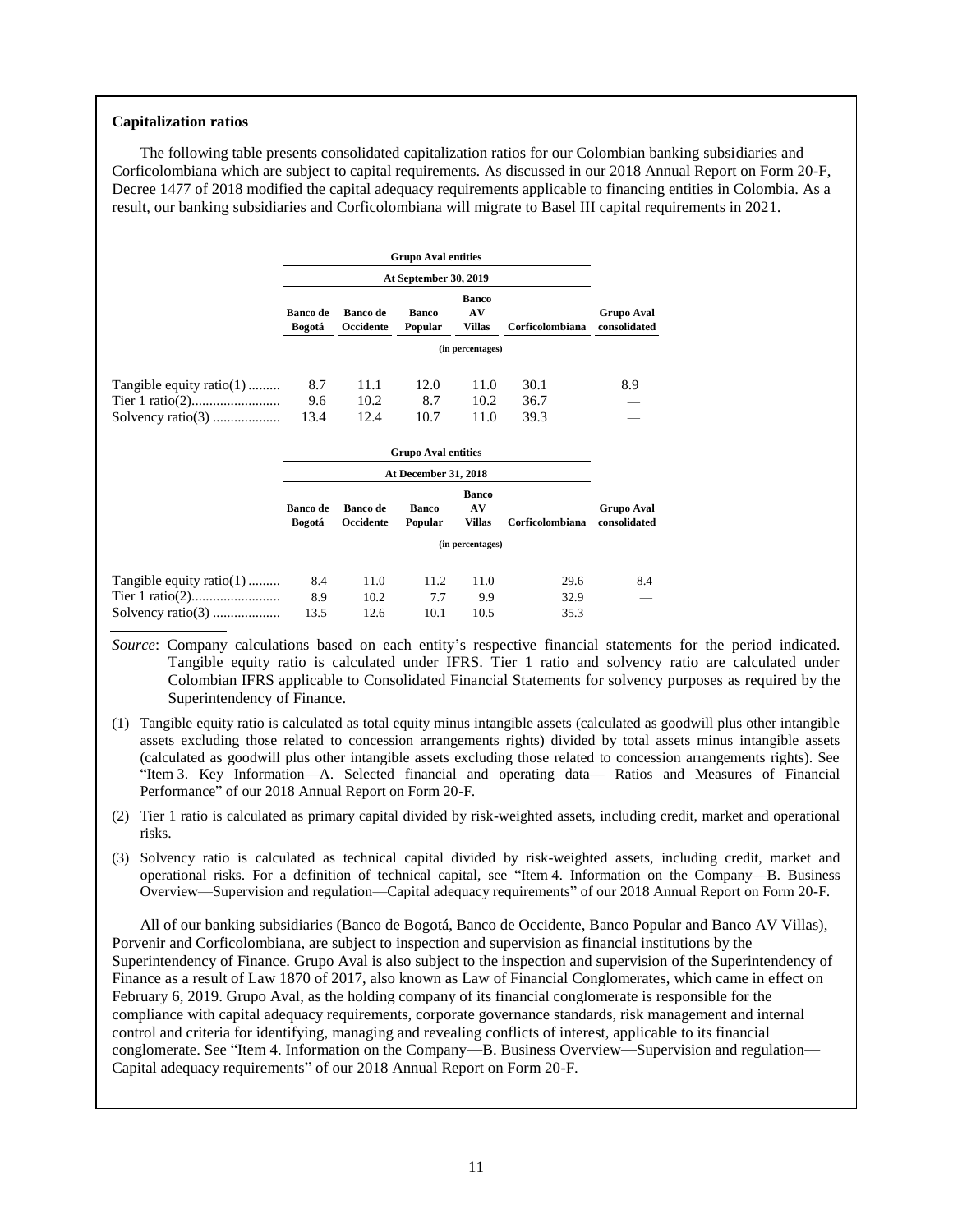**Capitalization ratios**

The following table presents consolidated capitalization ratios for our Colombian banking subsidiaries and Corficolombiana which are subject to capital requirements. As discussed in our 2018 Annual Report on Form 20-F, Decree 1477 of 2018 modified the capital adequacy requirements applicable to financing entities in Colombia. As a result, our banking subsidiaries and Corficolombiana will migrate to Basel III capital requirements in 2021.

| | Grupo Aval entities | | | | | |
|---|---|---|---|---|---|---|
| | At September 30, 2019 | | | | | |
| | Banco de Bogotá | Banco de Occidente | Banco Popular | Banco AV Villas | Corficolombiana | Grupo Aval consolidated |
| | (in percentages) | | | | | |
| Tangible equity ratio(1) | 8.7 | 11.1 | 12.0 | 11.0 | 30.1 | 8.9 |
| Tier 1 ratio(2) | 9.6 | 10.2 | 8.7 | 10.2 | 36.7 | — |
| Solvency ratio(3) | 13.4 | 12.4 | 10.7 | 11.0 | 39.3 | — |

| | Grupo Aval entities | | | | | |
|---|---|---|---|---|---|---|
| | At December 31, 2018 | | | | | |
| | Banco de Bogotá | Banco de Occidente | Banco Popular | Banco AV Villas | Corficolombiana | Grupo Aval consolidated |
| | (in percentages) | | | | | |
| Tangible equity ratio(1) | 8.4 | 11.0 | 11.2 | 11.0 | 29.6 | 8.4 |
| Tier 1 ratio(2) | 8.9 | 10.2 | 7.7 | 9.9 | 32.9 | — |
| Solvency ratio(3) | 13.5 | 12.6 | 10.1 | 10.5 | 35.3 | — |

*Source*: Company calculations based on each entity's respective financial statements for the period indicated. Tangible equity ratio is calculated under IFRS. Tier 1 ratio and solvency ratio are calculated under Colombian IFRS applicable to Consolidated Financial Statements for solvency purposes as required by the Superintendency of Finance.

(1) Tangible equity ratio is calculated as total equity minus intangible assets (calculated as goodwill plus other intangible assets excluding those related to concession arrangements rights) divided by total assets minus intangible assets (calculated as goodwill plus other intangible assets excluding those related to concession arrangements rights). See "Item 3. Key Information—A. Selected financial and operating data— Ratios and Measures of Financial Performance" of our 2018 Annual Report on Form 20-F.

(2) Tier 1 ratio is calculated as primary capital divided by risk-weighted assets, including credit, market and operational risks.

(3) Solvency ratio is calculated as technical capital divided by risk-weighted assets, including credit, market and operational risks. For a definition of technical capital, see "Item 4. Information on the Company—B. Business Overview—Supervision and regulation—Capital adequacy requirements" of our 2018 Annual Report on Form 20-F.

All of our banking subsidiaries (Banco de Bogotá, Banco de Occidente, Banco Popular and Banco AV Villas), Porvenir and Corficolombiana, are subject to inspection and supervision as financial institutions by the Superintendency of Finance. Grupo Aval is also subject to the inspection and supervision of the Superintendency of Finance as a result of Law 1870 of 2017, also known as Law of Financial Conglomerates, which came in effect on February 6, 2019. Grupo Aval, as the holding company of its financial conglomerate is responsible for the compliance with capital adequacy requirements, corporate governance standards, risk management and internal control and criteria for identifying, managing and revealing conflicts of interest, applicable to its financial conglomerate. See "Item 4. Information on the Company—B. Business Overview—Supervision and regulation—Capital adequacy requirements" of our 2018 Annual Report on Form 20-F.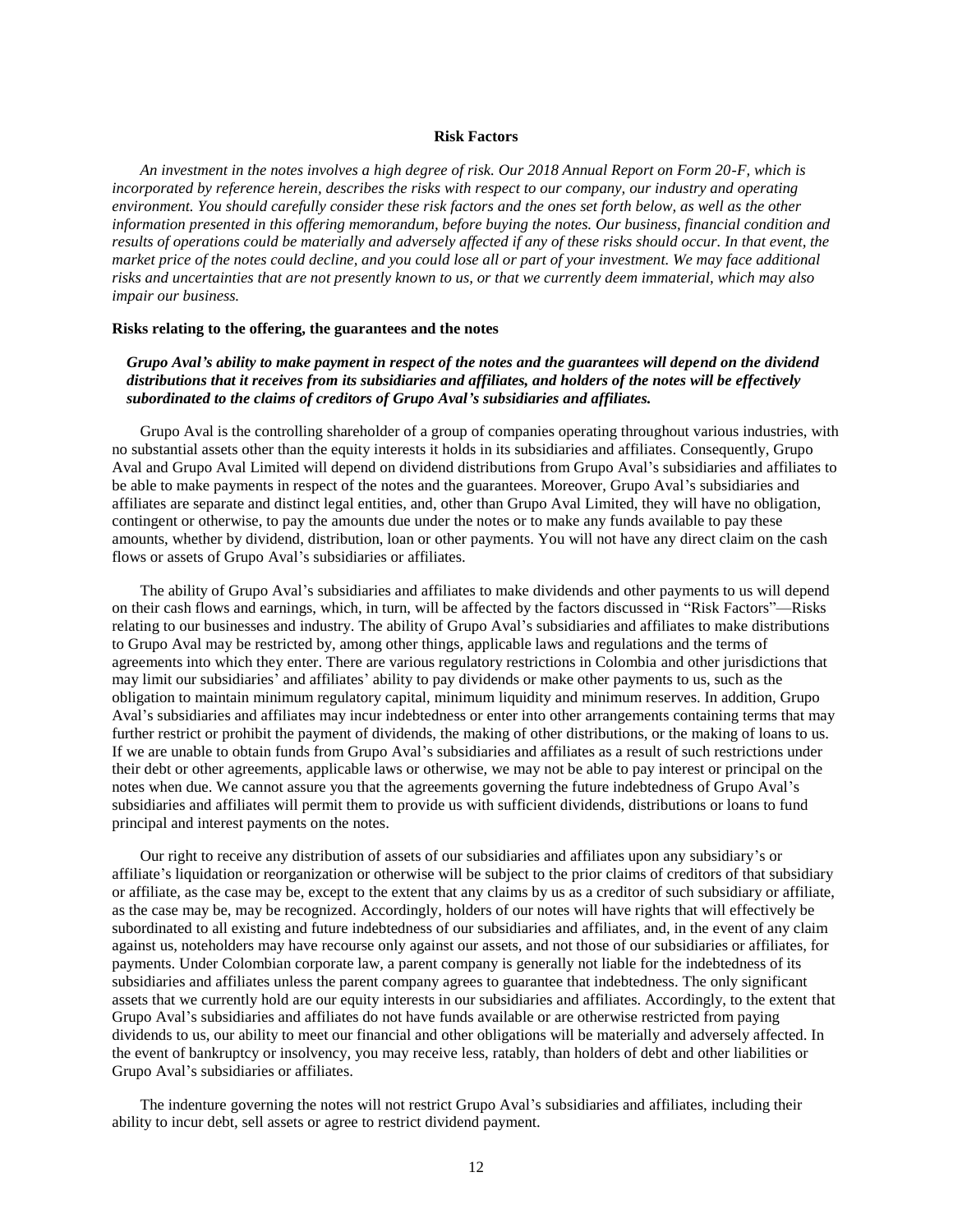## Risk Factors

*An investment in the notes involves a high degree of risk. Our 2018 Annual Report on Form 20-F, which is incorporated by reference herein, describes the risks with respect to our company, our industry and operating environment. You should carefully consider these risk factors and the ones set forth below, as well as the other information presented in this offering memorandum, before buying the notes. Our business, financial condition and results of operations could be materially and adversely affected if any of these risks should occur. In that event, the market price of the notes could decline, and you could lose all or part of your investment. We may face additional risks and uncertainties that are not presently known to us, or that we currently deem immaterial, which may also impair our business.*

### Risks relating to the offering, the guarantees and the notes

***Grupo Aval's ability to make payment in respect of the notes and the guarantees will depend on the dividend distributions that it receives from its subsidiaries and affiliates, and holders of the notes will be effectively subordinated to the claims of creditors of Grupo Aval's subsidiaries and affiliates.***

Grupo Aval is the controlling shareholder of a group of companies operating throughout various industries, with no substantial assets other than the equity interests it holds in its subsidiaries and affiliates. Consequently, Grupo Aval and Grupo Aval Limited will depend on dividend distributions from Grupo Aval's subsidiaries and affiliates to be able to make payments in respect of the notes and the guarantees. Moreover, Grupo Aval's subsidiaries and affiliates are separate and distinct legal entities, and, other than Grupo Aval Limited, they will have no obligation, contingent or otherwise, to pay the amounts due under the notes or to make any funds available to pay these amounts, whether by dividend, distribution, loan or other payments. You will not have any direct claim on the cash flows or assets of Grupo Aval's subsidiaries or affiliates.

The ability of Grupo Aval's subsidiaries and affiliates to make dividends and other payments to us will depend on their cash flows and earnings, which, in turn, will be affected by the factors discussed in "Risk Factors"—Risks relating to our businesses and industry. The ability of Grupo Aval's subsidiaries and affiliates to make distributions to Grupo Aval may be restricted by, among other things, applicable laws and regulations and the terms of agreements into which they enter. There are various regulatory restrictions in Colombia and other jurisdictions that may limit our subsidiaries' and affiliates' ability to pay dividends or make other payments to us, such as the obligation to maintain minimum regulatory capital, minimum liquidity and minimum reserves. In addition, Grupo Aval's subsidiaries and affiliates may incur indebtedness or enter into other arrangements containing terms that may further restrict or prohibit the payment of dividends, the making of other distributions, or the making of loans to us. If we are unable to obtain funds from Grupo Aval's subsidiaries and affiliates as a result of such restrictions under their debt or other agreements, applicable laws or otherwise, we may not be able to pay interest or principal on the notes when due. We cannot assure you that the agreements governing the future indebtedness of Grupo Aval's subsidiaries and affiliates will permit them to provide us with sufficient dividends, distributions or loans to fund principal and interest payments on the notes.

Our right to receive any distribution of assets of our subsidiaries and affiliates upon any subsidiary's or affiliate's liquidation or reorganization or otherwise will be subject to the prior claims of creditors of that subsidiary or affiliate, as the case may be, except to the extent that any claims by us as a creditor of such subsidiary or affiliate, as the case may be, may be recognized. Accordingly, holders of our notes will have rights that will effectively be subordinated to all existing and future indebtedness of our subsidiaries and affiliates, and, in the event of any claim against us, noteholders may have recourse only against our assets, and not those of our subsidiaries or affiliates, for payments. Under Colombian corporate law, a parent company is generally not liable for the indebtedness of its subsidiaries and affiliates unless the parent company agrees to guarantee that indebtedness. The only significant assets that we currently hold are our equity interests in our subsidiaries and affiliates. Accordingly, to the extent that Grupo Aval's subsidiaries and affiliates do not have funds available or are otherwise restricted from paying dividends to us, our ability to meet our financial and other obligations will be materially and adversely affected. In the event of bankruptcy or insolvency, you may receive less, ratably, than holders of debt and other liabilities or Grupo Aval's subsidiaries or affiliates.

The indenture governing the notes will not restrict Grupo Aval's subsidiaries and affiliates, including their ability to incur debt, sell assets or agree to restrict dividend payment.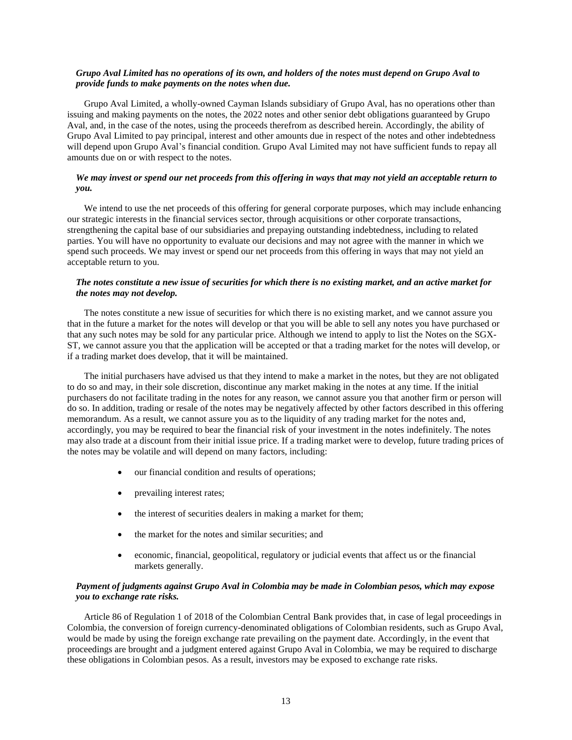***Grupo Aval Limited has no operations of its own, and holders of the notes must depend on Grupo Aval to provide funds to make payments on the notes when due.***

Grupo Aval Limited, a wholly-owned Cayman Islands subsidiary of Grupo Aval, has no operations other than issuing and making payments on the notes, the 2022 notes and other senior debt obligations guaranteed by Grupo Aval, and, in the case of the notes, using the proceeds therefrom as described herein. Accordingly, the ability of Grupo Aval Limited to pay principal, interest and other amounts due in respect of the notes and other indebtedness will depend upon Grupo Aval's financial condition. Grupo Aval Limited may not have sufficient funds to repay all amounts due on or with respect to the notes.

***We may invest or spend our net proceeds from this offering in ways that may not yield an acceptable return to you.***

We intend to use the net proceeds of this offering for general corporate purposes, which may include enhancing our strategic interests in the financial services sector, through acquisitions or other corporate transactions, strengthening the capital base of our subsidiaries and prepaying outstanding indebtedness, including to related parties. You will have no opportunity to evaluate our decisions and may not agree with the manner in which we spend such proceeds. We may invest or spend our net proceeds from this offering in ways that may not yield an acceptable return to you.

***The notes constitute a new issue of securities for which there is no existing market, and an active market for the notes may not develop.***

The notes constitute a new issue of securities for which there is no existing market, and we cannot assure you that in the future a market for the notes will develop or that you will be able to sell any notes you have purchased or that any such notes may be sold for any particular price. Although we intend to apply to list the Notes on the SGX-ST, we cannot assure you that the application will be accepted or that a trading market for the notes will develop, or if a trading market does develop, that it will be maintained.

The initial purchasers have advised us that they intend to make a market in the notes, but they are not obligated to do so and may, in their sole discretion, discontinue any market making in the notes at any time. If the initial purchasers do not facilitate trading in the notes for any reason, we cannot assure you that another firm or person will do so. In addition, trading or resale of the notes may be negatively affected by other factors described in this offering memorandum. As a result, we cannot assure you as to the liquidity of any trading market for the notes and, accordingly, you may be required to bear the financial risk of your investment in the notes indefinitely. The notes may also trade at a discount from their initial issue price. If a trading market were to develop, future trading prices of the notes may be volatile and will depend on many factors, including:

- our financial condition and results of operations;
- prevailing interest rates;
- the interest of securities dealers in making a market for them;
- the market for the notes and similar securities; and
- economic, financial, geopolitical, regulatory or judicial events that affect us or the financial markets generally.

***Payment of judgments against Grupo Aval in Colombia may be made in Colombian pesos, which may expose you to exchange rate risks.***

Article 86 of Regulation 1 of 2018 of the Colombian Central Bank provides that, in case of legal proceedings in Colombia, the conversion of foreign currency-denominated obligations of Colombian residents, such as Grupo Aval, would be made by using the foreign exchange rate prevailing on the payment date. Accordingly, in the event that proceedings are brought and a judgment entered against Grupo Aval in Colombia, we may be required to discharge these obligations in Colombian pesos. As a result, investors may be exposed to exchange rate risks.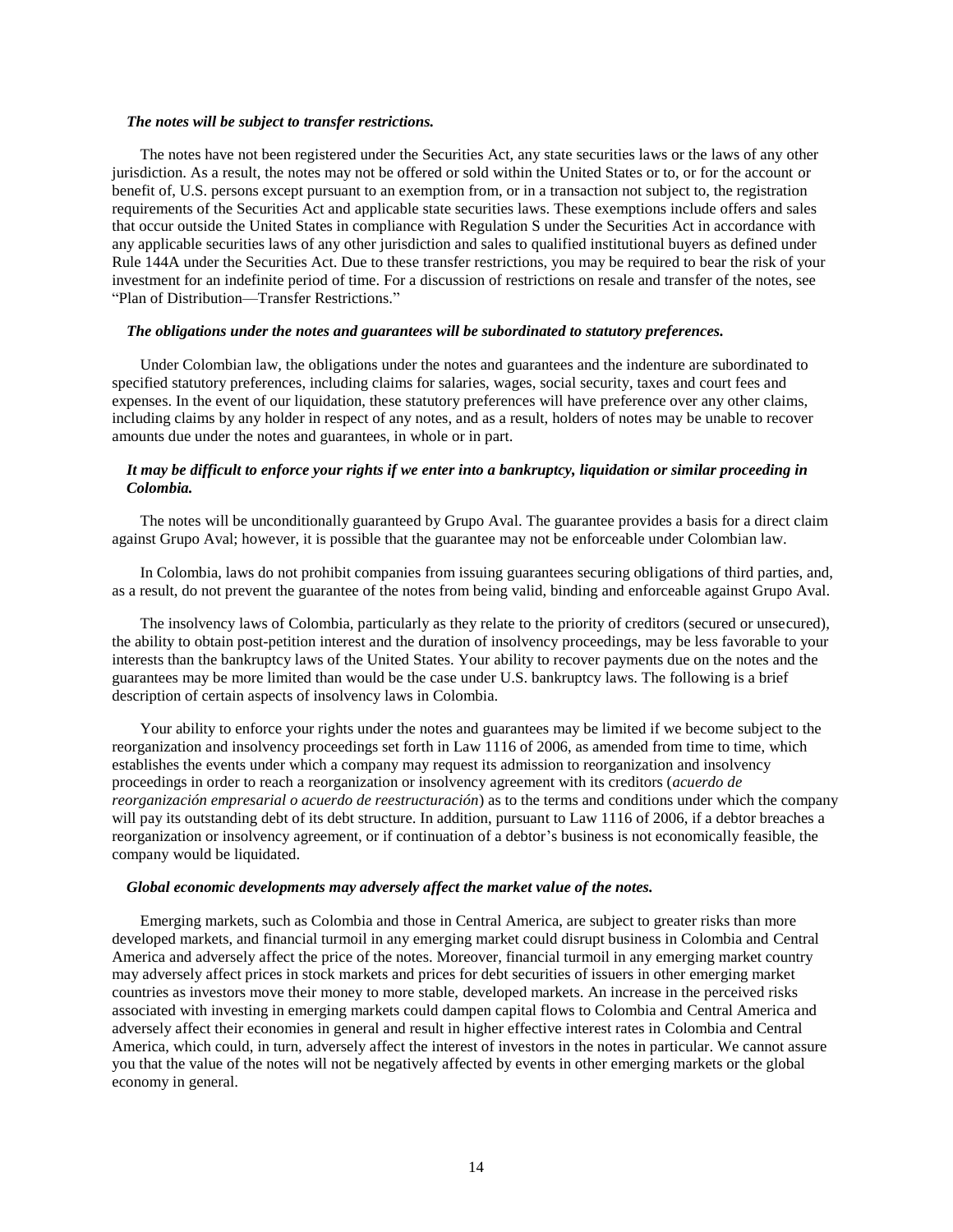***The notes will be subject to transfer restrictions.***

The notes have not been registered under the Securities Act, any state securities laws or the laws of any other jurisdiction. As a result, the notes may not be offered or sold within the United States or to, or for the account or benefit of, U.S. persons except pursuant to an exemption from, or in a transaction not subject to, the registration requirements of the Securities Act and applicable state securities laws. These exemptions include offers and sales that occur outside the United States in compliance with Regulation S under the Securities Act in accordance with any applicable securities laws of any other jurisdiction and sales to qualified institutional buyers as defined under Rule 144A under the Securities Act. Due to these transfer restrictions, you may be required to bear the risk of your investment for an indefinite period of time. For a discussion of restrictions on resale and transfer of the notes, see "Plan of Distribution—Transfer Restrictions."

***The obligations under the notes and guarantees will be subordinated to statutory preferences.***

Under Colombian law, the obligations under the notes and guarantees and the indenture are subordinated to specified statutory preferences, including claims for salaries, wages, social security, taxes and court fees and expenses. In the event of our liquidation, these statutory preferences will have preference over any other claims, including claims by any holder in respect of any notes, and as a result, holders of notes may be unable to recover amounts due under the notes and guarantees, in whole or in part.

***It may be difficult to enforce your rights if we enter into a bankruptcy, liquidation or similar proceeding in Colombia.***

The notes will be unconditionally guaranteed by Grupo Aval. The guarantee provides a basis for a direct claim against Grupo Aval; however, it is possible that the guarantee may not be enforceable under Colombian law.

In Colombia, laws do not prohibit companies from issuing guarantees securing obligations of third parties, and, as a result, do not prevent the guarantee of the notes from being valid, binding and enforceable against Grupo Aval.

The insolvency laws of Colombia, particularly as they relate to the priority of creditors (secured or unsecured), the ability to obtain post-petition interest and the duration of insolvency proceedings, may be less favorable to your interests than the bankruptcy laws of the United States. Your ability to recover payments due on the notes and the guarantees may be more limited than would be the case under U.S. bankruptcy laws. The following is a brief description of certain aspects of insolvency laws in Colombia.

Your ability to enforce your rights under the notes and guarantees may be limited if we become subject to the reorganization and insolvency proceedings set forth in Law 1116 of 2006, as amended from time to time, which establishes the events under which a company may request its admission to reorganization and insolvency proceedings in order to reach a reorganization or insolvency agreement with its creditors (*acuerdo de reorganización empresarial o acuerdo de reestructuración*) as to the terms and conditions under which the company will pay its outstanding debt of its debt structure. In addition, pursuant to Law 1116 of 2006, if a debtor breaches a reorganization or insolvency agreement, or if continuation of a debtor's business is not economically feasible, the company would be liquidated.

***Global economic developments may adversely affect the market value of the notes.***

Emerging markets, such as Colombia and those in Central America, are subject to greater risks than more developed markets, and financial turmoil in any emerging market could disrupt business in Colombia and Central America and adversely affect the price of the notes. Moreover, financial turmoil in any emerging market country may adversely affect prices in stock markets and prices for debt securities of issuers in other emerging market countries as investors move their money to more stable, developed markets. An increase in the perceived risks associated with investing in emerging markets could dampen capital flows to Colombia and Central America and adversely affect their economies in general and result in higher effective interest rates in Colombia and Central America, which could, in turn, adversely affect the interest of investors in the notes in particular. We cannot assure you that the value of the notes will not be negatively affected by events in other emerging markets or the global economy in general.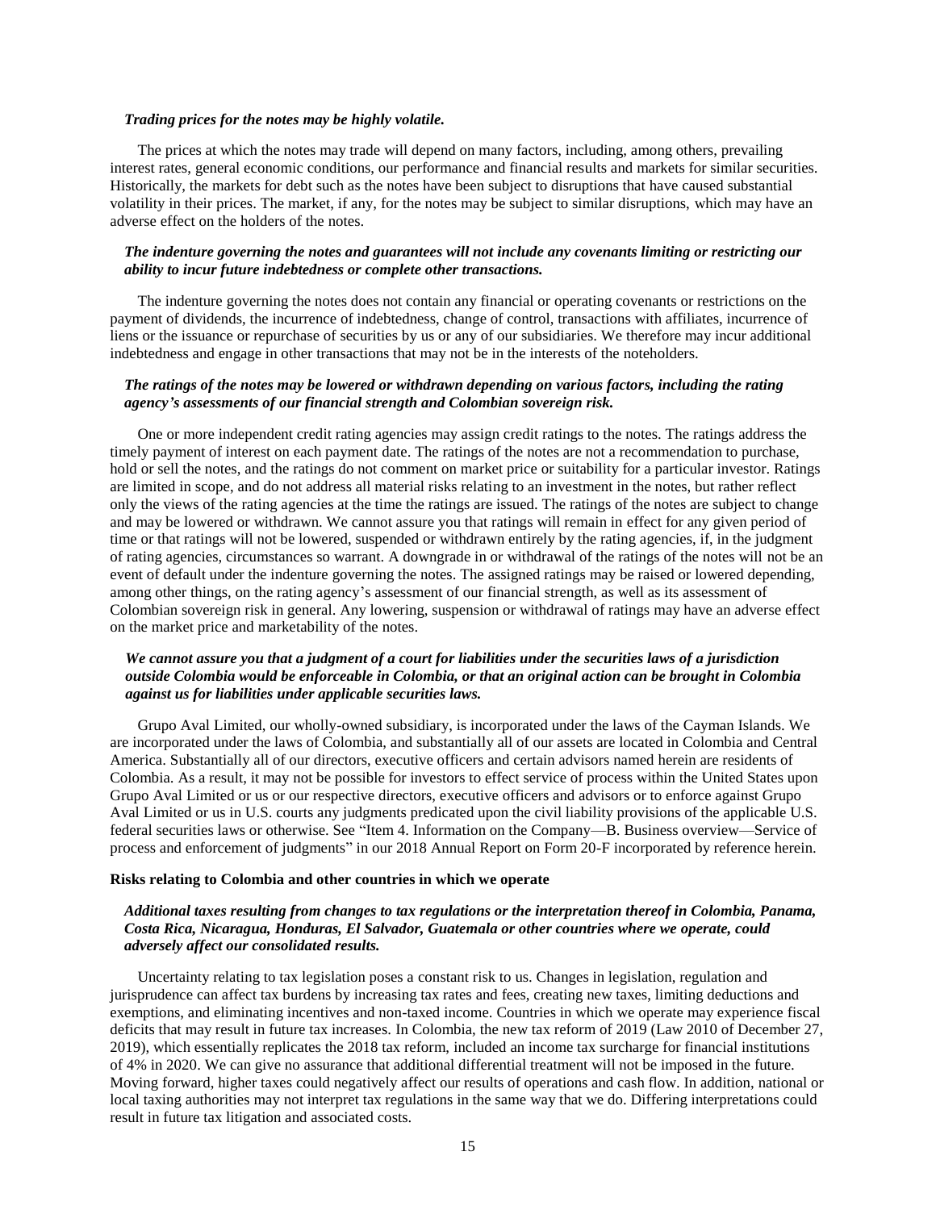*Trading prices for the notes may be highly volatile.*

The prices at which the notes may trade will depend on many factors, including, among others, prevailing interest rates, general economic conditions, our performance and financial results and markets for similar securities. Historically, the markets for debt such as the notes have been subject to disruptions that have caused substantial volatility in their prices. The market, if any, for the notes may be subject to similar disruptions, which may have an adverse effect on the holders of the notes.

***The indenture governing the notes and guarantees will not include any covenants limiting or restricting our ability to incur future indebtedness or complete other transactions.***

The indenture governing the notes does not contain any financial or operating covenants or restrictions on the payment of dividends, the incurrence of indebtedness, change of control, transactions with affiliates, incurrence of liens or the issuance or repurchase of securities by us or any of our subsidiaries. We therefore may incur additional indebtedness and engage in other transactions that may not be in the interests of the noteholders.

***The ratings of the notes may be lowered or withdrawn depending on various factors, including the rating agency's assessments of our financial strength and Colombian sovereign risk.***

One or more independent credit rating agencies may assign credit ratings to the notes. The ratings address the timely payment of interest on each payment date. The ratings of the notes are not a recommendation to purchase, hold or sell the notes, and the ratings do not comment on market price or suitability for a particular investor. Ratings are limited in scope, and do not address all material risks relating to an investment in the notes, but rather reflect only the views of the rating agencies at the time the ratings are issued. The ratings of the notes are subject to change and may be lowered or withdrawn. We cannot assure you that ratings will remain in effect for any given period of time or that ratings will not be lowered, suspended or withdrawn entirely by the rating agencies, if, in the judgment of rating agencies, circumstances so warrant. A downgrade in or withdrawal of the ratings of the notes will not be an event of default under the indenture governing the notes. The assigned ratings may be raised or lowered depending, among other things, on the rating agency's assessment of our financial strength, as well as its assessment of Colombian sovereign risk in general. Any lowering, suspension or withdrawal of ratings may have an adverse effect on the market price and marketability of the notes.

***We cannot assure you that a judgment of a court for liabilities under the securities laws of a jurisdiction outside Colombia would be enforceable in Colombia, or that an original action can be brought in Colombia against us for liabilities under applicable securities laws.***

Grupo Aval Limited, our wholly-owned subsidiary, is incorporated under the laws of the Cayman Islands. We are incorporated under the laws of Colombia, and substantially all of our assets are located in Colombia and Central America. Substantially all of our directors, executive officers and certain advisors named herein are residents of Colombia. As a result, it may not be possible for investors to effect service of process within the United States upon Grupo Aval Limited or us or our respective directors, executive officers and advisors or to enforce against Grupo Aval Limited or us in U.S. courts any judgments predicated upon the civil liability provisions of the applicable U.S. federal securities laws or otherwise. See "Item 4. Information on the Company—B. Business overview—Service of process and enforcement of judgments" in our 2018 Annual Report on Form 20-F incorporated by reference herein.

**Risks relating to Colombia and other countries in which we operate**

***Additional taxes resulting from changes to tax regulations or the interpretation thereof in Colombia, Panama, Costa Rica, Nicaragua, Honduras, El Salvador, Guatemala or other countries where we operate, could adversely affect our consolidated results.***

Uncertainty relating to tax legislation poses a constant risk to us. Changes in legislation, regulation and jurisprudence can affect tax burdens by increasing tax rates and fees, creating new taxes, limiting deductions and exemptions, and eliminating incentives and non-taxed income. Countries in which we operate may experience fiscal deficits that may result in future tax increases. In Colombia, the new tax reform of 2019 (Law 2010 of December 27, 2019), which essentially replicates the 2018 tax reform, included an income tax surcharge for financial institutions of 4% in 2020. We can give no assurance that additional differential treatment will not be imposed in the future. Moving forward, higher taxes could negatively affect our results of operations and cash flow. In addition, national or local taxing authorities may not interpret tax regulations in the same way that we do. Differing interpretations could result in future tax litigation and associated costs.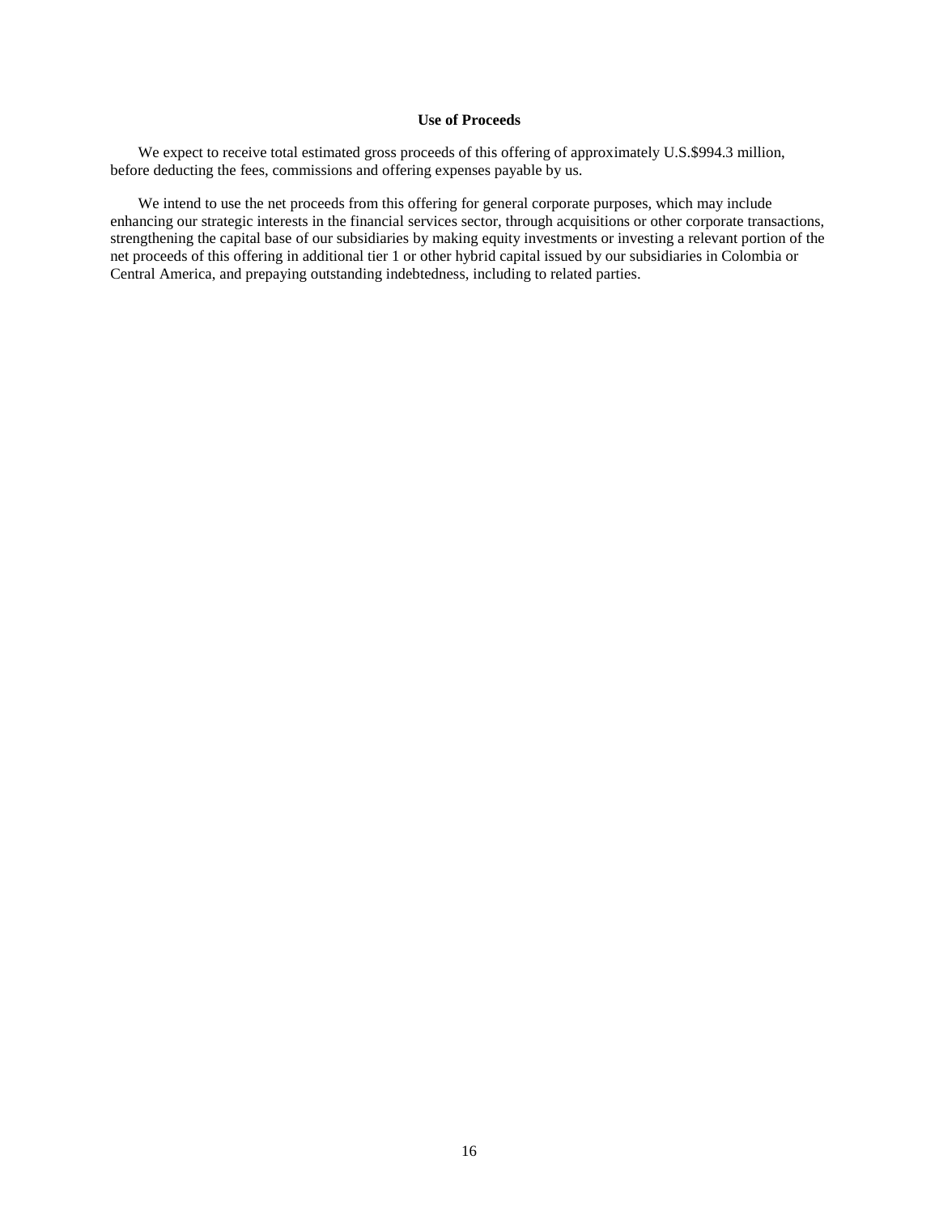## Use of Proceeds

We expect to receive total estimated gross proceeds of this offering of approximately U.S.$994.3 million, before deducting the fees, commissions and offering expenses payable by us.

We intend to use the net proceeds from this offering for general corporate purposes, which may include enhancing our strategic interests in the financial services sector, through acquisitions or other corporate transactions, strengthening the capital base of our subsidiaries by making equity investments or investing a relevant portion of the net proceeds of this offering in additional tier 1 or other hybrid capital issued by our subsidiaries in Colombia or Central America, and prepaying outstanding indebtedness, including to related parties.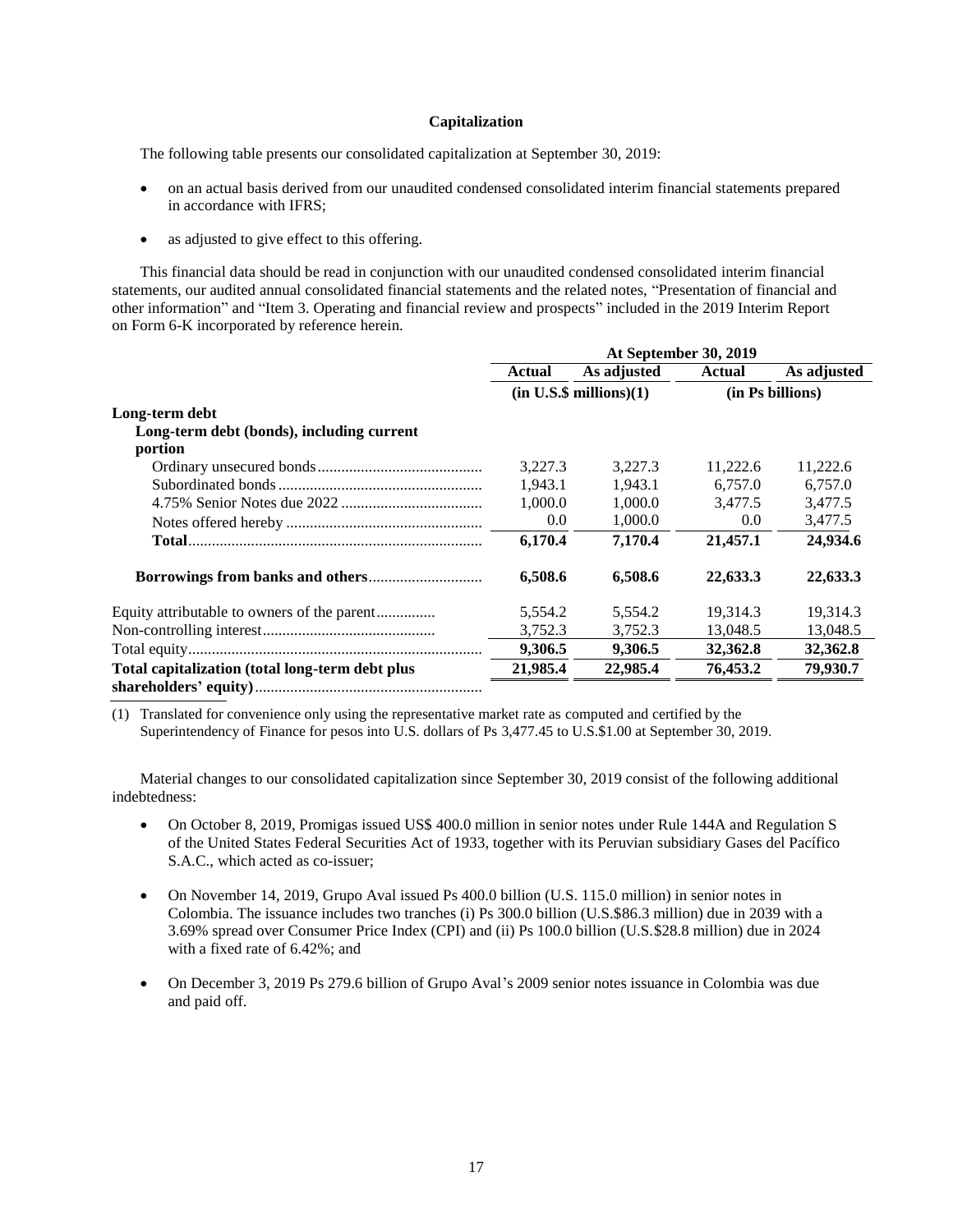## Capitalization

The following table presents our consolidated capitalization at September 30, 2019:

- on an actual basis derived from our unaudited condensed consolidated interim financial statements prepared in accordance with IFRS;
- as adjusted to give effect to this offering.

This financial data should be read in conjunction with our unaudited condensed consolidated interim financial statements, our audited annual consolidated financial statements and the related notes, "Presentation of financial and other information" and "Item 3. Operating and financial review and prospects" included in the 2019 Interim Report on Form 6-K incorporated by reference herein.

| | At September 30, 2019 | | | |
|---|---|---|---|---|
| | **Actual** | **As adjusted** | **Actual** | **As adjusted** |
| | **(in U.S.$ millions)(1)** | | **(in Ps billions)** | |
| **Long-term debt** | | | | |
| **Long-term debt (bonds), including current portion** | | | | |
| Ordinary unsecured bonds | 3,227.3 | 3,227.3 | 11,222.6 | 11,222.6 |
| Subordinated bonds | 1,943.1 | 1,943.1 | 6,757.0 | 6,757.0 |
| 4.75% Senior Notes due 2022 | 1,000.0 | 1,000.0 | 3,477.5 | 3,477.5 |
| Notes offered hereby | 0.0 | 1,000.0 | 0.0 | 3,477.5 |
| **Total** | **6,170.4** | **7,170.4** | **21,457.1** | **24,934.6** |
| **Borrowings from banks and others** | **6,508.6** | **6,508.6** | **22,633.3** | **22,633.3** |
| Equity attributable to owners of the parent | 5,554.2 | 5,554.2 | 19,314.3 | 19,314.3 |
| Non-controlling interest | 3,752.3 | 3,752.3 | 13,048.5 | 13,048.5 |
| Total equity | **9,306.5** | **9,306.5** | **32,362.8** | **32,362.8** |
| **Total capitalization (total long-term debt plus shareholders' equity)** | **21,985.4** | **22,985.4** | **76,453.2** | **79,930.7** |

(1) Translated for convenience only using the representative market rate as computed and certified by the Superintendency of Finance for pesos into U.S. dollars of Ps 3,477.45 to U.S.$1.00 at September 30, 2019.

Material changes to our consolidated capitalization since September 30, 2019 consist of the following additional indebtedness:

- On October 8, 2019, Promigas issued US$ 400.0 million in senior notes under Rule 144A and Regulation S of the United States Federal Securities Act of 1933, together with its Peruvian subsidiary Gases del Pacífico S.A.C., which acted as co-issuer;
- On November 14, 2019, Grupo Aval issued Ps 400.0 billion (U.S. 115.0 million) in senior notes in Colombia. The issuance includes two tranches (i) Ps 300.0 billion (U.S.$86.3 million) due in 2039 with a 3.69% spread over Consumer Price Index (CPI) and (ii) Ps 100.0 billion (U.S.$28.8 million) due in 2024 with a fixed rate of 6.42%; and
- On December 3, 2019 Ps 279.6 billion of Grupo Aval's 2009 senior notes issuance in Colombia was due and paid off.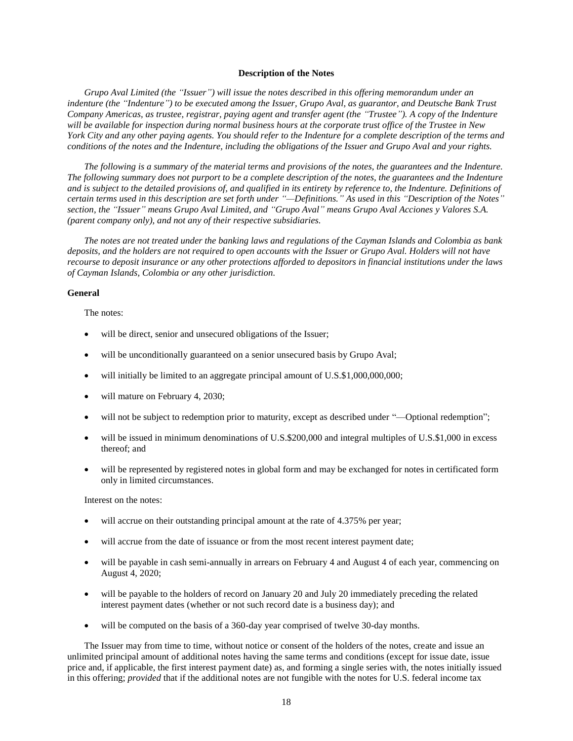## Description of the Notes

*Grupo Aval Limited (the "Issuer") will issue the notes described in this offering memorandum under an indenture (the "Indenture") to be executed among the Issuer, Grupo Aval, as guarantor, and Deutsche Bank Trust Company Americas, as trustee, registrar, paying agent and transfer agent (the "Trustee"). A copy of the Indenture will be available for inspection during normal business hours at the corporate trust office of the Trustee in New York City and any other paying agents. You should refer to the Indenture for a complete description of the terms and conditions of the notes and the Indenture, including the obligations of the Issuer and Grupo Aval and your rights.*

*The following is a summary of the material terms and provisions of the notes, the guarantees and the Indenture. The following summary does not purport to be a complete description of the notes, the guarantees and the Indenture and is subject to the detailed provisions of, and qualified in its entirety by reference to, the Indenture. Definitions of certain terms used in this description are set forth under "—Definitions." As used in this "Description of the Notes" section, the "Issuer" means Grupo Aval Limited, and "Grupo Aval" means Grupo Aval Acciones y Valores S.A. (parent company only), and not any of their respective subsidiaries.*

*The notes are not treated under the banking laws and regulations of the Cayman Islands and Colombia as bank deposits, and the holders are not required to open accounts with the Issuer or Grupo Aval. Holders will not have recourse to deposit insurance or any other protections afforded to depositors in financial institutions under the laws of Cayman Islands, Colombia or any other jurisdiction.*

### General

The notes:

- will be direct, senior and unsecured obligations of the Issuer;
- will be unconditionally guaranteed on a senior unsecured basis by Grupo Aval;
- will initially be limited to an aggregate principal amount of U.S.$1,000,000,000;
- will mature on February 4, 2030;
- will not be subject to redemption prior to maturity, except as described under "—Optional redemption";
- will be issued in minimum denominations of U.S.$200,000 and integral multiples of U.S.$1,000 in excess thereof; and
- will be represented by registered notes in global form and may be exchanged for notes in certificated form only in limited circumstances.

Interest on the notes:

- will accrue on their outstanding principal amount at the rate of 4.375% per year;
- will accrue from the date of issuance or from the most recent interest payment date;
- will be payable in cash semi-annually in arrears on February 4 and August 4 of each year, commencing on August 4, 2020;
- will be payable to the holders of record on January 20 and July 20 immediately preceding the related interest payment dates (whether or not such record date is a business day); and
- will be computed on the basis of a 360-day year comprised of twelve 30-day months.

The Issuer may from time to time, without notice or consent of the holders of the notes, create and issue an unlimited principal amount of additional notes having the same terms and conditions (except for issue date, issue price and, if applicable, the first interest payment date) as, and forming a single series with, the notes initially issued in this offering; *provided* that if the additional notes are not fungible with the notes for U.S. federal income tax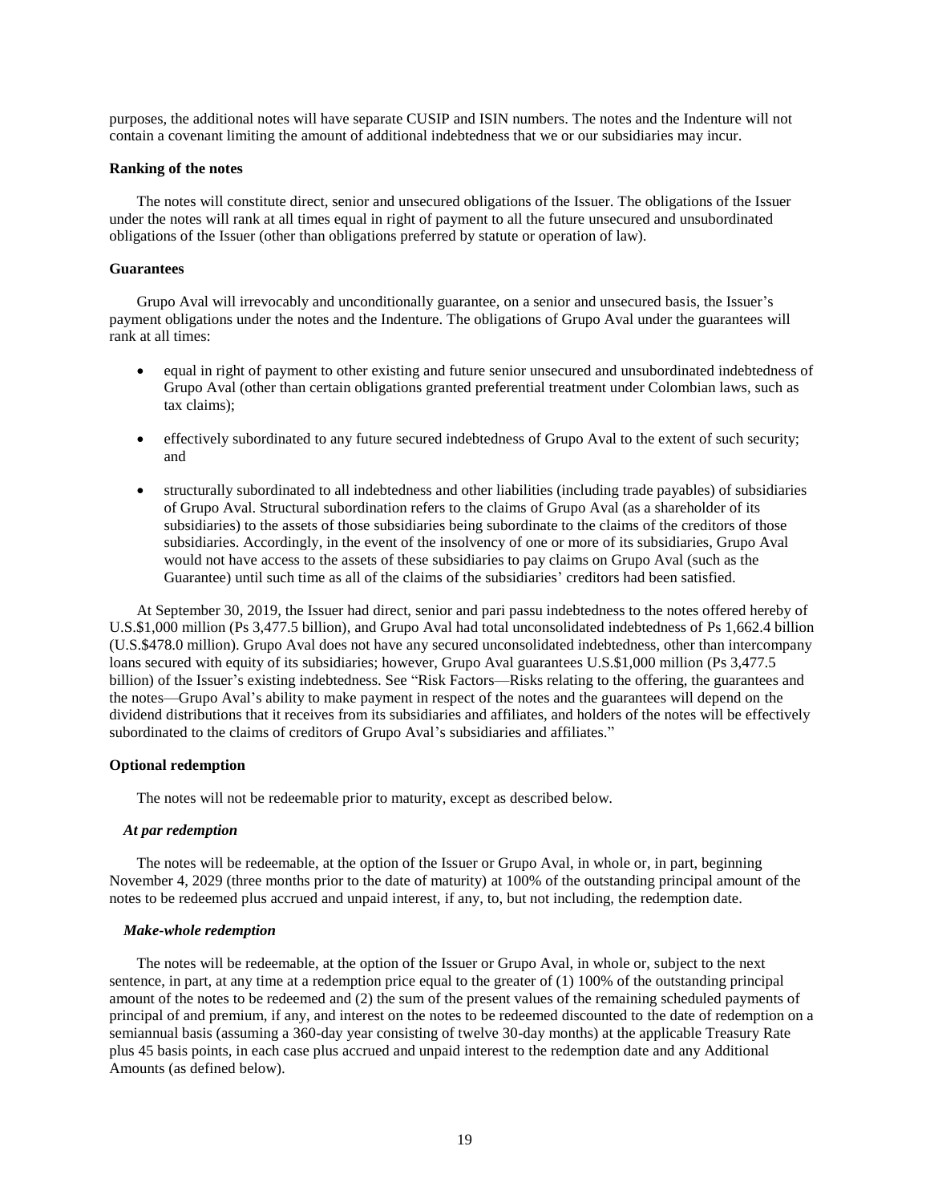purposes, the additional notes will have separate CUSIP and ISIN numbers. The notes and the Indenture will not contain a covenant limiting the amount of additional indebtedness that we or our subsidiaries may incur.

**Ranking of the notes**

The notes will constitute direct, senior and unsecured obligations of the Issuer. The obligations of the Issuer under the notes will rank at all times equal in right of payment to all the future unsecured and unsubordinated obligations of the Issuer (other than obligations preferred by statute or operation of law).

**Guarantees**

Grupo Aval will irrevocably and unconditionally guarantee, on a senior and unsecured basis, the Issuer's payment obligations under the notes and the Indenture. The obligations of Grupo Aval under the guarantees will rank at all times:

- equal in right of payment to other existing and future senior unsecured and unsubordinated indebtedness of Grupo Aval (other than certain obligations granted preferential treatment under Colombian laws, such as tax claims);
- effectively subordinated to any future secured indebtedness of Grupo Aval to the extent of such security; and
- structurally subordinated to all indebtedness and other liabilities (including trade payables) of subsidiaries of Grupo Aval. Structural subordination refers to the claims of Grupo Aval (as a shareholder of its subsidiaries) to the assets of those subsidiaries being subordinate to the claims of the creditors of those subsidiaries. Accordingly, in the event of the insolvency of one or more of its subsidiaries, Grupo Aval would not have access to the assets of these subsidiaries to pay claims on Grupo Aval (such as the Guarantee) until such time as all of the claims of the subsidiaries' creditors had been satisfied.

At September 30, 2019, the Issuer had direct, senior and pari passu indebtedness to the notes offered hereby of U.S.$1,000 million (Ps 3,477.5 billion), and Grupo Aval had total unconsolidated indebtedness of Ps 1,662.4 billion (U.S.$478.0 million). Grupo Aval does not have any secured unconsolidated indebtedness, other than intercompany loans secured with equity of its subsidiaries; however, Grupo Aval guarantees U.S.$1,000 million (Ps 3,477.5 billion) of the Issuer's existing indebtedness. See "Risk Factors—Risks relating to the offering, the guarantees and the notes—Grupo Aval's ability to make payment in respect of the notes and the guarantees will depend on the dividend distributions that it receives from its subsidiaries and affiliates, and holders of the notes will be effectively subordinated to the claims of creditors of Grupo Aval's subsidiaries and affiliates."

**Optional redemption**

The notes will not be redeemable prior to maturity, except as described below.

***At par redemption***

The notes will be redeemable, at the option of the Issuer or Grupo Aval, in whole or, in part, beginning November 4, 2029 (three months prior to the date of maturity) at 100% of the outstanding principal amount of the notes to be redeemed plus accrued and unpaid interest, if any, to, but not including, the redemption date.

***Make-whole redemption***

The notes will be redeemable, at the option of the Issuer or Grupo Aval, in whole or, subject to the next sentence, in part, at any time at a redemption price equal to the greater of (1) 100% of the outstanding principal amount of the notes to be redeemed and (2) the sum of the present values of the remaining scheduled payments of principal of and premium, if any, and interest on the notes to be redeemed discounted to the date of redemption on a semiannual basis (assuming a 360-day year consisting of twelve 30-day months) at the applicable Treasury Rate plus 45 basis points, in each case plus accrued and unpaid interest to the redemption date and any Additional Amounts (as defined below).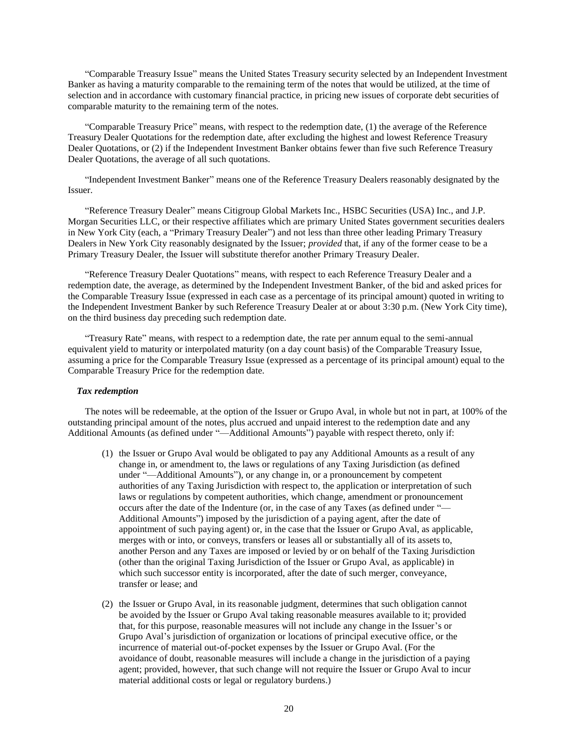"Comparable Treasury Issue" means the United States Treasury security selected by an Independent Investment Banker as having a maturity comparable to the remaining term of the notes that would be utilized, at the time of selection and in accordance with customary financial practice, in pricing new issues of corporate debt securities of comparable maturity to the remaining term of the notes.

"Comparable Treasury Price" means, with respect to the redemption date, (1) the average of the Reference Treasury Dealer Quotations for the redemption date, after excluding the highest and lowest Reference Treasury Dealer Quotations, or (2) if the Independent Investment Banker obtains fewer than five such Reference Treasury Dealer Quotations, the average of all such quotations.

"Independent Investment Banker" means one of the Reference Treasury Dealers reasonably designated by the Issuer.

"Reference Treasury Dealer" means Citigroup Global Markets Inc., HSBC Securities (USA) Inc., and J.P. Morgan Securities LLC, or their respective affiliates which are primary United States government securities dealers in New York City (each, a "Primary Treasury Dealer") and not less than three other leading Primary Treasury Dealers in New York City reasonably designated by the Issuer; *provided* that, if any of the former cease to be a Primary Treasury Dealer, the Issuer will substitute therefor another Primary Treasury Dealer.

"Reference Treasury Dealer Quotations" means, with respect to each Reference Treasury Dealer and a redemption date, the average, as determined by the Independent Investment Banker, of the bid and asked prices for the Comparable Treasury Issue (expressed in each case as a percentage of its principal amount) quoted in writing to the Independent Investment Banker by such Reference Treasury Dealer at or about 3:30 p.m. (New York City time), on the third business day preceding such redemption date.

"Treasury Rate" means, with respect to a redemption date, the rate per annum equal to the semi-annual equivalent yield to maturity or interpolated maturity (on a day count basis) of the Comparable Treasury Issue, assuming a price for the Comparable Treasury Issue (expressed as a percentage of its principal amount) equal to the Comparable Treasury Price for the redemption date.

***Tax redemption***

The notes will be redeemable, at the option of the Issuer or Grupo Aval, in whole but not in part, at 100% of the outstanding principal amount of the notes, plus accrued and unpaid interest to the redemption date and any Additional Amounts (as defined under "—Additional Amounts") payable with respect thereto, only if:

(1) the Issuer or Grupo Aval would be obligated to pay any Additional Amounts as a result of any change in, or amendment to, the laws or regulations of any Taxing Jurisdiction (as defined under "—Additional Amounts"), or any change in, or a pronouncement by competent authorities of any Taxing Jurisdiction with respect to, the application or interpretation of such laws or regulations by competent authorities, which change, amendment or pronouncement occurs after the date of the Indenture (or, in the case of any Taxes (as defined under "—Additional Amounts") imposed by the jurisdiction of a paying agent, after the date of appointment of such paying agent) or, in the case that the Issuer or Grupo Aval, as applicable, merges with or into, or conveys, transfers or leases all or substantially all of its assets to, another Person and any Taxes are imposed or levied by or on behalf of the Taxing Jurisdiction (other than the original Taxing Jurisdiction of the Issuer or Grupo Aval, as applicable) in which such successor entity is incorporated, after the date of such merger, conveyance, transfer or lease; and

(2) the Issuer or Grupo Aval, in its reasonable judgment, determines that such obligation cannot be avoided by the Issuer or Grupo Aval taking reasonable measures available to it; provided that, for this purpose, reasonable measures will not include any change in the Issuer's or Grupo Aval's jurisdiction of organization or locations of principal executive office, or the incurrence of material out-of-pocket expenses by the Issuer or Grupo Aval. (For the avoidance of doubt, reasonable measures will include a change in the jurisdiction of a paying agent; provided, however, that such change will not require the Issuer or Grupo Aval to incur material additional costs or legal or regulatory burdens.)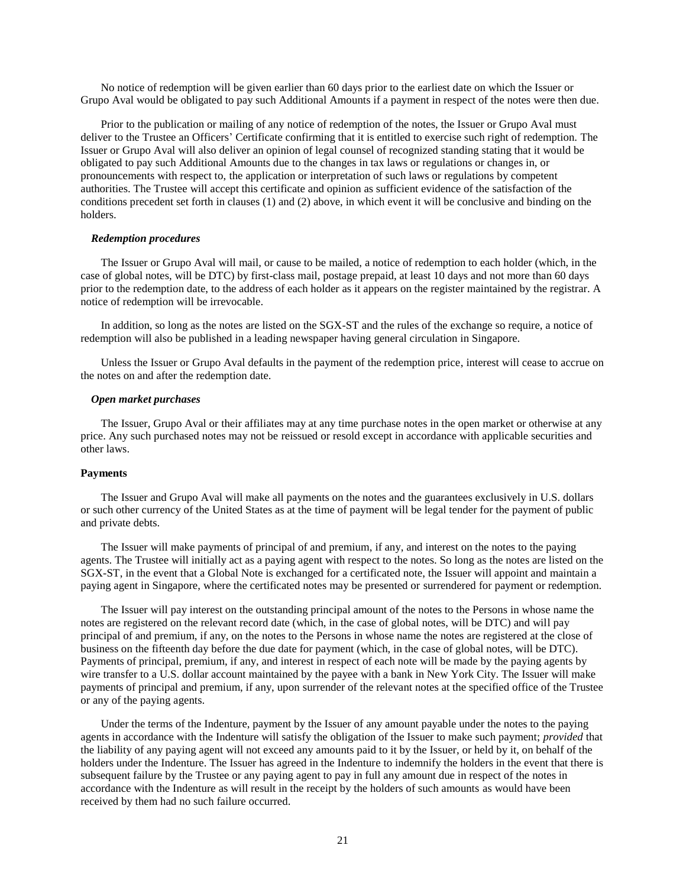No notice of redemption will be given earlier than 60 days prior to the earliest date on which the Issuer or Grupo Aval would be obligated to pay such Additional Amounts if a payment in respect of the notes were then due.

Prior to the publication or mailing of any notice of redemption of the notes, the Issuer or Grupo Aval must deliver to the Trustee an Officers' Certificate confirming that it is entitled to exercise such right of redemption. The Issuer or Grupo Aval will also deliver an opinion of legal counsel of recognized standing stating that it would be obligated to pay such Additional Amounts due to the changes in tax laws or regulations or changes in, or pronouncements with respect to, the application or interpretation of such laws or regulations by competent authorities. The Trustee will accept this certificate and opinion as sufficient evidence of the satisfaction of the conditions precedent set forth in clauses (1) and (2) above, in which event it will be conclusive and binding on the holders.

***Redemption procedures***

The Issuer or Grupo Aval will mail, or cause to be mailed, a notice of redemption to each holder (which, in the case of global notes, will be DTC) by first-class mail, postage prepaid, at least 10 days and not more than 60 days prior to the redemption date, to the address of each holder as it appears on the register maintained by the registrar. A notice of redemption will be irrevocable.

In addition, so long as the notes are listed on the SGX-ST and the rules of the exchange so require, a notice of redemption will also be published in a leading newspaper having general circulation in Singapore.

Unless the Issuer or Grupo Aval defaults in the payment of the redemption price, interest will cease to accrue on the notes on and after the redemption date.

***Open market purchases***

The Issuer, Grupo Aval or their affiliates may at any time purchase notes in the open market or otherwise at any price. Any such purchased notes may not be reissued or resold except in accordance with applicable securities and other laws.

**Payments**

The Issuer and Grupo Aval will make all payments on the notes and the guarantees exclusively in U.S. dollars or such other currency of the United States as at the time of payment will be legal tender for the payment of public and private debts.

The Issuer will make payments of principal of and premium, if any, and interest on the notes to the paying agents. The Trustee will initially act as a paying agent with respect to the notes. So long as the notes are listed on the SGX-ST, in the event that a Global Note is exchanged for a certificated note, the Issuer will appoint and maintain a paying agent in Singapore, where the certificated notes may be presented or surrendered for payment or redemption.

The Issuer will pay interest on the outstanding principal amount of the notes to the Persons in whose name the notes are registered on the relevant record date (which, in the case of global notes, will be DTC) and will pay principal of and premium, if any, on the notes to the Persons in whose name the notes are registered at the close of business on the fifteenth day before the due date for payment (which, in the case of global notes, will be DTC). Payments of principal, premium, if any, and interest in respect of each note will be made by the paying agents by wire transfer to a U.S. dollar account maintained by the payee with a bank in New York City. The Issuer will make payments of principal and premium, if any, upon surrender of the relevant notes at the specified office of the Trustee or any of the paying agents.

Under the terms of the Indenture, payment by the Issuer of any amount payable under the notes to the paying agents in accordance with the Indenture will satisfy the obligation of the Issuer to make such payment; *provided* that the liability of any paying agent will not exceed any amounts paid to it by the Issuer, or held by it, on behalf of the holders under the Indenture. The Issuer has agreed in the Indenture to indemnify the holders in the event that there is subsequent failure by the Trustee or any paying agent to pay in full any amount due in respect of the notes in accordance with the Indenture as will result in the receipt by the holders of such amounts as would have been received by them had no such failure occurred.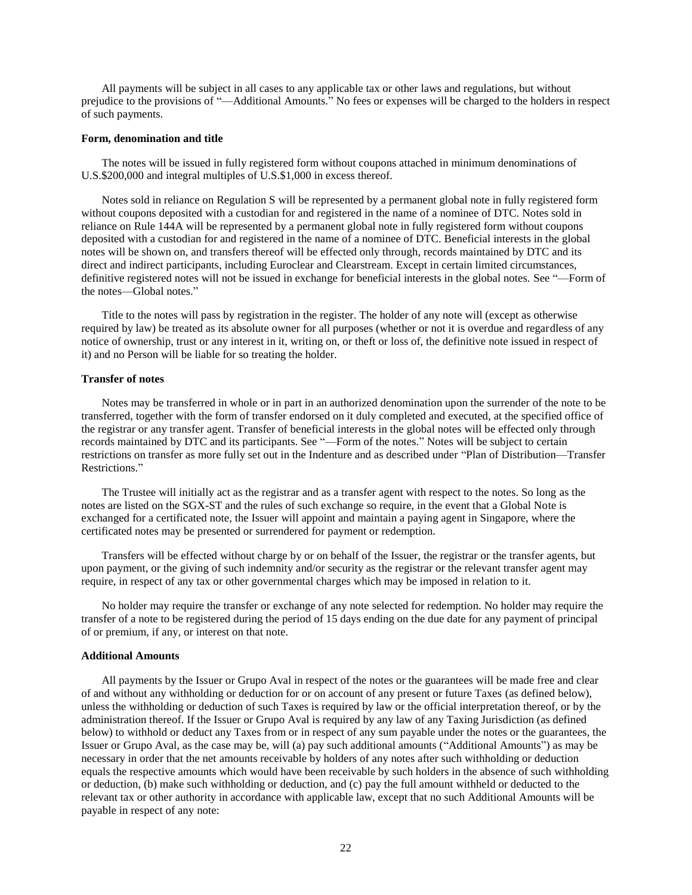All payments will be subject in all cases to any applicable tax or other laws and regulations, but without prejudice to the provisions of "—Additional Amounts." No fees or expenses will be charged to the holders in respect of such payments.

**Form, denomination and title**

The notes will be issued in fully registered form without coupons attached in minimum denominations of U.S.$200,000 and integral multiples of U.S.$1,000 in excess thereof.

Notes sold in reliance on Regulation S will be represented by a permanent global note in fully registered form without coupons deposited with a custodian for and registered in the name of a nominee of DTC. Notes sold in reliance on Rule 144A will be represented by a permanent global note in fully registered form without coupons deposited with a custodian for and registered in the name of a nominee of DTC. Beneficial interests in the global notes will be shown on, and transfers thereof will be effected only through, records maintained by DTC and its direct and indirect participants, including Euroclear and Clearstream. Except in certain limited circumstances, definitive registered notes will not be issued in exchange for beneficial interests in the global notes. See "—Form of the notes—Global notes."

Title to the notes will pass by registration in the register. The holder of any note will (except as otherwise required by law) be treated as its absolute owner for all purposes (whether or not it is overdue and regardless of any notice of ownership, trust or any interest in it, writing on, or theft or loss of, the definitive note issued in respect of it) and no Person will be liable for so treating the holder.

**Transfer of notes**

Notes may be transferred in whole or in part in an authorized denomination upon the surrender of the note to be transferred, together with the form of transfer endorsed on it duly completed and executed, at the specified office of the registrar or any transfer agent. Transfer of beneficial interests in the global notes will be effected only through records maintained by DTC and its participants. See "—Form of the notes." Notes will be subject to certain restrictions on transfer as more fully set out in the Indenture and as described under "Plan of Distribution—Transfer Restrictions."

The Trustee will initially act as the registrar and as a transfer agent with respect to the notes. So long as the notes are listed on the SGX-ST and the rules of such exchange so require, in the event that a Global Note is exchanged for a certificated note, the Issuer will appoint and maintain a paying agent in Singapore, where the certificated notes may be presented or surrendered for payment or redemption.

Transfers will be effected without charge by or on behalf of the Issuer, the registrar or the transfer agents, but upon payment, or the giving of such indemnity and/or security as the registrar or the relevant transfer agent may require, in respect of any tax or other governmental charges which may be imposed in relation to it.

No holder may require the transfer or exchange of any note selected for redemption. No holder may require the transfer of a note to be registered during the period of 15 days ending on the due date for any payment of principal of or premium, if any, or interest on that note.

**Additional Amounts**

All payments by the Issuer or Grupo Aval in respect of the notes or the guarantees will be made free and clear of and without any withholding or deduction for or on account of any present or future Taxes (as defined below), unless the withholding or deduction of such Taxes is required by law or the official interpretation thereof, or by the administration thereof. If the Issuer or Grupo Aval is required by any law of any Taxing Jurisdiction (as defined below) to withhold or deduct any Taxes from or in respect of any sum payable under the notes or the guarantees, the Issuer or Grupo Aval, as the case may be, will (a) pay such additional amounts ("Additional Amounts") as may be necessary in order that the net amounts receivable by holders of any notes after such withholding or deduction equals the respective amounts which would have been receivable by such holders in the absence of such withholding or deduction, (b) make such withholding or deduction, and (c) pay the full amount withheld or deducted to the relevant tax or other authority in accordance with applicable law, except that no such Additional Amounts will be payable in respect of any note: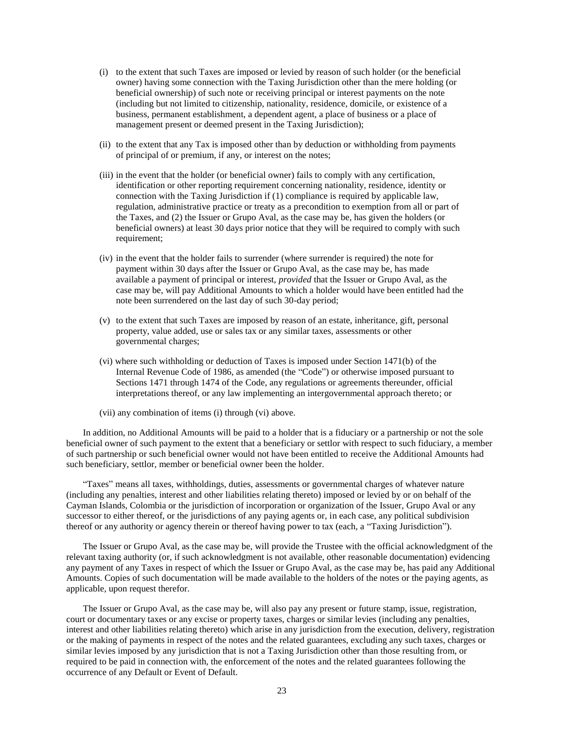(i) to the extent that such Taxes are imposed or levied by reason of such holder (or the beneficial owner) having some connection with the Taxing Jurisdiction other than the mere holding (or beneficial ownership) of such note or receiving principal or interest payments on the note (including but not limited to citizenship, nationality, residence, domicile, or existence of a business, permanent establishment, a dependent agent, a place of business or a place of management present or deemed present in the Taxing Jurisdiction);

(ii) to the extent that any Tax is imposed other than by deduction or withholding from payments of principal of or premium, if any, or interest on the notes;

(iii) in the event that the holder (or beneficial owner) fails to comply with any certification, identification or other reporting requirement concerning nationality, residence, identity or connection with the Taxing Jurisdiction if (1) compliance is required by applicable law, regulation, administrative practice or treaty as a precondition to exemption from all or part of the Taxes, and (2) the Issuer or Grupo Aval, as the case may be, has given the holders (or beneficial owners) at least 30 days prior notice that they will be required to comply with such requirement;

(iv) in the event that the holder fails to surrender (where surrender is required) the note for payment within 30 days after the Issuer or Grupo Aval, as the case may be, has made available a payment of principal or interest, *provided* that the Issuer or Grupo Aval, as the case may be, will pay Additional Amounts to which a holder would have been entitled had the note been surrendered on the last day of such 30-day period;

(v) to the extent that such Taxes are imposed by reason of an estate, inheritance, gift, personal property, value added, use or sales tax or any similar taxes, assessments or other governmental charges;

(vi) where such withholding or deduction of Taxes is imposed under Section 1471(b) of the Internal Revenue Code of 1986, as amended (the "Code") or otherwise imposed pursuant to Sections 1471 through 1474 of the Code, any regulations or agreements thereunder, official interpretations thereof, or any law implementing an intergovernmental approach thereto; or

(vii) any combination of items (i) through (vi) above.

In addition, no Additional Amounts will be paid to a holder that is a fiduciary or a partnership or not the sole beneficial owner of such payment to the extent that a beneficiary or settlor with respect to such fiduciary, a member of such partnership or such beneficial owner would not have been entitled to receive the Additional Amounts had such beneficiary, settlor, member or beneficial owner been the holder.

"Taxes" means all taxes, withholdings, duties, assessments or governmental charges of whatever nature (including any penalties, interest and other liabilities relating thereto) imposed or levied by or on behalf of the Cayman Islands, Colombia or the jurisdiction of incorporation or organization of the Issuer, Grupo Aval or any successor to either thereof, or the jurisdictions of any paying agents or, in each case, any political subdivision thereof or any authority or agency therein or thereof having power to tax (each, a "Taxing Jurisdiction").

The Issuer or Grupo Aval, as the case may be, will provide the Trustee with the official acknowledgment of the relevant taxing authority (or, if such acknowledgment is not available, other reasonable documentation) evidencing any payment of any Taxes in respect of which the Issuer or Grupo Aval, as the case may be, has paid any Additional Amounts. Copies of such documentation will be made available to the holders of the notes or the paying agents, as applicable, upon request therefor.

The Issuer or Grupo Aval, as the case may be, will also pay any present or future stamp, issue, registration, court or documentary taxes or any excise or property taxes, charges or similar levies (including any penalties, interest and other liabilities relating thereto) which arise in any jurisdiction from the execution, delivery, registration or the making of payments in respect of the notes and the related guarantees, excluding any such taxes, charges or similar levies imposed by any jurisdiction that is not a Taxing Jurisdiction other than those resulting from, or required to be paid in connection with, the enforcement of the notes and the related guarantees following the occurrence of any Default or Event of Default.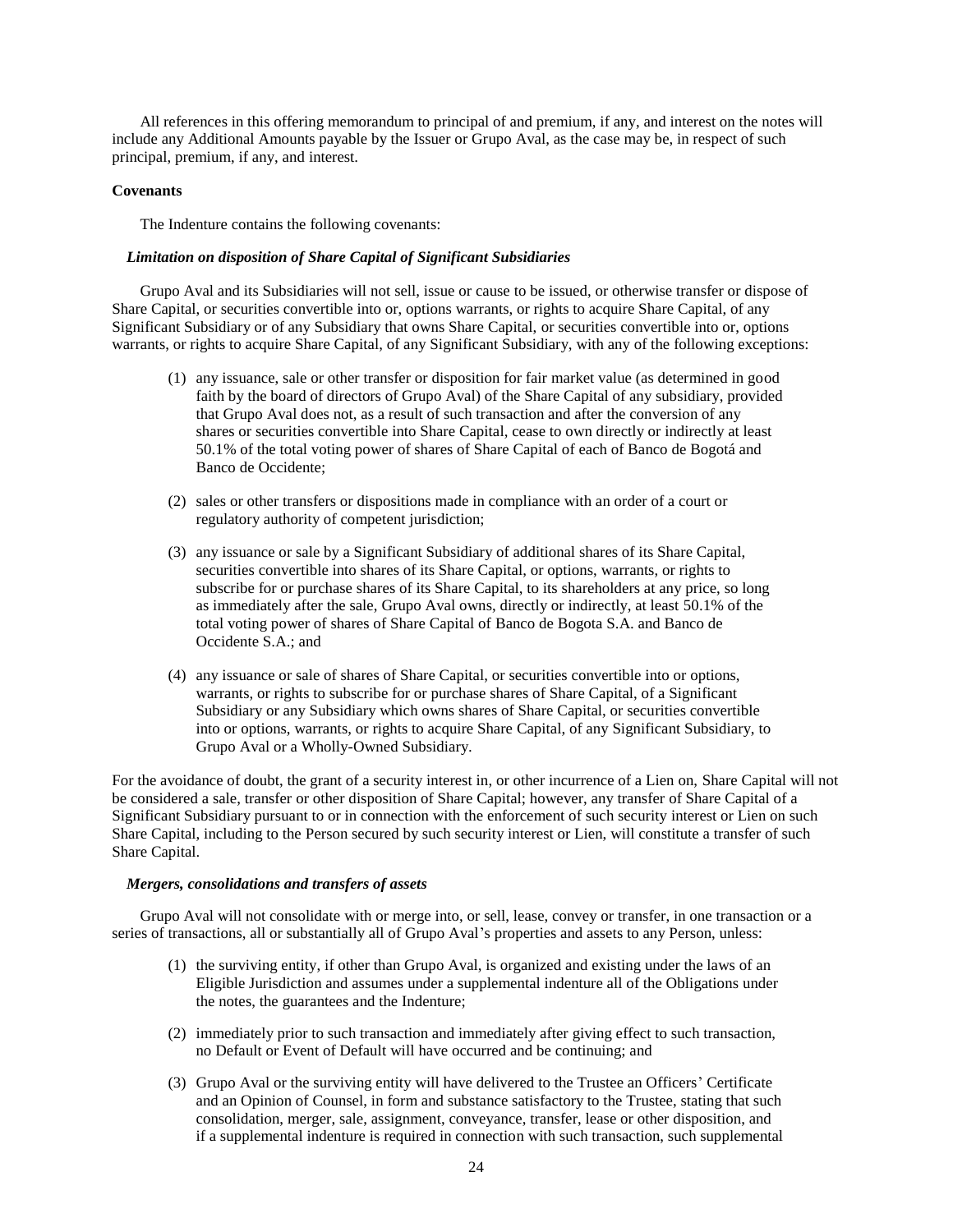All references in this offering memorandum to principal of and premium, if any, and interest on the notes will include any Additional Amounts payable by the Issuer or Grupo Aval, as the case may be, in respect of such principal, premium, if any, and interest.

**Covenants**

The Indenture contains the following covenants:

***Limitation on disposition of Share Capital of Significant Subsidiaries***

Grupo Aval and its Subsidiaries will not sell, issue or cause to be issued, or otherwise transfer or dispose of Share Capital, or securities convertible into or, options warrants, or rights to acquire Share Capital, of any Significant Subsidiary or of any Subsidiary that owns Share Capital, or securities convertible into or, options warrants, or rights to acquire Share Capital, of any Significant Subsidiary, with any of the following exceptions:

(1) any issuance, sale or other transfer or disposition for fair market value (as determined in good faith by the board of directors of Grupo Aval) of the Share Capital of any subsidiary, provided that Grupo Aval does not, as a result of such transaction and after the conversion of any shares or securities convertible into Share Capital, cease to own directly or indirectly at least 50.1% of the total voting power of shares of Share Capital of each of Banco de Bogotá and Banco de Occidente;

(2) sales or other transfers or dispositions made in compliance with an order of a court or regulatory authority of competent jurisdiction;

(3) any issuance or sale by a Significant Subsidiary of additional shares of its Share Capital, securities convertible into shares of its Share Capital, or options, warrants, or rights to subscribe for or purchase shares of its Share Capital, to its shareholders at any price, so long as immediately after the sale, Grupo Aval owns, directly or indirectly, at least 50.1% of the total voting power of shares of Share Capital of Banco de Bogota S.A. and Banco de Occidente S.A.; and

(4) any issuance or sale of shares of Share Capital, or securities convertible into or options, warrants, or rights to subscribe for or purchase shares of Share Capital, of a Significant Subsidiary or any Subsidiary which owns shares of Share Capital, or securities convertible into or options, warrants, or rights to acquire Share Capital, of any Significant Subsidiary, to Grupo Aval or a Wholly-Owned Subsidiary.

For the avoidance of doubt, the grant of a security interest in, or other incurrence of a Lien on, Share Capital will not be considered a sale, transfer or other disposition of Share Capital; however, any transfer of Share Capital of a Significant Subsidiary pursuant to or in connection with the enforcement of such security interest or Lien on such Share Capital, including to the Person secured by such security interest or Lien, will constitute a transfer of such Share Capital.

***Mergers, consolidations and transfers of assets***

Grupo Aval will not consolidate with or merge into, or sell, lease, convey or transfer, in one transaction or a series of transactions, all or substantially all of Grupo Aval's properties and assets to any Person, unless:

(1) the surviving entity, if other than Grupo Aval, is organized and existing under the laws of an Eligible Jurisdiction and assumes under a supplemental indenture all of the Obligations under the notes, the guarantees and the Indenture;

(2) immediately prior to such transaction and immediately after giving effect to such transaction, no Default or Event of Default will have occurred and be continuing; and

(3) Grupo Aval or the surviving entity will have delivered to the Trustee an Officers' Certificate and an Opinion of Counsel, in form and substance satisfactory to the Trustee, stating that such consolidation, merger, sale, assignment, conveyance, transfer, lease or other disposition, and if a supplemental indenture is required in connection with such transaction, such supplemental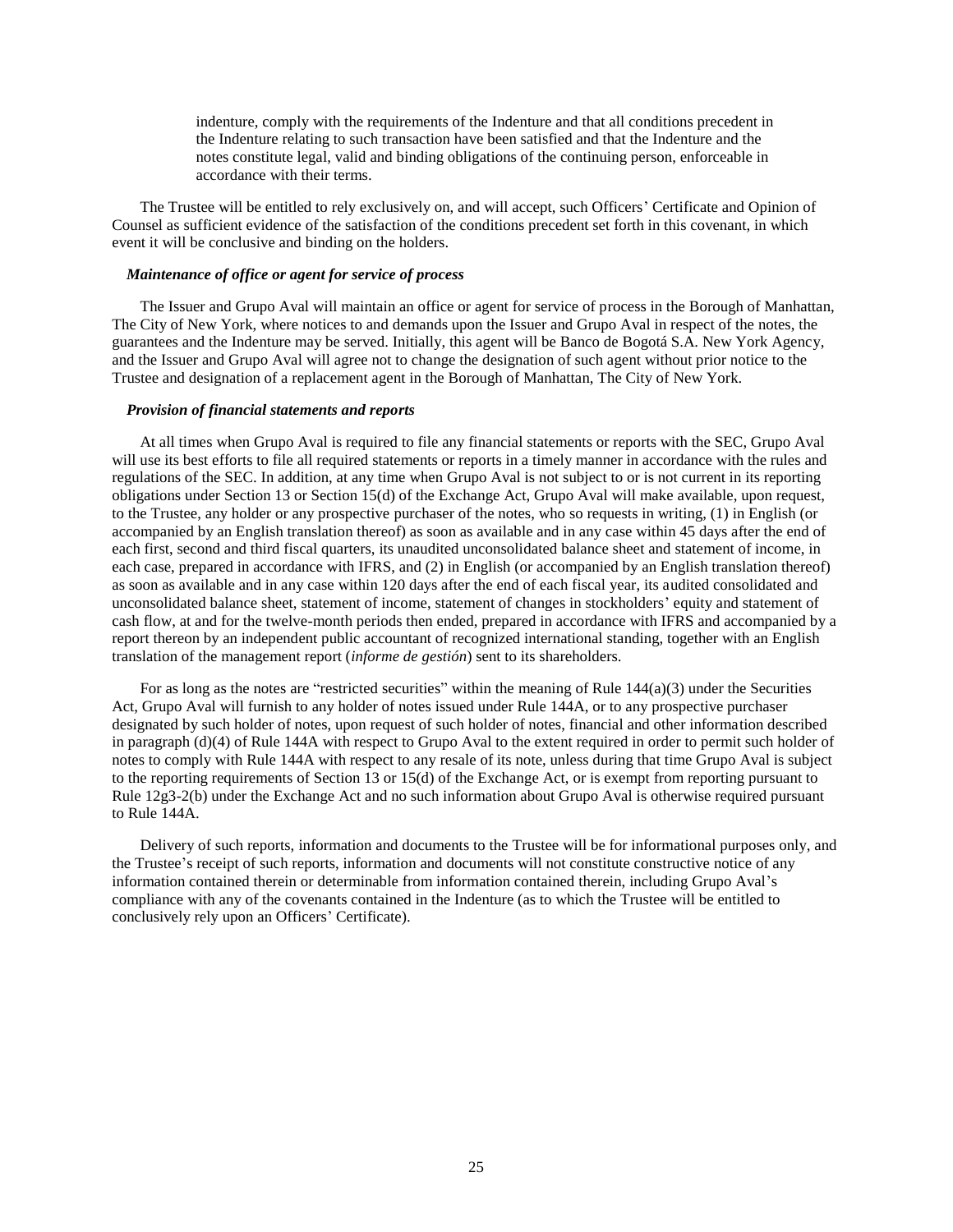indenture, comply with the requirements of the Indenture and that all conditions precedent in the Indenture relating to such transaction have been satisfied and that the Indenture and the notes constitute legal, valid and binding obligations of the continuing person, enforceable in accordance with their terms.

The Trustee will be entitled to rely exclusively on, and will accept, such Officers' Certificate and Opinion of Counsel as sufficient evidence of the satisfaction of the conditions precedent set forth in this covenant, in which event it will be conclusive and binding on the holders.

***Maintenance of office or agent for service of process***

The Issuer and Grupo Aval will maintain an office or agent for service of process in the Borough of Manhattan, The City of New York, where notices to and demands upon the Issuer and Grupo Aval in respect of the notes, the guarantees and the Indenture may be served. Initially, this agent will be Banco de Bogotá S.A. New York Agency, and the Issuer and Grupo Aval will agree not to change the designation of such agent without prior notice to the Trustee and designation of a replacement agent in the Borough of Manhattan, The City of New York.

***Provision of financial statements and reports***

At all times when Grupo Aval is required to file any financial statements or reports with the SEC, Grupo Aval will use its best efforts to file all required statements or reports in a timely manner in accordance with the rules and regulations of the SEC. In addition, at any time when Grupo Aval is not subject to or is not current in its reporting obligations under Section 13 or Section 15(d) of the Exchange Act, Grupo Aval will make available, upon request, to the Trustee, any holder or any prospective purchaser of the notes, who so requests in writing, (1) in English (or accompanied by an English translation thereof) as soon as available and in any case within 45 days after the end of each first, second and third fiscal quarters, its unaudited unconsolidated balance sheet and statement of income, in each case, prepared in accordance with IFRS, and (2) in English (or accompanied by an English translation thereof) as soon as available and in any case within 120 days after the end of each fiscal year, its audited consolidated and unconsolidated balance sheet, statement of income, statement of changes in stockholders' equity and statement of cash flow, at and for the twelve-month periods then ended, prepared in accordance with IFRS and accompanied by a report thereon by an independent public accountant of recognized international standing, together with an English translation of the management report (*informe de gestión*) sent to its shareholders.

For as long as the notes are "restricted securities" within the meaning of Rule 144(a)(3) under the Securities Act, Grupo Aval will furnish to any holder of notes issued under Rule 144A, or to any prospective purchaser designated by such holder of notes, upon request of such holder of notes, financial and other information described in paragraph (d)(4) of Rule 144A with respect to Grupo Aval to the extent required in order to permit such holder of notes to comply with Rule 144A with respect to any resale of its note, unless during that time Grupo Aval is subject to the reporting requirements of Section 13 or 15(d) of the Exchange Act, or is exempt from reporting pursuant to Rule 12g3-2(b) under the Exchange Act and no such information about Grupo Aval is otherwise required pursuant to Rule 144A.

Delivery of such reports, information and documents to the Trustee will be for informational purposes only, and the Trustee's receipt of such reports, information and documents will not constitute constructive notice of any information contained therein or determinable from information contained therein, including Grupo Aval's compliance with any of the covenants contained in the Indenture (as to which the Trustee will be entitled to conclusively rely upon an Officers' Certificate).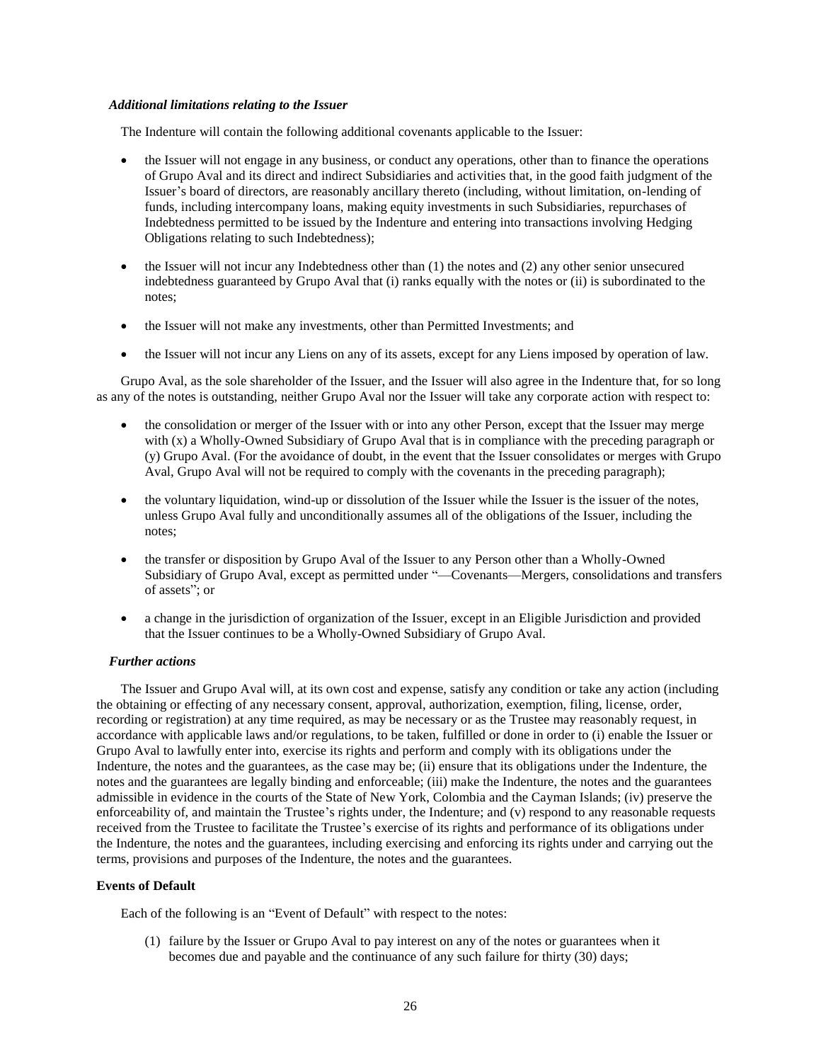*Additional limitations relating to the Issuer*

The Indenture will contain the following additional covenants applicable to the Issuer:

- the Issuer will not engage in any business, or conduct any operations, other than to finance the operations of Grupo Aval and its direct and indirect Subsidiaries and activities that, in the good faith judgment of the Issuer's board of directors, are reasonably ancillary thereto (including, without limitation, on-lending of funds, including intercompany loans, making equity investments in such Subsidiaries, repurchases of Indebtedness permitted to be issued by the Indenture and entering into transactions involving Hedging Obligations relating to such Indebtedness);
- the Issuer will not incur any Indebtedness other than (1) the notes and (2) any other senior unsecured indebtedness guaranteed by Grupo Aval that (i) ranks equally with the notes or (ii) is subordinated to the notes;
- the Issuer will not make any investments, other than Permitted Investments; and
- the Issuer will not incur any Liens on any of its assets, except for any Liens imposed by operation of law.

Grupo Aval, as the sole shareholder of the Issuer, and the Issuer will also agree in the Indenture that, for so long as any of the notes is outstanding, neither Grupo Aval nor the Issuer will take any corporate action with respect to:

- the consolidation or merger of the Issuer with or into any other Person, except that the Issuer may merge with (x) a Wholly-Owned Subsidiary of Grupo Aval that is in compliance with the preceding paragraph or (y) Grupo Aval. (For the avoidance of doubt, in the event that the Issuer consolidates or merges with Grupo Aval, Grupo Aval will not be required to comply with the covenants in the preceding paragraph);
- the voluntary liquidation, wind-up or dissolution of the Issuer while the Issuer is the issuer of the notes, unless Grupo Aval fully and unconditionally assumes all of the obligations of the Issuer, including the notes;
- the transfer or disposition by Grupo Aval of the Issuer to any Person other than a Wholly-Owned Subsidiary of Grupo Aval, except as permitted under "—Covenants—Mergers, consolidations and transfers of assets"; or
- a change in the jurisdiction of organization of the Issuer, except in an Eligible Jurisdiction and provided that the Issuer continues to be a Wholly-Owned Subsidiary of Grupo Aval.

*Further actions*

The Issuer and Grupo Aval will, at its own cost and expense, satisfy any condition or take any action (including the obtaining or effecting of any necessary consent, approval, authorization, exemption, filing, license, order, recording or registration) at any time required, as may be necessary or as the Trustee may reasonably request, in accordance with applicable laws and/or regulations, to be taken, fulfilled or done in order to (i) enable the Issuer or Grupo Aval to lawfully enter into, exercise its rights and perform and comply with its obligations under the Indenture, the notes and the guarantees, as the case may be; (ii) ensure that its obligations under the Indenture, the notes and the guarantees are legally binding and enforceable; (iii) make the Indenture, the notes and the guarantees admissible in evidence in the courts of the State of New York, Colombia and the Cayman Islands; (iv) preserve the enforceability of, and maintain the Trustee's rights under, the Indenture; and (v) respond to any reasonable requests received from the Trustee to facilitate the Trustee's exercise of its rights and performance of its obligations under the Indenture, the notes and the guarantees, including exercising and enforcing its rights under and carrying out the terms, provisions and purposes of the Indenture, the notes and the guarantees.

**Events of Default**

Each of the following is an "Event of Default" with respect to the notes:

(1) failure by the Issuer or Grupo Aval to pay interest on any of the notes or guarantees when it becomes due and payable and the continuance of any such failure for thirty (30) days;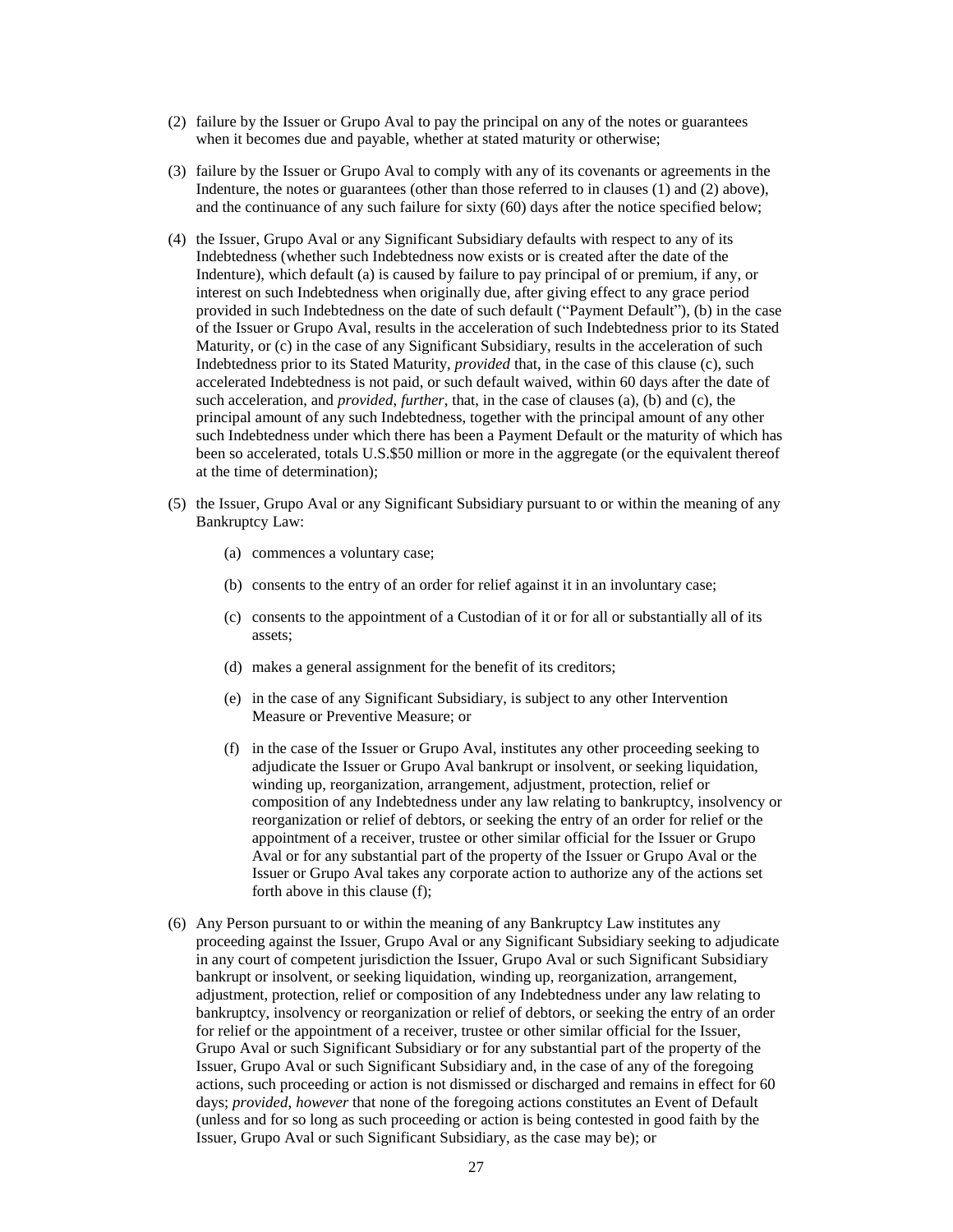(2) failure by the Issuer or Grupo Aval to pay the principal on any of the notes or guarantees when it becomes due and payable, whether at stated maturity or otherwise;

(3) failure by the Issuer or Grupo Aval to comply with any of its covenants or agreements in the Indenture, the notes or guarantees (other than those referred to in clauses (1) and (2) above), and the continuance of any such failure for sixty (60) days after the notice specified below;

(4) the Issuer, Grupo Aval or any Significant Subsidiary defaults with respect to any of its Indebtedness (whether such Indebtedness now exists or is created after the date of the Indenture), which default (a) is caused by failure to pay principal of or premium, if any, or interest on such Indebtedness when originally due, after giving effect to any grace period provided in such Indebtedness on the date of such default ("Payment Default"), (b) in the case of the Issuer or Grupo Aval, results in the acceleration of such Indebtedness prior to its Stated Maturity, or (c) in the case of any Significant Subsidiary, results in the acceleration of such Indebtedness prior to its Stated Maturity, *provided* that, in the case of this clause (c), such accelerated Indebtedness is not paid, or such default waived, within 60 days after the date of such acceleration, and *provided*, *further*, that, in the case of clauses (a), (b) and (c), the principal amount of any such Indebtedness, together with the principal amount of any other such Indebtedness under which there has been a Payment Default or the maturity of which has been so accelerated, totals U.S.$50 million or more in the aggregate (or the equivalent thereof at the time of determination);

(5) the Issuer, Grupo Aval or any Significant Subsidiary pursuant to or within the meaning of any Bankruptcy Law:

   (a) commences a voluntary case;

   (b) consents to the entry of an order for relief against it in an involuntary case;

   (c) consents to the appointment of a Custodian of it or for all or substantially all of its assets;

   (d) makes a general assignment for the benefit of its creditors;

   (e) in the case of any Significant Subsidiary, is subject to any other Intervention Measure or Preventive Measure; or

   (f) in the case of the Issuer or Grupo Aval, institutes any other proceeding seeking to adjudicate the Issuer or Grupo Aval bankrupt or insolvent, or seeking liquidation, winding up, reorganization, arrangement, adjustment, protection, relief or composition of any Indebtedness under any law relating to bankruptcy, insolvency or reorganization or relief of debtors, or seeking the entry of an order for relief or the appointment of a receiver, trustee or other similar official for the Issuer or Grupo Aval or for any substantial part of the property of the Issuer or Grupo Aval or the Issuer or Grupo Aval takes any corporate action to authorize any of the actions set forth above in this clause (f);

(6) Any Person pursuant to or within the meaning of any Bankruptcy Law institutes any proceeding against the Issuer, Grupo Aval or any Significant Subsidiary seeking to adjudicate in any court of competent jurisdiction the Issuer, Grupo Aval or such Significant Subsidiary bankrupt or insolvent, or seeking liquidation, winding up, reorganization, arrangement, adjustment, protection, relief or composition of any Indebtedness under any law relating to bankruptcy, insolvency or reorganization or relief of debtors, or seeking the entry of an order for relief or the appointment of a receiver, trustee or other similar official for the Issuer, Grupo Aval or such Significant Subsidiary or for any substantial part of the property of the Issuer, Grupo Aval or such Significant Subsidiary and, in the case of any of the foregoing actions, such proceeding or action is not dismissed or discharged and remains in effect for 60 days; *provided*, *however* that none of the foregoing actions constitutes an Event of Default (unless and for so long as such proceeding or action is being contested in good faith by the Issuer, Grupo Aval or such Significant Subsidiary, as the case may be); or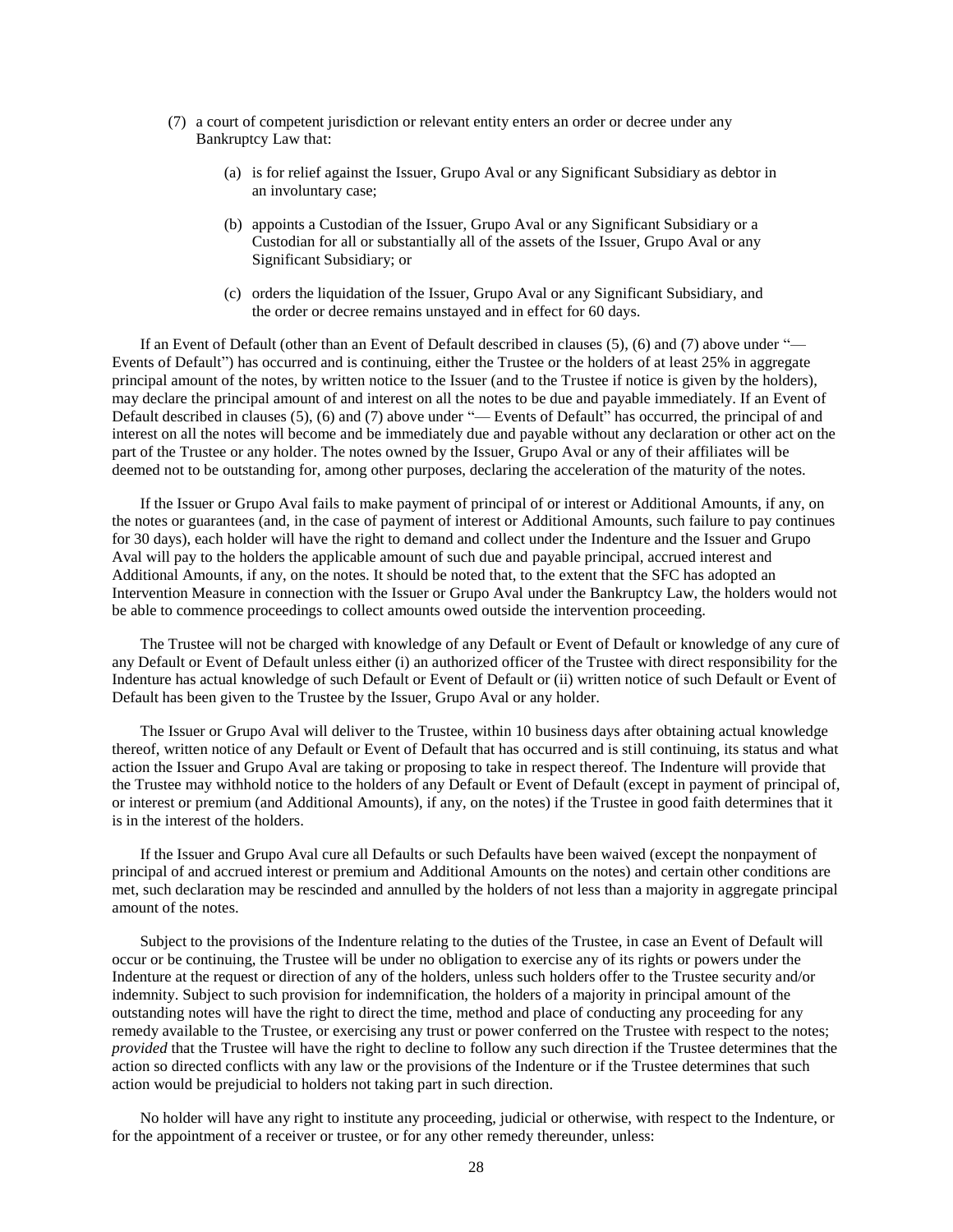(7) a court of competent jurisdiction or relevant entity enters an order or decree under any Bankruptcy Law that:

   (a) is for relief against the Issuer, Grupo Aval or any Significant Subsidiary as debtor in an involuntary case;

   (b) appoints a Custodian of the Issuer, Grupo Aval or any Significant Subsidiary or a Custodian for all or substantially all of the assets of the Issuer, Grupo Aval or any Significant Subsidiary; or

   (c) orders the liquidation of the Issuer, Grupo Aval or any Significant Subsidiary, and the order or decree remains unstayed and in effect for 60 days.

If an Event of Default (other than an Event of Default described in clauses (5), (6) and (7) above under "— Events of Default") has occurred and is continuing, either the Trustee or the holders of at least 25% in aggregate principal amount of the notes, by written notice to the Issuer (and to the Trustee if notice is given by the holders), may declare the principal amount of and interest on all the notes to be due and payable immediately. If an Event of Default described in clauses (5), (6) and (7) above under "— Events of Default" has occurred, the principal of and interest on all the notes will become and be immediately due and payable without any declaration or other act on the part of the Trustee or any holder. The notes owned by the Issuer, Grupo Aval or any of their affiliates will be deemed not to be outstanding for, among other purposes, declaring the acceleration of the maturity of the notes.

If the Issuer or Grupo Aval fails to make payment of principal of or interest or Additional Amounts, if any, on the notes or guarantees (and, in the case of payment of interest or Additional Amounts, such failure to pay continues for 30 days), each holder will have the right to demand and collect under the Indenture and the Issuer and Grupo Aval will pay to the holders the applicable amount of such due and payable principal, accrued interest and Additional Amounts, if any, on the notes. It should be noted that, to the extent that the SFC has adopted an Intervention Measure in connection with the Issuer or Grupo Aval under the Bankruptcy Law, the holders would not be able to commence proceedings to collect amounts owed outside the intervention proceeding.

The Trustee will not be charged with knowledge of any Default or Event of Default or knowledge of any cure of any Default or Event of Default unless either (i) an authorized officer of the Trustee with direct responsibility for the Indenture has actual knowledge of such Default or Event of Default or (ii) written notice of such Default or Event of Default has been given to the Trustee by the Issuer, Grupo Aval or any holder.

The Issuer or Grupo Aval will deliver to the Trustee, within 10 business days after obtaining actual knowledge thereof, written notice of any Default or Event of Default that has occurred and is still continuing, its status and what action the Issuer and Grupo Aval are taking or proposing to take in respect thereof. The Indenture will provide that the Trustee may withhold notice to the holders of any Default or Event of Default (except in payment of principal of, or interest or premium (and Additional Amounts), if any, on the notes) if the Trustee in good faith determines that it is in the interest of the holders.

If the Issuer and Grupo Aval cure all Defaults or such Defaults have been waived (except the nonpayment of principal of and accrued interest or premium and Additional Amounts on the notes) and certain other conditions are met, such declaration may be rescinded and annulled by the holders of not less than a majority in aggregate principal amount of the notes.

Subject to the provisions of the Indenture relating to the duties of the Trustee, in case an Event of Default will occur or be continuing, the Trustee will be under no obligation to exercise any of its rights or powers under the Indenture at the request or direction of any of the holders, unless such holders offer to the Trustee security and/or indemnity. Subject to such provision for indemnification, the holders of a majority in principal amount of the outstanding notes will have the right to direct the time, method and place of conducting any proceeding for any remedy available to the Trustee, or exercising any trust or power conferred on the Trustee with respect to the notes; *provided* that the Trustee will have the right to decline to follow any such direction if the Trustee determines that the action so directed conflicts with any law or the provisions of the Indenture or if the Trustee determines that such action would be prejudicial to holders not taking part in such direction.

No holder will have any right to institute any proceeding, judicial or otherwise, with respect to the Indenture, or for the appointment of a receiver or trustee, or for any other remedy thereunder, unless: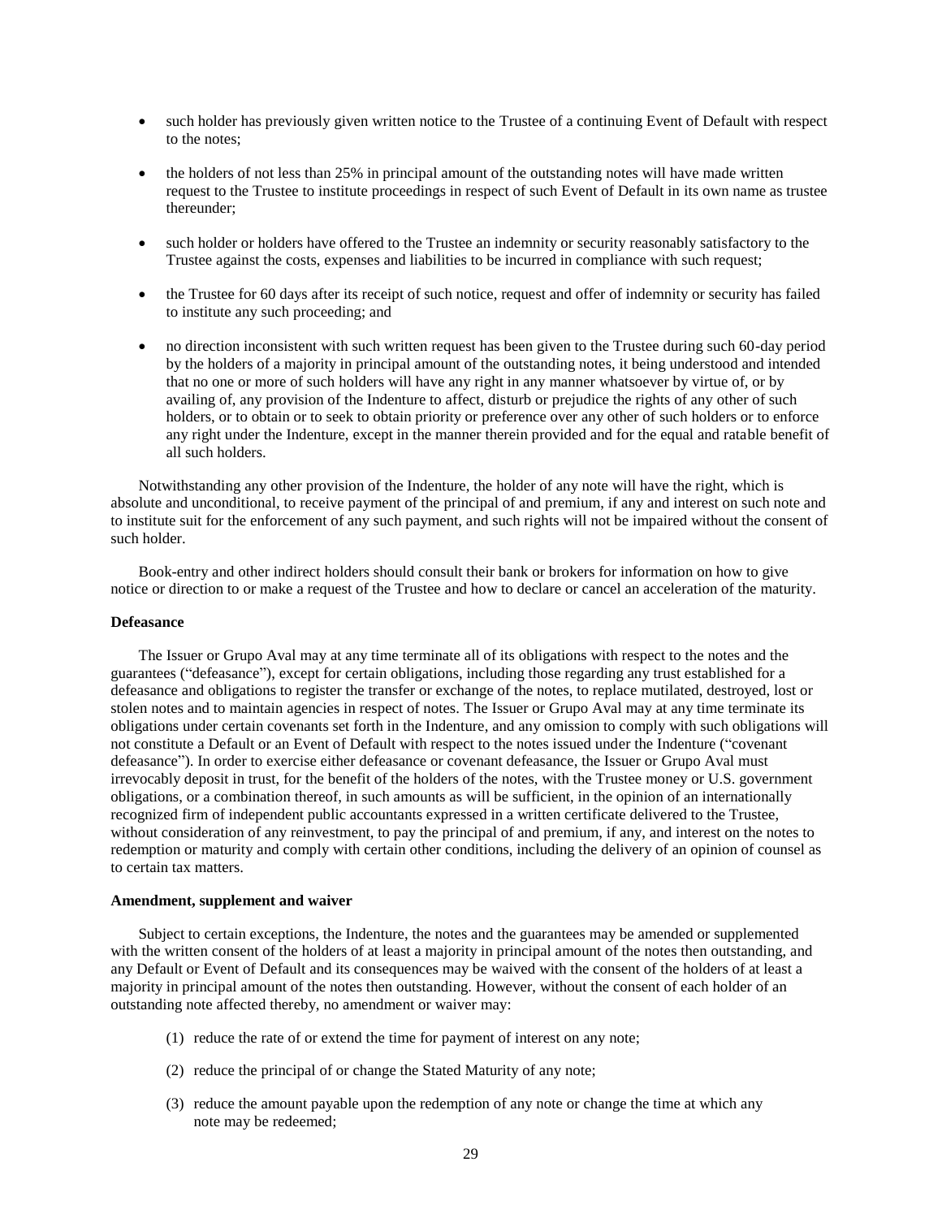- such holder has previously given written notice to the Trustee of a continuing Event of Default with respect to the notes;
- the holders of not less than 25% in principal amount of the outstanding notes will have made written request to the Trustee to institute proceedings in respect of such Event of Default in its own name as trustee thereunder;
- such holder or holders have offered to the Trustee an indemnity or security reasonably satisfactory to the Trustee against the costs, expenses and liabilities to be incurred in compliance with such request;
- the Trustee for 60 days after its receipt of such notice, request and offer of indemnity or security has failed to institute any such proceeding; and
- no direction inconsistent with such written request has been given to the Trustee during such 60-day period by the holders of a majority in principal amount of the outstanding notes, it being understood and intended that no one or more of such holders will have any right in any manner whatsoever by virtue of, or by availing of, any provision of the Indenture to affect, disturb or prejudice the rights of any other of such holders, or to obtain or to seek to obtain priority or preference over any other of such holders or to enforce any right under the Indenture, except in the manner therein provided and for the equal and ratable benefit of all such holders.

Notwithstanding any other provision of the Indenture, the holder of any note will have the right, which is absolute and unconditional, to receive payment of the principal of and premium, if any and interest on such note and to institute suit for the enforcement of any such payment, and such rights will not be impaired without the consent of such holder.

Book-entry and other indirect holders should consult their bank or brokers for information on how to give notice or direction to or make a request of the Trustee and how to declare or cancel an acceleration of the maturity.

**Defeasance**

The Issuer or Grupo Aval may at any time terminate all of its obligations with respect to the notes and the guarantees ("defeasance"), except for certain obligations, including those regarding any trust established for a defeasance and obligations to register the transfer or exchange of the notes, to replace mutilated, destroyed, lost or stolen notes and to maintain agencies in respect of notes. The Issuer or Grupo Aval may at any time terminate its obligations under certain covenants set forth in the Indenture, and any omission to comply with such obligations will not constitute a Default or an Event of Default with respect to the notes issued under the Indenture ("covenant defeasance"). In order to exercise either defeasance or covenant defeasance, the Issuer or Grupo Aval must irrevocably deposit in trust, for the benefit of the holders of the notes, with the Trustee money or U.S. government obligations, or a combination thereof, in such amounts as will be sufficient, in the opinion of an internationally recognized firm of independent public accountants expressed in a written certificate delivered to the Trustee, without consideration of any reinvestment, to pay the principal of and premium, if any, and interest on the notes to redemption or maturity and comply with certain other conditions, including the delivery of an opinion of counsel as to certain tax matters.

**Amendment, supplement and waiver**

Subject to certain exceptions, the Indenture, the notes and the guarantees may be amended or supplemented with the written consent of the holders of at least a majority in principal amount of the notes then outstanding, and any Default or Event of Default and its consequences may be waived with the consent of the holders of at least a majority in principal amount of the notes then outstanding. However, without the consent of each holder of an outstanding note affected thereby, no amendment or waiver may:

(1) reduce the rate of or extend the time for payment of interest on any note;

(2) reduce the principal of or change the Stated Maturity of any note;

(3) reduce the amount payable upon the redemption of any note or change the time at which any note may be redeemed;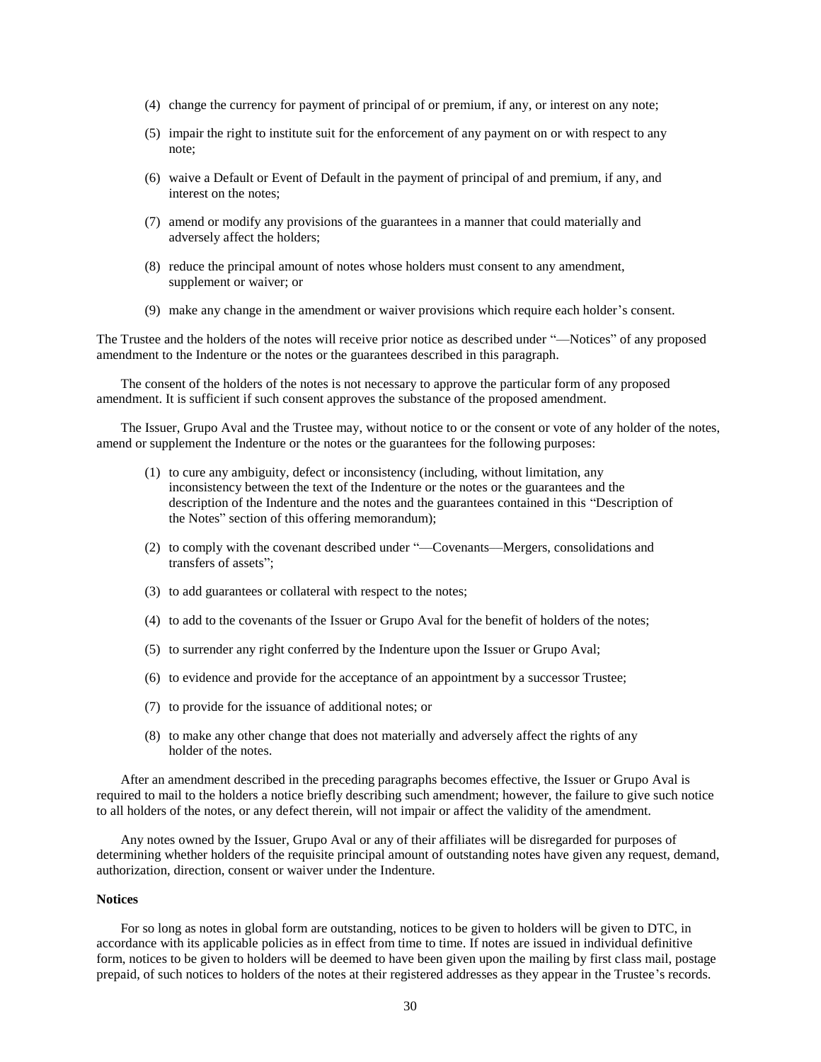(4) change the currency for payment of principal of or premium, if any, or interest on any note;

(5) impair the right to institute suit for the enforcement of any payment on or with respect to any note;

(6) waive a Default or Event of Default in the payment of principal of and premium, if any, and interest on the notes;

(7) amend or modify any provisions of the guarantees in a manner that could materially and adversely affect the holders;

(8) reduce the principal amount of notes whose holders must consent to any amendment, supplement or waiver; or

(9) make any change in the amendment or waiver provisions which require each holder's consent.

The Trustee and the holders of the notes will receive prior notice as described under "—Notices" of any proposed amendment to the Indenture or the notes or the guarantees described in this paragraph.

The consent of the holders of the notes is not necessary to approve the particular form of any proposed amendment. It is sufficient if such consent approves the substance of the proposed amendment.

The Issuer, Grupo Aval and the Trustee may, without notice to or the consent or vote of any holder of the notes, amend or supplement the Indenture or the notes or the guarantees for the following purposes:

(1) to cure any ambiguity, defect or inconsistency (including, without limitation, any inconsistency between the text of the Indenture or the notes or the guarantees and the description of the Indenture and the notes and the guarantees contained in this "Description of the Notes" section of this offering memorandum);

(2) to comply with the covenant described under "—Covenants—Mergers, consolidations and transfers of assets";

(3) to add guarantees or collateral with respect to the notes;

(4) to add to the covenants of the Issuer or Grupo Aval for the benefit of holders of the notes;

(5) to surrender any right conferred by the Indenture upon the Issuer or Grupo Aval;

(6) to evidence and provide for the acceptance of an appointment by a successor Trustee;

(7) to provide for the issuance of additional notes; or

(8) to make any other change that does not materially and adversely affect the rights of any holder of the notes.

After an amendment described in the preceding paragraphs becomes effective, the Issuer or Grupo Aval is required to mail to the holders a notice briefly describing such amendment; however, the failure to give such notice to all holders of the notes, or any defect therein, will not impair or affect the validity of the amendment.

Any notes owned by the Issuer, Grupo Aval or any of their affiliates will be disregarded for purposes of determining whether holders of the requisite principal amount of outstanding notes have given any request, demand, authorization, direction, consent or waiver under the Indenture.

**Notices**

For so long as notes in global form are outstanding, notices to be given to holders will be given to DTC, in accordance with its applicable policies as in effect from time to time. If notes are issued in individual definitive form, notices to be given to holders will be deemed to have been given upon the mailing by first class mail, postage prepaid, of such notices to holders of the notes at their registered addresses as they appear in the Trustee's records.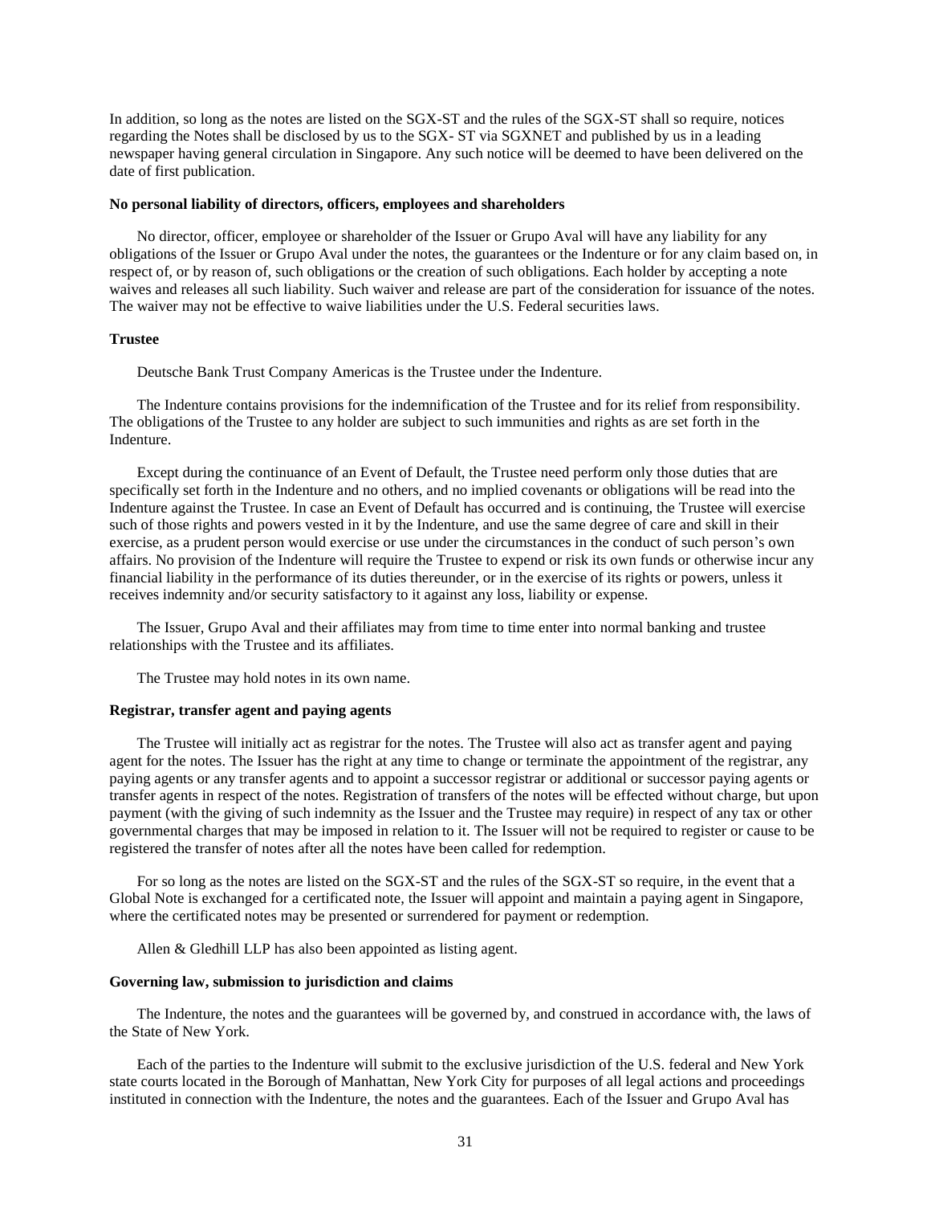In addition, so long as the notes are listed on the SGX-ST and the rules of the SGX-ST shall so require, notices regarding the Notes shall be disclosed by us to the SGX- ST via SGXNET and published by us in a leading newspaper having general circulation in Singapore. Any such notice will be deemed to have been delivered on the date of first publication.

**No personal liability of directors, officers, employees and shareholders**

No director, officer, employee or shareholder of the Issuer or Grupo Aval will have any liability for any obligations of the Issuer or Grupo Aval under the notes, the guarantees or the Indenture or for any claim based on, in respect of, or by reason of, such obligations or the creation of such obligations. Each holder by accepting a note waives and releases all such liability. Such waiver and release are part of the consideration for issuance of the notes. The waiver may not be effective to waive liabilities under the U.S. Federal securities laws.

**Trustee**

Deutsche Bank Trust Company Americas is the Trustee under the Indenture.

The Indenture contains provisions for the indemnification of the Trustee and for its relief from responsibility. The obligations of the Trustee to any holder are subject to such immunities and rights as are set forth in the Indenture.

Except during the continuance of an Event of Default, the Trustee need perform only those duties that are specifically set forth in the Indenture and no others, and no implied covenants or obligations will be read into the Indenture against the Trustee. In case an Event of Default has occurred and is continuing, the Trustee will exercise such of those rights and powers vested in it by the Indenture, and use the same degree of care and skill in their exercise, as a prudent person would exercise or use under the circumstances in the conduct of such person's own affairs. No provision of the Indenture will require the Trustee to expend or risk its own funds or otherwise incur any financial liability in the performance of its duties thereunder, or in the exercise of its rights or powers, unless it receives indemnity and/or security satisfactory to it against any loss, liability or expense.

The Issuer, Grupo Aval and their affiliates may from time to time enter into normal banking and trustee relationships with the Trustee and its affiliates.

The Trustee may hold notes in its own name.

**Registrar, transfer agent and paying agents**

The Trustee will initially act as registrar for the notes. The Trustee will also act as transfer agent and paying agent for the notes. The Issuer has the right at any time to change or terminate the appointment of the registrar, any paying agents or any transfer agents and to appoint a successor registrar or additional or successor paying agents or transfer agents in respect of the notes. Registration of transfers of the notes will be effected without charge, but upon payment (with the giving of such indemnity as the Issuer and the Trustee may require) in respect of any tax or other governmental charges that may be imposed in relation to it. The Issuer will not be required to register or cause to be registered the transfer of notes after all the notes have been called for redemption.

For so long as the notes are listed on the SGX-ST and the rules of the SGX-ST so require, in the event that a Global Note is exchanged for a certificated note, the Issuer will appoint and maintain a paying agent in Singapore, where the certificated notes may be presented or surrendered for payment or redemption.

Allen & Gledhill LLP has also been appointed as listing agent.

**Governing law, submission to jurisdiction and claims**

The Indenture, the notes and the guarantees will be governed by, and construed in accordance with, the laws of the State of New York.

Each of the parties to the Indenture will submit to the exclusive jurisdiction of the U.S. federal and New York state courts located in the Borough of Manhattan, New York City for purposes of all legal actions and proceedings instituted in connection with the Indenture, the notes and the guarantees. Each of the Issuer and Grupo Aval has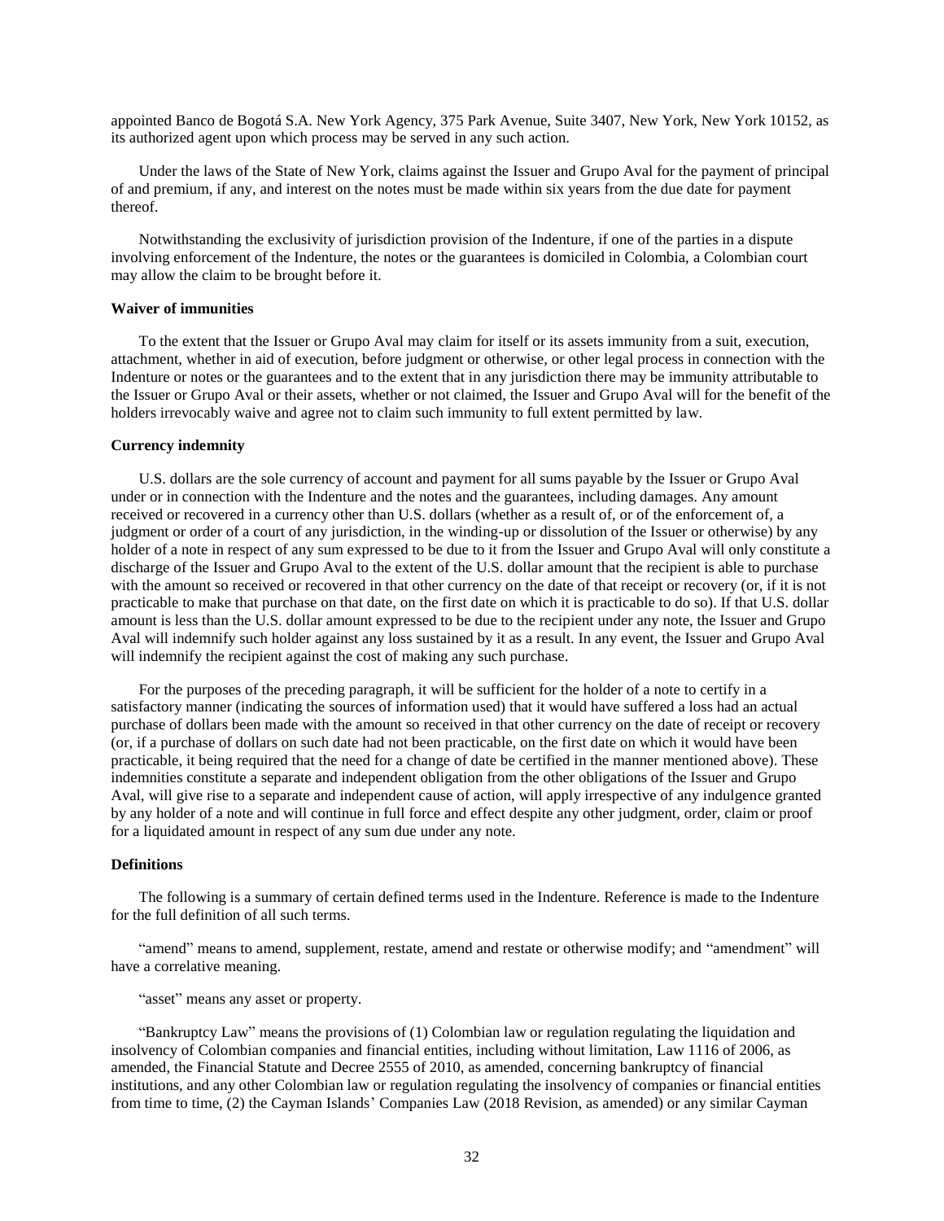appointed Banco de Bogotá S.A. New York Agency, 375 Park Avenue, Suite 3407, New York, New York 10152, as its authorized agent upon which process may be served in any such action.

Under the laws of the State of New York, claims against the Issuer and Grupo Aval for the payment of principal of and premium, if any, and interest on the notes must be made within six years from the due date for payment thereof.

Notwithstanding the exclusivity of jurisdiction provision of the Indenture, if one of the parties in a dispute involving enforcement of the Indenture, the notes or the guarantees is domiciled in Colombia, a Colombian court may allow the claim to be brought before it.

**Waiver of immunities**

To the extent that the Issuer or Grupo Aval may claim for itself or its assets immunity from a suit, execution, attachment, whether in aid of execution, before judgment or otherwise, or other legal process in connection with the Indenture or notes or the guarantees and to the extent that in any jurisdiction there may be immunity attributable to the Issuer or Grupo Aval or their assets, whether or not claimed, the Issuer and Grupo Aval will for the benefit of the holders irrevocably waive and agree not to claim such immunity to full extent permitted by law.

**Currency indemnity**

U.S. dollars are the sole currency of account and payment for all sums payable by the Issuer or Grupo Aval under or in connection with the Indenture and the notes and the guarantees, including damages. Any amount received or recovered in a currency other than U.S. dollars (whether as a result of, or of the enforcement of, a judgment or order of a court of any jurisdiction, in the winding-up or dissolution of the Issuer or otherwise) by any holder of a note in respect of any sum expressed to be due to it from the Issuer and Grupo Aval will only constitute a discharge of the Issuer and Grupo Aval to the extent of the U.S. dollar amount that the recipient is able to purchase with the amount so received or recovered in that other currency on the date of that receipt or recovery (or, if it is not practicable to make that purchase on that date, on the first date on which it is practicable to do so). If that U.S. dollar amount is less than the U.S. dollar amount expressed to be due to the recipient under any note, the Issuer and Grupo Aval will indemnify such holder against any loss sustained by it as a result. In any event, the Issuer and Grupo Aval will indemnify the recipient against the cost of making any such purchase.

For the purposes of the preceding paragraph, it will be sufficient for the holder of a note to certify in a satisfactory manner (indicating the sources of information used) that it would have suffered a loss had an actual purchase of dollars been made with the amount so received in that other currency on the date of receipt or recovery (or, if a purchase of dollars on such date had not been practicable, on the first date on which it would have been practicable, it being required that the need for a change of date be certified in the manner mentioned above). These indemnities constitute a separate and independent obligation from the other obligations of the Issuer and Grupo Aval, will give rise to a separate and independent cause of action, will apply irrespective of any indulgence granted by any holder of a note and will continue in full force and effect despite any other judgment, order, claim or proof for a liquidated amount in respect of any sum due under any note.

**Definitions**

The following is a summary of certain defined terms used in the Indenture. Reference is made to the Indenture for the full definition of all such terms.

"amend" means to amend, supplement, restate, amend and restate or otherwise modify; and "amendment" will have a correlative meaning.

"asset" means any asset or property.

"Bankruptcy Law" means the provisions of (1) Colombian law or regulation regulating the liquidation and insolvency of Colombian companies and financial entities, including without limitation, Law 1116 of 2006, as amended, the Financial Statute and Decree 2555 of 2010, as amended, concerning bankruptcy of financial institutions, and any other Colombian law or regulation regulating the insolvency of companies or financial entities from time to time, (2) the Cayman Islands' Companies Law (2018 Revision, as amended) or any similar Cayman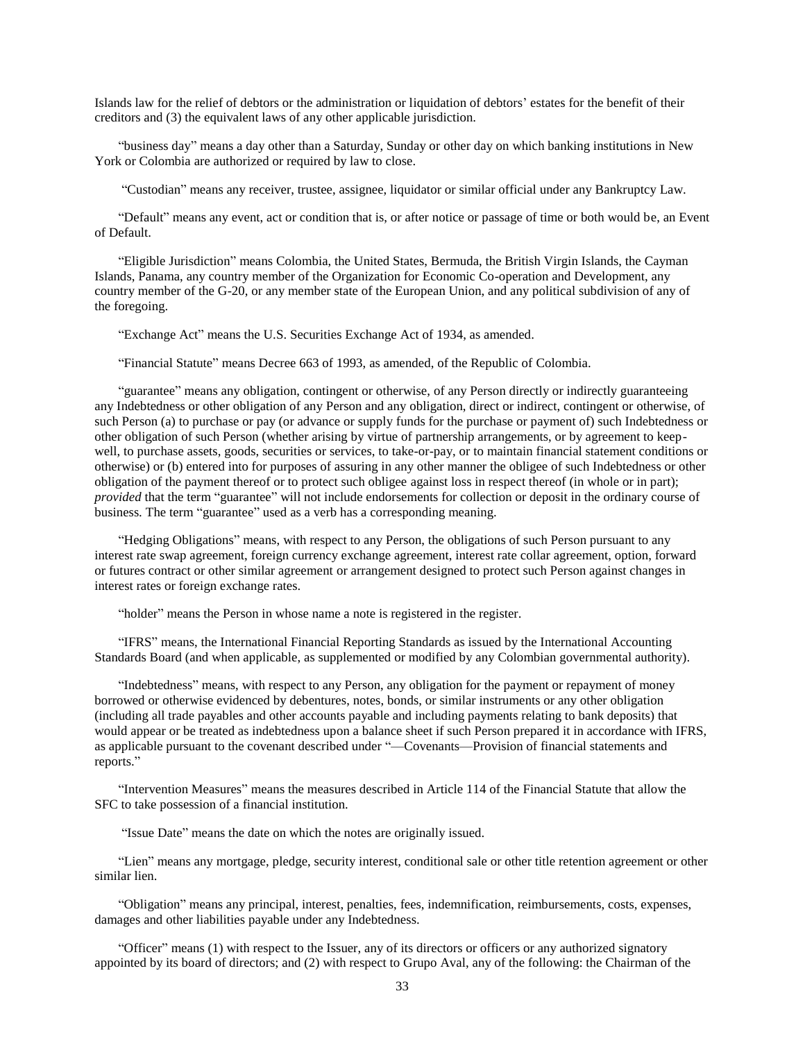Islands law for the relief of debtors or the administration or liquidation of debtors' estates for the benefit of their creditors and (3) the equivalent laws of any other applicable jurisdiction.

"business day" means a day other than a Saturday, Sunday or other day on which banking institutions in New York or Colombia are authorized or required by law to close.

"Custodian" means any receiver, trustee, assignee, liquidator or similar official under any Bankruptcy Law.

"Default" means any event, act or condition that is, or after notice or passage of time or both would be, an Event of Default.

"Eligible Jurisdiction" means Colombia, the United States, Bermuda, the British Virgin Islands, the Cayman Islands, Panama, any country member of the Organization for Economic Co-operation and Development, any country member of the G-20, or any member state of the European Union, and any political subdivision of any of the foregoing.

"Exchange Act" means the U.S. Securities Exchange Act of 1934, as amended.

"Financial Statute" means Decree 663 of 1993, as amended, of the Republic of Colombia.

"guarantee" means any obligation, contingent or otherwise, of any Person directly or indirectly guaranteeing any Indebtedness or other obligation of any Person and any obligation, direct or indirect, contingent or otherwise, of such Person (a) to purchase or pay (or advance or supply funds for the purchase or payment of) such Indebtedness or other obligation of such Person (whether arising by virtue of partnership arrangements, or by agreement to keep-well, to purchase assets, goods, securities or services, to take-or-pay, or to maintain financial statement conditions or otherwise) or (b) entered into for purposes of assuring in any other manner the obligee of such Indebtedness or other obligation of the payment thereof or to protect such obligee against loss in respect thereof (in whole or in part); *provided* that the term "guarantee" will not include endorsements for collection or deposit in the ordinary course of business. The term "guarantee" used as a verb has a corresponding meaning.

"Hedging Obligations" means, with respect to any Person, the obligations of such Person pursuant to any interest rate swap agreement, foreign currency exchange agreement, interest rate collar agreement, option, forward or futures contract or other similar agreement or arrangement designed to protect such Person against changes in interest rates or foreign exchange rates.

"holder" means the Person in whose name a note is registered in the register.

"IFRS" means, the International Financial Reporting Standards as issued by the International Accounting Standards Board (and when applicable, as supplemented or modified by any Colombian governmental authority).

"Indebtedness" means, with respect to any Person, any obligation for the payment or repayment of money borrowed or otherwise evidenced by debentures, notes, bonds, or similar instruments or any other obligation (including all trade payables and other accounts payable and including payments relating to bank deposits) that would appear or be treated as indebtedness upon a balance sheet if such Person prepared it in accordance with IFRS, as applicable pursuant to the covenant described under "—Covenants—Provision of financial statements and reports."

"Intervention Measures" means the measures described in Article 114 of the Financial Statute that allow the SFC to take possession of a financial institution.

"Issue Date" means the date on which the notes are originally issued.

"Lien" means any mortgage, pledge, security interest, conditional sale or other title retention agreement or other similar lien.

"Obligation" means any principal, interest, penalties, fees, indemnification, reimbursements, costs, expenses, damages and other liabilities payable under any Indebtedness.

"Officer" means (1) with respect to the Issuer, any of its directors or officers or any authorized signatory appointed by its board of directors; and (2) with respect to Grupo Aval, any of the following: the Chairman of the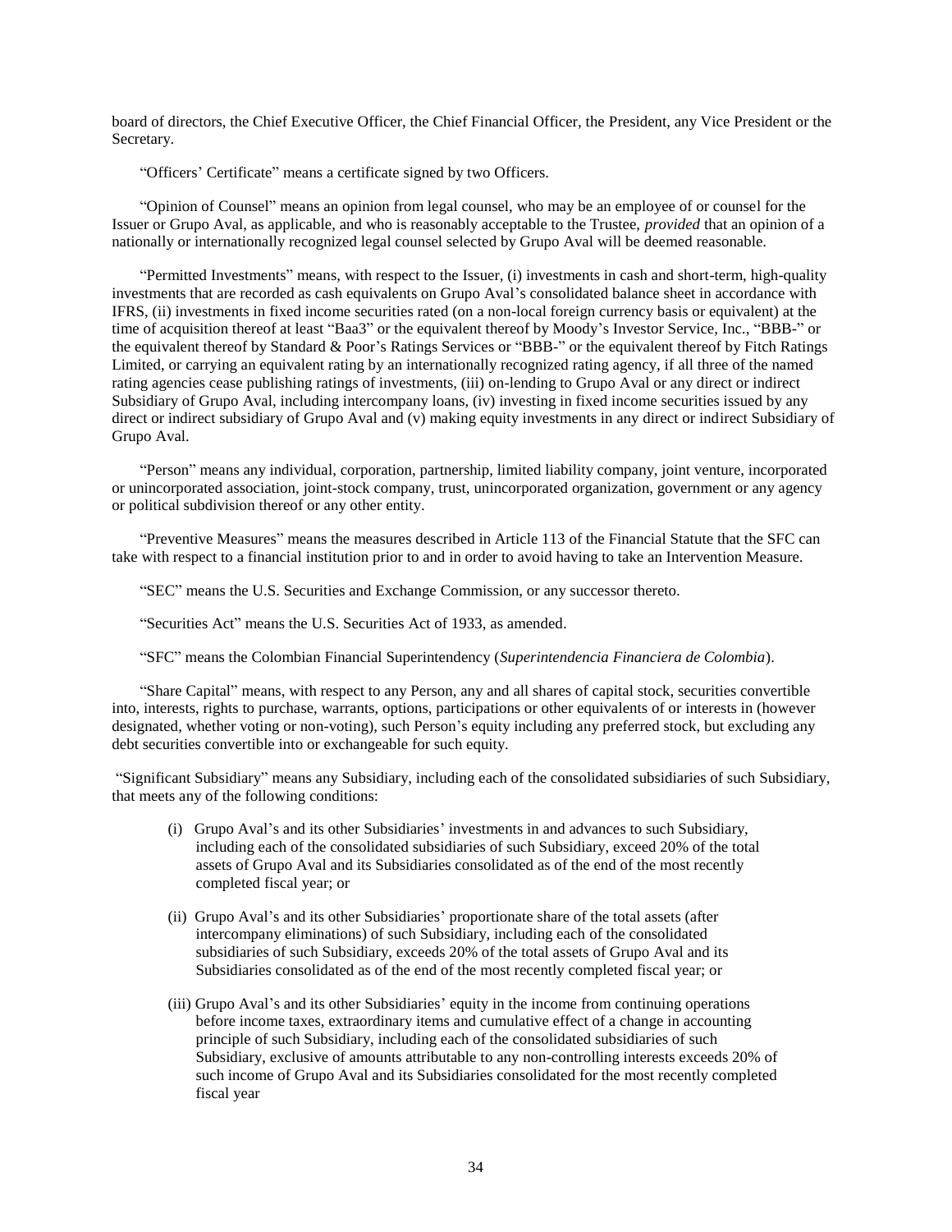board of directors, the Chief Executive Officer, the Chief Financial Officer, the President, any Vice President or the Secretary.

"Officers' Certificate" means a certificate signed by two Officers.

"Opinion of Counsel" means an opinion from legal counsel, who may be an employee of or counsel for the Issuer or Grupo Aval, as applicable, and who is reasonably acceptable to the Trustee, *provided* that an opinion of a nationally or internationally recognized legal counsel selected by Grupo Aval will be deemed reasonable.

"Permitted Investments" means, with respect to the Issuer, (i) investments in cash and short-term, high-quality investments that are recorded as cash equivalents on Grupo Aval's consolidated balance sheet in accordance with IFRS, (ii) investments in fixed income securities rated (on a non-local foreign currency basis or equivalent) at the time of acquisition thereof at least "Baa3" or the equivalent thereof by Moody's Investor Service, Inc., "BBB-" or the equivalent thereof by Standard & Poor's Ratings Services or "BBB-" or the equivalent thereof by Fitch Ratings Limited, or carrying an equivalent rating by an internationally recognized rating agency, if all three of the named rating agencies cease publishing ratings of investments, (iii) on-lending to Grupo Aval or any direct or indirect Subsidiary of Grupo Aval, including intercompany loans, (iv) investing in fixed income securities issued by any direct or indirect subsidiary of Grupo Aval and (v) making equity investments in any direct or indirect Subsidiary of Grupo Aval.

"Person" means any individual, corporation, partnership, limited liability company, joint venture, incorporated or unincorporated association, joint-stock company, trust, unincorporated organization, government or any agency or political subdivision thereof or any other entity.

"Preventive Measures" means the measures described in Article 113 of the Financial Statute that the SFC can take with respect to a financial institution prior to and in order to avoid having to take an Intervention Measure.

"SEC" means the U.S. Securities and Exchange Commission, or any successor thereto.

"Securities Act" means the U.S. Securities Act of 1933, as amended.

"SFC" means the Colombian Financial Superintendency (*Superintendencia Financiera de Colombia*).

"Share Capital" means, with respect to any Person, any and all shares of capital stock, securities convertible into, interests, rights to purchase, warrants, options, participations or other equivalents of or interests in (however designated, whether voting or non-voting), such Person's equity including any preferred stock, but excluding any debt securities convertible into or exchangeable for such equity.

"Significant Subsidiary" means any Subsidiary, including each of the consolidated subsidiaries of such Subsidiary, that meets any of the following conditions:

(i) Grupo Aval's and its other Subsidiaries' investments in and advances to such Subsidiary, including each of the consolidated subsidiaries of such Subsidiary, exceed 20% of the total assets of Grupo Aval and its Subsidiaries consolidated as of the end of the most recently completed fiscal year; or

(ii) Grupo Aval's and its other Subsidiaries' proportionate share of the total assets (after intercompany eliminations) of such Subsidiary, including each of the consolidated subsidiaries of such Subsidiary, exceeds 20% of the total assets of Grupo Aval and its Subsidiaries consolidated as of the end of the most recently completed fiscal year; or

(iii) Grupo Aval's and its other Subsidiaries' equity in the income from continuing operations before income taxes, extraordinary items and cumulative effect of a change in accounting principle of such Subsidiary, including each of the consolidated subsidiaries of such Subsidiary, exclusive of amounts attributable to any non-controlling interests exceeds 20% of such income of Grupo Aval and its Subsidiaries consolidated for the most recently completed fiscal year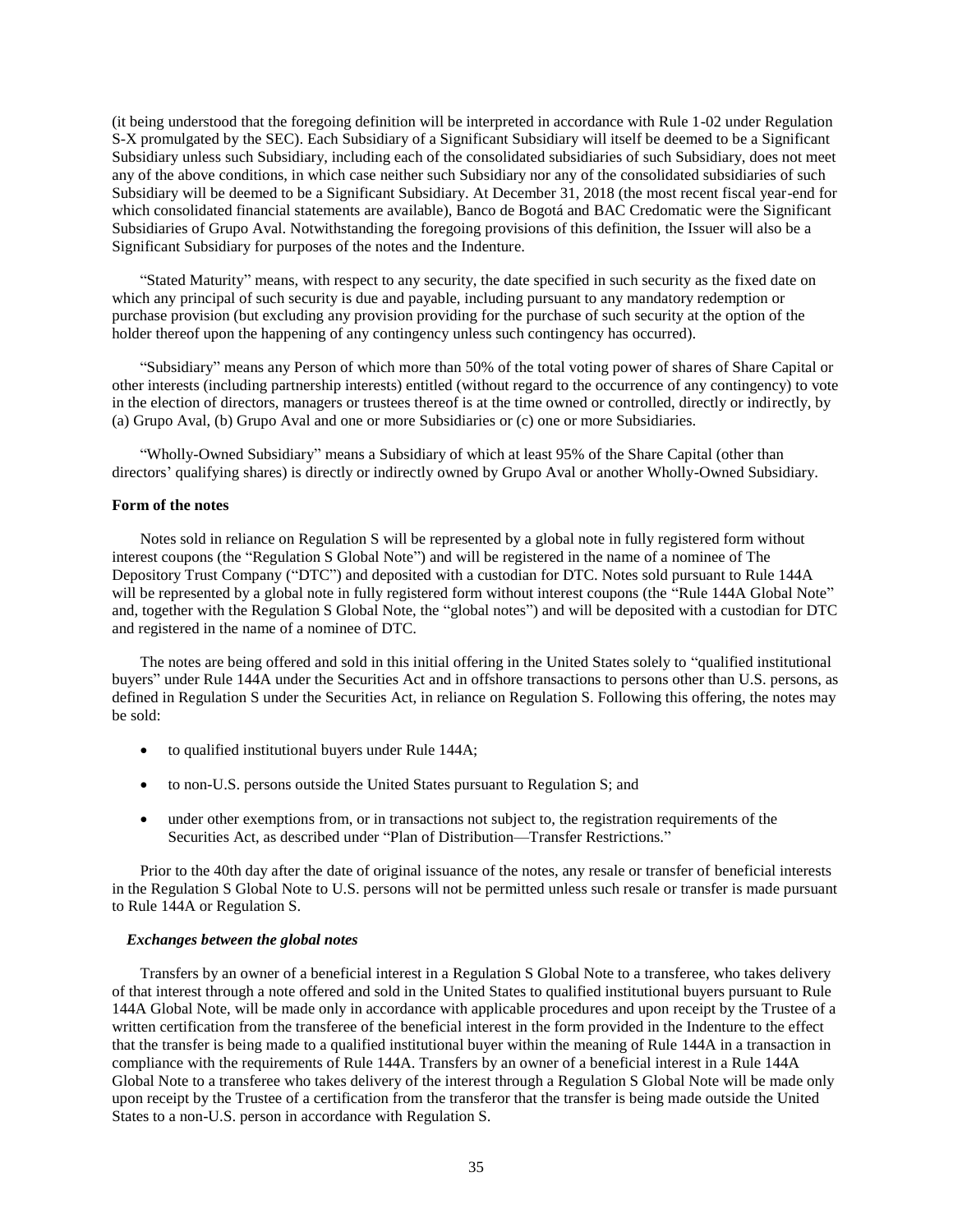(it being understood that the foregoing definition will be interpreted in accordance with Rule 1-02 under Regulation S-X promulgated by the SEC). Each Subsidiary of a Significant Subsidiary will itself be deemed to be a Significant Subsidiary unless such Subsidiary, including each of the consolidated subsidiaries of such Subsidiary, does not meet any of the above conditions, in which case neither such Subsidiary nor any of the consolidated subsidiaries of such Subsidiary will be deemed to be a Significant Subsidiary. At December 31, 2018 (the most recent fiscal year-end for which consolidated financial statements are available), Banco de Bogotá and BAC Credomatic were the Significant Subsidiaries of Grupo Aval. Notwithstanding the foregoing provisions of this definition, the Issuer will also be a Significant Subsidiary for purposes of the notes and the Indenture.

"Stated Maturity" means, with respect to any security, the date specified in such security as the fixed date on which any principal of such security is due and payable, including pursuant to any mandatory redemption or purchase provision (but excluding any provision providing for the purchase of such security at the option of the holder thereof upon the happening of any contingency unless such contingency has occurred).

"Subsidiary" means any Person of which more than 50% of the total voting power of shares of Share Capital or other interests (including partnership interests) entitled (without regard to the occurrence of any contingency) to vote in the election of directors, managers or trustees thereof is at the time owned or controlled, directly or indirectly, by (a) Grupo Aval, (b) Grupo Aval and one or more Subsidiaries or (c) one or more Subsidiaries.

"Wholly-Owned Subsidiary" means a Subsidiary of which at least 95% of the Share Capital (other than directors' qualifying shares) is directly or indirectly owned by Grupo Aval or another Wholly-Owned Subsidiary.

**Form of the notes**

Notes sold in reliance on Regulation S will be represented by a global note in fully registered form without interest coupons (the "Regulation S Global Note") and will be registered in the name of a nominee of The Depository Trust Company ("DTC") and deposited with a custodian for DTC. Notes sold pursuant to Rule 144A will be represented by a global note in fully registered form without interest coupons (the "Rule 144A Global Note" and, together with the Regulation S Global Note, the "global notes") and will be deposited with a custodian for DTC and registered in the name of a nominee of DTC.

The notes are being offered and sold in this initial offering in the United States solely to "qualified institutional buyers" under Rule 144A under the Securities Act and in offshore transactions to persons other than U.S. persons, as defined in Regulation S under the Securities Act, in reliance on Regulation S. Following this offering, the notes may be sold:

- to qualified institutional buyers under Rule 144A;
- to non-U.S. persons outside the United States pursuant to Regulation S; and
- under other exemptions from, or in transactions not subject to, the registration requirements of the Securities Act, as described under "Plan of Distribution—Transfer Restrictions."

Prior to the 40th day after the date of original issuance of the notes, any resale or transfer of beneficial interests in the Regulation S Global Note to U.S. persons will not be permitted unless such resale or transfer is made pursuant to Rule 144A or Regulation S.

***Exchanges between the global notes***

Transfers by an owner of a beneficial interest in a Regulation S Global Note to a transferee, who takes delivery of that interest through a note offered and sold in the United States to qualified institutional buyers pursuant to Rule 144A Global Note, will be made only in accordance with applicable procedures and upon receipt by the Trustee of a written certification from the transferee of the beneficial interest in the form provided in the Indenture to the effect that the transfer is being made to a qualified institutional buyer within the meaning of Rule 144A in a transaction in compliance with the requirements of Rule 144A. Transfers by an owner of a beneficial interest in a Rule 144A Global Note to a transferee who takes delivery of the interest through a Regulation S Global Note will be made only upon receipt by the Trustee of a certification from the transferor that the transfer is being made outside the United States to a non-U.S. person in accordance with Regulation S.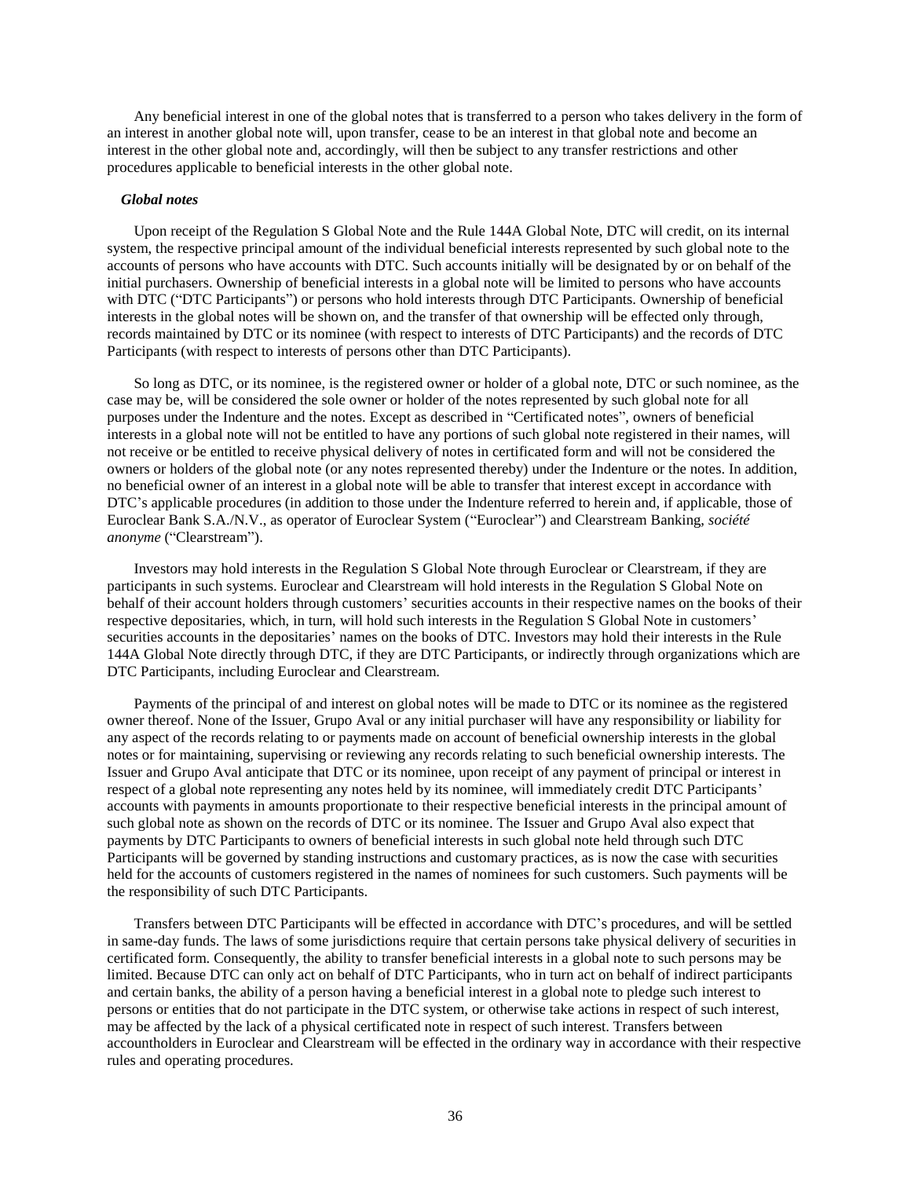Any beneficial interest in one of the global notes that is transferred to a person who takes delivery in the form of an interest in another global note will, upon transfer, cease to be an interest in that global note and become an interest in the other global note and, accordingly, will then be subject to any transfer restrictions and other procedures applicable to beneficial interests in the other global note.

***Global notes***

Upon receipt of the Regulation S Global Note and the Rule 144A Global Note, DTC will credit, on its internal system, the respective principal amount of the individual beneficial interests represented by such global note to the accounts of persons who have accounts with DTC. Such accounts initially will be designated by or on behalf of the initial purchasers. Ownership of beneficial interests in a global note will be limited to persons who have accounts with DTC ("DTC Participants") or persons who hold interests through DTC Participants. Ownership of beneficial interests in the global notes will be shown on, and the transfer of that ownership will be effected only through, records maintained by DTC or its nominee (with respect to interests of DTC Participants) and the records of DTC Participants (with respect to interests of persons other than DTC Participants).

So long as DTC, or its nominee, is the registered owner or holder of a global note, DTC or such nominee, as the case may be, will be considered the sole owner or holder of the notes represented by such global note for all purposes under the Indenture and the notes. Except as described in "Certificated notes", owners of beneficial interests in a global note will not be entitled to have any portions of such global note registered in their names, will not receive or be entitled to receive physical delivery of notes in certificated form and will not be considered the owners or holders of the global note (or any notes represented thereby) under the Indenture or the notes. In addition, no beneficial owner of an interest in a global note will be able to transfer that interest except in accordance with DTC's applicable procedures (in addition to those under the Indenture referred to herein and, if applicable, those of Euroclear Bank S.A./N.V., as operator of Euroclear System ("Euroclear") and Clearstream Banking, *société anonyme* ("Clearstream").

Investors may hold interests in the Regulation S Global Note through Euroclear or Clearstream, if they are participants in such systems. Euroclear and Clearstream will hold interests in the Regulation S Global Note on behalf of their account holders through customers' securities accounts in their respective names on the books of their respective depositaries, which, in turn, will hold such interests in the Regulation S Global Note in customers' securities accounts in the depositaries' names on the books of DTC. Investors may hold their interests in the Rule 144A Global Note directly through DTC, if they are DTC Participants, or indirectly through organizations which are DTC Participants, including Euroclear and Clearstream.

Payments of the principal of and interest on global notes will be made to DTC or its nominee as the registered owner thereof. None of the Issuer, Grupo Aval or any initial purchaser will have any responsibility or liability for any aspect of the records relating to or payments made on account of beneficial ownership interests in the global notes or for maintaining, supervising or reviewing any records relating to such beneficial ownership interests. The Issuer and Grupo Aval anticipate that DTC or its nominee, upon receipt of any payment of principal or interest in respect of a global note representing any notes held by its nominee, will immediately credit DTC Participants' accounts with payments in amounts proportionate to their respective beneficial interests in the principal amount of such global note as shown on the records of DTC or its nominee. The Issuer and Grupo Aval also expect that payments by DTC Participants to owners of beneficial interests in such global note held through such DTC Participants will be governed by standing instructions and customary practices, as is now the case with securities held for the accounts of customers registered in the names of nominees for such customers. Such payments will be the responsibility of such DTC Participants.

Transfers between DTC Participants will be effected in accordance with DTC's procedures, and will be settled in same-day funds. The laws of some jurisdictions require that certain persons take physical delivery of securities in certificated form. Consequently, the ability to transfer beneficial interests in a global note to such persons may be limited. Because DTC can only act on behalf of DTC Participants, who in turn act on behalf of indirect participants and certain banks, the ability of a person having a beneficial interest in a global note to pledge such interest to persons or entities that do not participate in the DTC system, or otherwise take actions in respect of such interest, may be affected by the lack of a physical certificated note in respect of such interest. Transfers between accountholders in Euroclear and Clearstream will be effected in the ordinary way in accordance with their respective rules and operating procedures.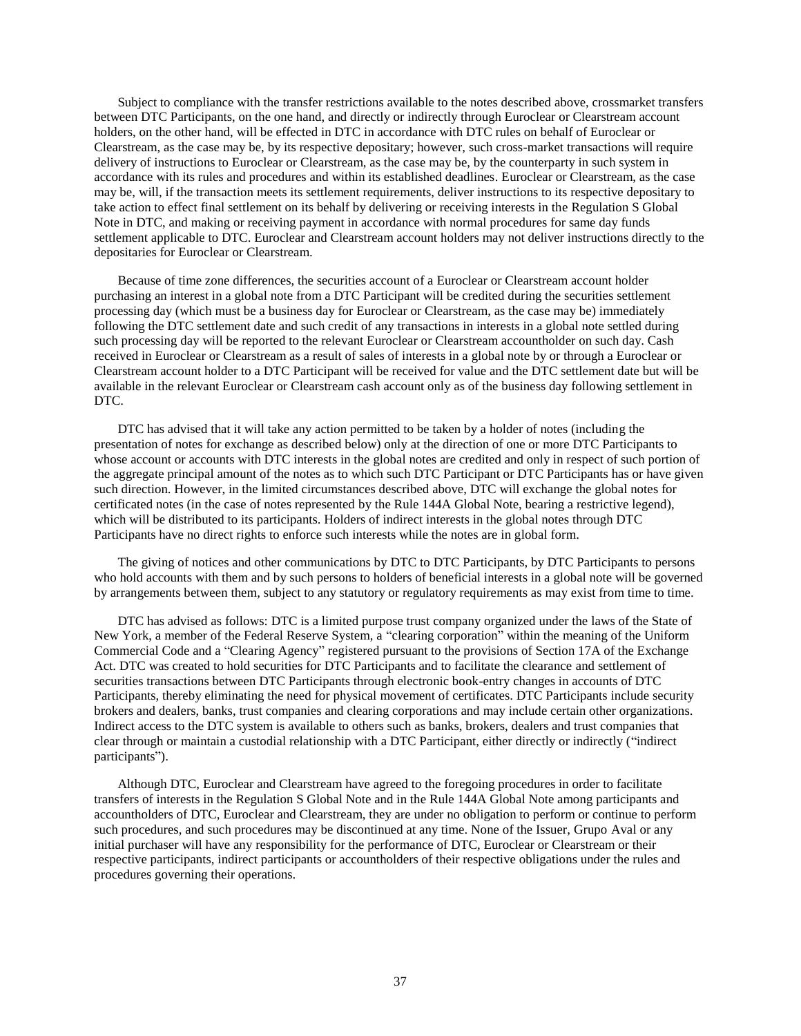Subject to compliance with the transfer restrictions available to the notes described above, crossmarket transfers between DTC Participants, on the one hand, and directly or indirectly through Euroclear or Clearstream account holders, on the other hand, will be effected in DTC in accordance with DTC rules on behalf of Euroclear or Clearstream, as the case may be, by its respective depositary; however, such cross-market transactions will require delivery of instructions to Euroclear or Clearstream, as the case may be, by the counterparty in such system in accordance with its rules and procedures and within its established deadlines. Euroclear or Clearstream, as the case may be, will, if the transaction meets its settlement requirements, deliver instructions to its respective depositary to take action to effect final settlement on its behalf by delivering or receiving interests in the Regulation S Global Note in DTC, and making or receiving payment in accordance with normal procedures for same day funds settlement applicable to DTC. Euroclear and Clearstream account holders may not deliver instructions directly to the depositaries for Euroclear or Clearstream.

Because of time zone differences, the securities account of a Euroclear or Clearstream account holder purchasing an interest in a global note from a DTC Participant will be credited during the securities settlement processing day (which must be a business day for Euroclear or Clearstream, as the case may be) immediately following the DTC settlement date and such credit of any transactions in interests in a global note settled during such processing day will be reported to the relevant Euroclear or Clearstream accountholder on such day. Cash received in Euroclear or Clearstream as a result of sales of interests in a global note by or through a Euroclear or Clearstream account holder to a DTC Participant will be received for value and the DTC settlement date but will be available in the relevant Euroclear or Clearstream cash account only as of the business day following settlement in DTC.

DTC has advised that it will take any action permitted to be taken by a holder of notes (including the presentation of notes for exchange as described below) only at the direction of one or more DTC Participants to whose account or accounts with DTC interests in the global notes are credited and only in respect of such portion of the aggregate principal amount of the notes as to which such DTC Participant or DTC Participants has or have given such direction. However, in the limited circumstances described above, DTC will exchange the global notes for certificated notes (in the case of notes represented by the Rule 144A Global Note, bearing a restrictive legend), which will be distributed to its participants. Holders of indirect interests in the global notes through DTC Participants have no direct rights to enforce such interests while the notes are in global form.

The giving of notices and other communications by DTC to DTC Participants, by DTC Participants to persons who hold accounts with them and by such persons to holders of beneficial interests in a global note will be governed by arrangements between them, subject to any statutory or regulatory requirements as may exist from time to time.

DTC has advised as follows: DTC is a limited purpose trust company organized under the laws of the State of New York, a member of the Federal Reserve System, a "clearing corporation" within the meaning of the Uniform Commercial Code and a "Clearing Agency" registered pursuant to the provisions of Section 17A of the Exchange Act. DTC was created to hold securities for DTC Participants and to facilitate the clearance and settlement of securities transactions between DTC Participants through electronic book-entry changes in accounts of DTC Participants, thereby eliminating the need for physical movement of certificates. DTC Participants include security brokers and dealers, banks, trust companies and clearing corporations and may include certain other organizations. Indirect access to the DTC system is available to others such as banks, brokers, dealers and trust companies that clear through or maintain a custodial relationship with a DTC Participant, either directly or indirectly ("indirect participants").

Although DTC, Euroclear and Clearstream have agreed to the foregoing procedures in order to facilitate transfers of interests in the Regulation S Global Note and in the Rule 144A Global Note among participants and accountholders of DTC, Euroclear and Clearstream, they are under no obligation to perform or continue to perform such procedures, and such procedures may be discontinued at any time. None of the Issuer, Grupo Aval or any initial purchaser will have any responsibility for the performance of DTC, Euroclear or Clearstream or their respective participants, indirect participants or accountholders of their respective obligations under the rules and procedures governing their operations.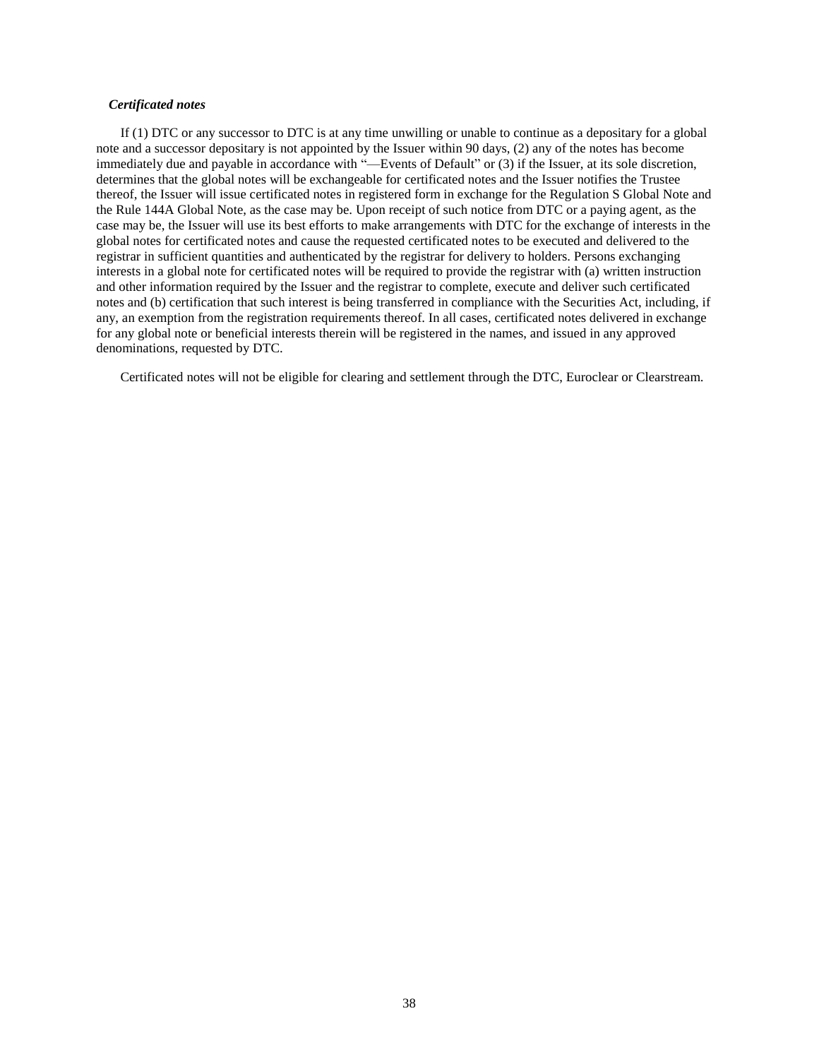***Certificated notes***

If (1) DTC or any successor to DTC is at any time unwilling or unable to continue as a depositary for a global note and a successor depositary is not appointed by the Issuer within 90 days, (2) any of the notes has become immediately due and payable in accordance with "—Events of Default" or (3) if the Issuer, at its sole discretion, determines that the global notes will be exchangeable for certificated notes and the Issuer notifies the Trustee thereof, the Issuer will issue certificated notes in registered form in exchange for the Regulation S Global Note and the Rule 144A Global Note, as the case may be. Upon receipt of such notice from DTC or a paying agent, as the case may be, the Issuer will use its best efforts to make arrangements with DTC for the exchange of interests in the global notes for certificated notes and cause the requested certificated notes to be executed and delivered to the registrar in sufficient quantities and authenticated by the registrar for delivery to holders. Persons exchanging interests in a global note for certificated notes will be required to provide the registrar with (a) written instruction and other information required by the Issuer and the registrar to complete, execute and deliver such certificated notes and (b) certification that such interest is being transferred in compliance with the Securities Act, including, if any, an exemption from the registration requirements thereof. In all cases, certificated notes delivered in exchange for any global note or beneficial interests therein will be registered in the names, and issued in any approved denominations, requested by DTC.

Certificated notes will not be eligible for clearing and settlement through the DTC, Euroclear or Clearstream.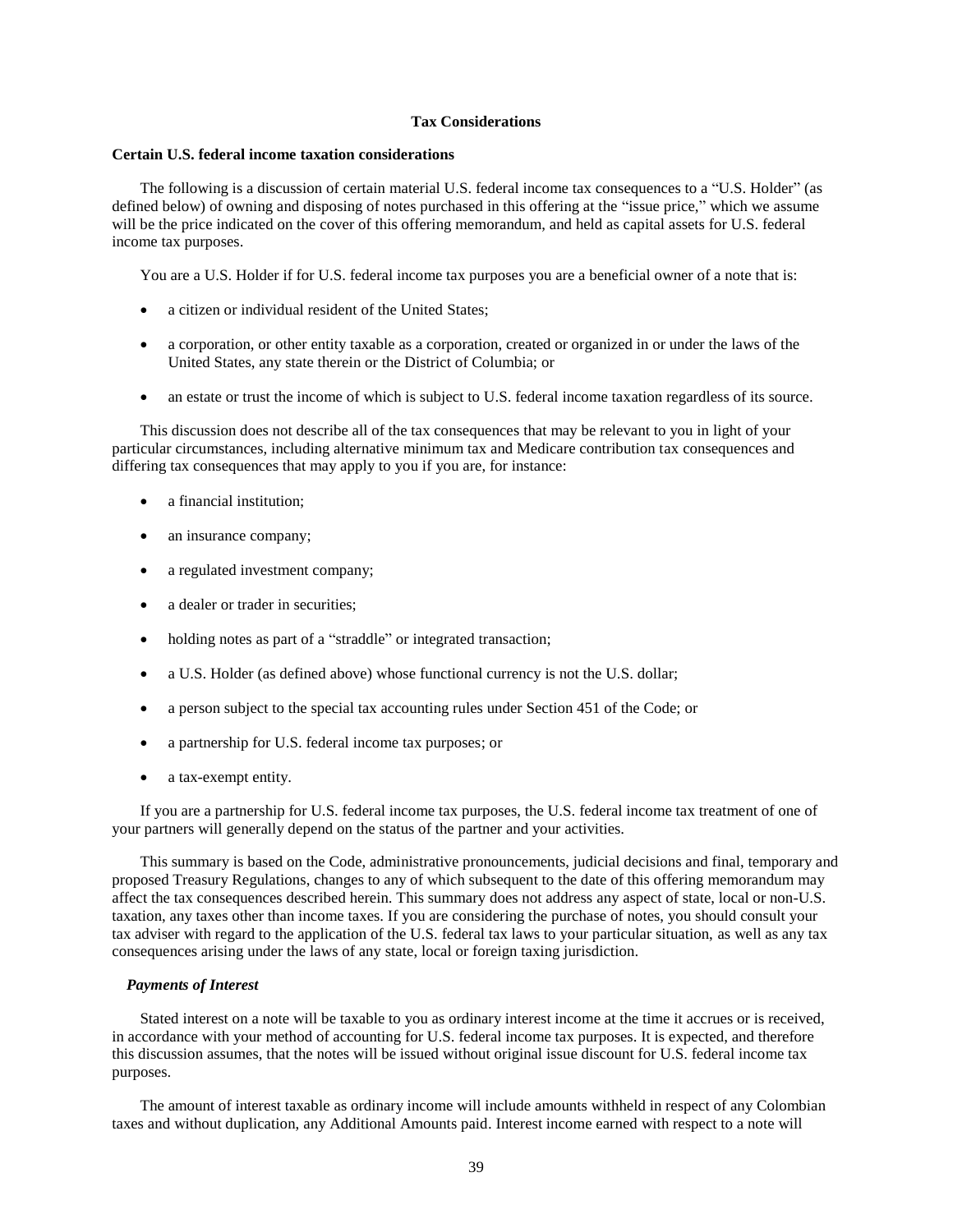## Tax Considerations

### Certain U.S. federal income taxation considerations

The following is a discussion of certain material U.S. federal income tax consequences to a "U.S. Holder" (as defined below) of owning and disposing of notes purchased in this offering at the "issue price," which we assume will be the price indicated on the cover of this offering memorandum, and held as capital assets for U.S. federal income tax purposes.

You are a U.S. Holder if for U.S. federal income tax purposes you are a beneficial owner of a note that is:

- a citizen or individual resident of the United States;
- a corporation, or other entity taxable as a corporation, created or organized in or under the laws of the United States, any state therein or the District of Columbia; or
- an estate or trust the income of which is subject to U.S. federal income taxation regardless of its source.

This discussion does not describe all of the tax consequences that may be relevant to you in light of your particular circumstances, including alternative minimum tax and Medicare contribution tax consequences and differing tax consequences that may apply to you if you are, for instance:

- a financial institution;
- an insurance company;
- a regulated investment company;
- a dealer or trader in securities;
- holding notes as part of a "straddle" or integrated transaction;
- a U.S. Holder (as defined above) whose functional currency is not the U.S. dollar;
- a person subject to the special tax accounting rules under Section 451 of the Code; or
- a partnership for U.S. federal income tax purposes; or
- a tax-exempt entity.

If you are a partnership for U.S. federal income tax purposes, the U.S. federal income tax treatment of one of your partners will generally depend on the status of the partner and your activities.

This summary is based on the Code, administrative pronouncements, judicial decisions and final, temporary and proposed Treasury Regulations, changes to any of which subsequent to the date of this offering memorandum may affect the tax consequences described herein. This summary does not address any aspect of state, local or non-U.S. taxation, any taxes other than income taxes. If you are considering the purchase of notes, you should consult your tax adviser with regard to the application of the U.S. federal tax laws to your particular situation, as well as any tax consequences arising under the laws of any state, local or foreign taxing jurisdiction.

#### *Payments of Interest*

Stated interest on a note will be taxable to you as ordinary interest income at the time it accrues or is received, in accordance with your method of accounting for U.S. federal income tax purposes. It is expected, and therefore this discussion assumes, that the notes will be issued without original issue discount for U.S. federal income tax purposes.

The amount of interest taxable as ordinary income will include amounts withheld in respect of any Colombian taxes and without duplication, any Additional Amounts paid. Interest income earned with respect to a note will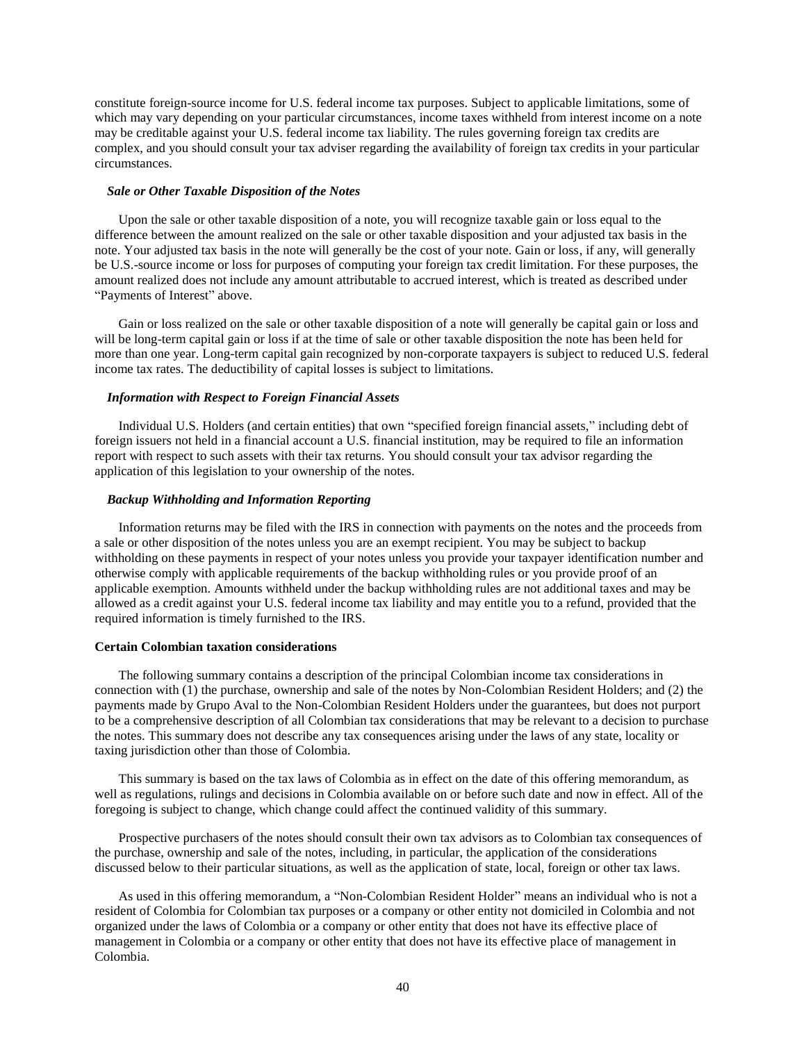constitute foreign-source income for U.S. federal income tax purposes. Subject to applicable limitations, some of which may vary depending on your particular circumstances, income taxes withheld from interest income on a note may be creditable against your U.S. federal income tax liability. The rules governing foreign tax credits are complex, and you should consult your tax adviser regarding the availability of foreign tax credits in your particular circumstances.

***Sale or Other Taxable Disposition of the Notes***

Upon the sale or other taxable disposition of a note, you will recognize taxable gain or loss equal to the difference between the amount realized on the sale or other taxable disposition and your adjusted tax basis in the note. Your adjusted tax basis in the note will generally be the cost of your note. Gain or loss, if any, will generally be U.S.-source income or loss for purposes of computing your foreign tax credit limitation. For these purposes, the amount realized does not include any amount attributable to accrued interest, which is treated as described under "Payments of Interest" above.

Gain or loss realized on the sale or other taxable disposition of a note will generally be capital gain or loss and will be long-term capital gain or loss if at the time of sale or other taxable disposition the note has been held for more than one year. Long-term capital gain recognized by non-corporate taxpayers is subject to reduced U.S. federal income tax rates. The deductibility of capital losses is subject to limitations.

***Information with Respect to Foreign Financial Assets***

Individual U.S. Holders (and certain entities) that own "specified foreign financial assets," including debt of foreign issuers not held in a financial account a U.S. financial institution, may be required to file an information report with respect to such assets with their tax returns. You should consult your tax advisor regarding the application of this legislation to your ownership of the notes.

***Backup Withholding and Information Reporting***

Information returns may be filed with the IRS in connection with payments on the notes and the proceeds from a sale or other disposition of the notes unless you are an exempt recipient. You may be subject to backup withholding on these payments in respect of your notes unless you provide your taxpayer identification number and otherwise comply with applicable requirements of the backup withholding rules or you provide proof of an applicable exemption. Amounts withheld under the backup withholding rules are not additional taxes and may be allowed as a credit against your U.S. federal income tax liability and may entitle you to a refund, provided that the required information is timely furnished to the IRS.

**Certain Colombian taxation considerations**

The following summary contains a description of the principal Colombian income tax considerations in connection with (1) the purchase, ownership and sale of the notes by Non-Colombian Resident Holders; and (2) the payments made by Grupo Aval to the Non-Colombian Resident Holders under the guarantees, but does not purport to be a comprehensive description of all Colombian tax considerations that may be relevant to a decision to purchase the notes. This summary does not describe any tax consequences arising under the laws of any state, locality or taxing jurisdiction other than those of Colombia.

This summary is based on the tax laws of Colombia as in effect on the date of this offering memorandum, as well as regulations, rulings and decisions in Colombia available on or before such date and now in effect. All of the foregoing is subject to change, which change could affect the continued validity of this summary.

Prospective purchasers of the notes should consult their own tax advisors as to Colombian tax consequences of the purchase, ownership and sale of the notes, including, in particular, the application of the considerations discussed below to their particular situations, as well as the application of state, local, foreign or other tax laws.

As used in this offering memorandum, a "Non-Colombian Resident Holder" means an individual who is not a resident of Colombia for Colombian tax purposes or a company or other entity not domiciled in Colombia and not organized under the laws of Colombia or a company or other entity that does not have its effective place of management in Colombia or a company or other entity that does not have its effective place of management in Colombia.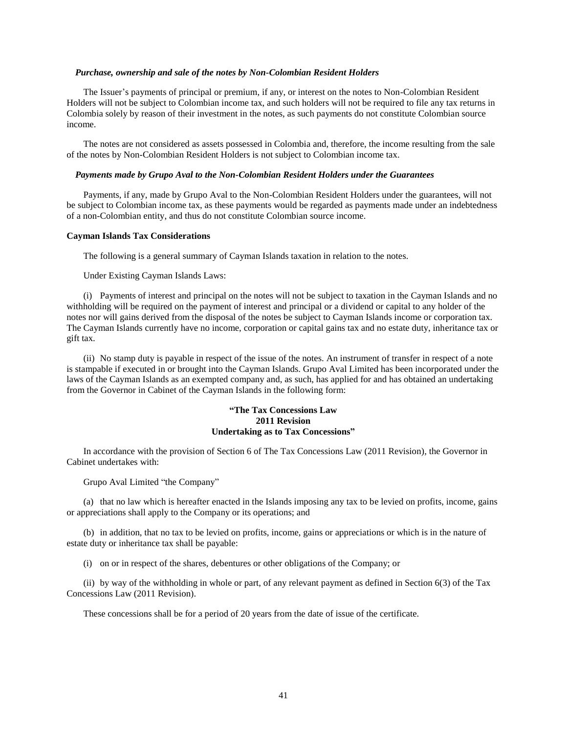***Purchase, ownership and sale of the notes by Non-Colombian Resident Holders***

The Issuer's payments of principal or premium, if any, or interest on the notes to Non-Colombian Resident Holders will not be subject to Colombian income tax, and such holders will not be required to file any tax returns in Colombia solely by reason of their investment in the notes, as such payments do not constitute Colombian source income.

The notes are not considered as assets possessed in Colombia and, therefore, the income resulting from the sale of the notes by Non-Colombian Resident Holders is not subject to Colombian income tax.

***Payments made by Grupo Aval to the Non-Colombian Resident Holders under the Guarantees***

Payments, if any, made by Grupo Aval to the Non-Colombian Resident Holders under the guarantees, will not be subject to Colombian income tax, as these payments would be regarded as payments made under an indebtedness of a non-Colombian entity, and thus do not constitute Colombian source income.

**Cayman Islands Tax Considerations**

The following is a general summary of Cayman Islands taxation in relation to the notes.

Under Existing Cayman Islands Laws:

(i) Payments of interest and principal on the notes will not be subject to taxation in the Cayman Islands and no withholding will be required on the payment of interest and principal or a dividend or capital to any holder of the notes nor will gains derived from the disposal of the notes be subject to Cayman Islands income or corporation tax. The Cayman Islands currently have no income, corporation or capital gains tax and no estate duty, inheritance tax or gift tax.

(ii) No stamp duty is payable in respect of the issue of the notes. An instrument of transfer in respect of a note is stampable if executed in or brought into the Cayman Islands. Grupo Aval Limited has been incorporated under the laws of the Cayman Islands as an exempted company and, as such, has applied for and has obtained an undertaking from the Governor in Cabinet of the Cayman Islands in the following form:

**"The Tax Concessions Law**
**2011 Revision**
**Undertaking as to Tax Concessions"**

In accordance with the provision of Section 6 of The Tax Concessions Law (2011 Revision), the Governor in Cabinet undertakes with:

Grupo Aval Limited "the Company"

(a) that no law which is hereafter enacted in the Islands imposing any tax to be levied on profits, income, gains or appreciations shall apply to the Company or its operations; and

(b) in addition, that no tax to be levied on profits, income, gains or appreciations or which is in the nature of estate duty or inheritance tax shall be payable:

(i) on or in respect of the shares, debentures or other obligations of the Company; or

(ii) by way of the withholding in whole or part, of any relevant payment as defined in Section 6(3) of the Tax Concessions Law (2011 Revision).

These concessions shall be for a period of 20 years from the date of issue of the certificate.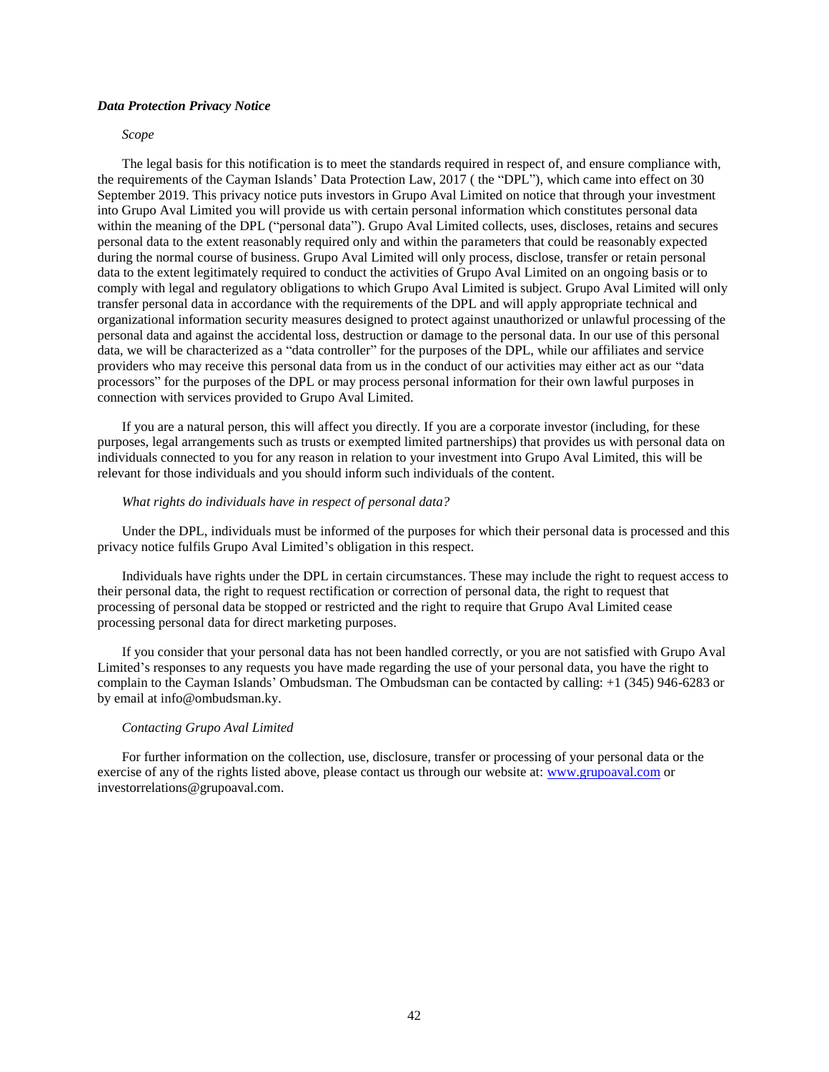***Data Protection Privacy Notice***

*Scope*

The legal basis for this notification is to meet the standards required in respect of, and ensure compliance with, the requirements of the Cayman Islands' Data Protection Law, 2017 ( the "DPL"), which came into effect on 30 September 2019. This privacy notice puts investors in Grupo Aval Limited on notice that through your investment into Grupo Aval Limited you will provide us with certain personal information which constitutes personal data within the meaning of the DPL ("personal data"). Grupo Aval Limited collects, uses, discloses, retains and secures personal data to the extent reasonably required only and within the parameters that could be reasonably expected during the normal course of business. Grupo Aval Limited will only process, disclose, transfer or retain personal data to the extent legitimately required to conduct the activities of Grupo Aval Limited on an ongoing basis or to comply with legal and regulatory obligations to which Grupo Aval Limited is subject. Grupo Aval Limited will only transfer personal data in accordance with the requirements of the DPL and will apply appropriate technical and organizational information security measures designed to protect against unauthorized or unlawful processing of the personal data and against the accidental loss, destruction or damage to the personal data. In our use of this personal data, we will be characterized as a "data controller" for the purposes of the DPL, while our affiliates and service providers who may receive this personal data from us in the conduct of our activities may either act as our "data processors" for the purposes of the DPL or may process personal information for their own lawful purposes in connection with services provided to Grupo Aval Limited.

If you are a natural person, this will affect you directly. If you are a corporate investor (including, for these purposes, legal arrangements such as trusts or exempted limited partnerships) that provides us with personal data on individuals connected to you for any reason in relation to your investment into Grupo Aval Limited, this will be relevant for those individuals and you should inform such individuals of the content.

*What rights do individuals have in respect of personal data?*

Under the DPL, individuals must be informed of the purposes for which their personal data is processed and this privacy notice fulfils Grupo Aval Limited's obligation in this respect.

Individuals have rights under the DPL in certain circumstances. These may include the right to request access to their personal data, the right to request rectification or correction of personal data, the right to request that processing of personal data be stopped or restricted and the right to require that Grupo Aval Limited cease processing personal data for direct marketing purposes.

If you consider that your personal data has not been handled correctly, or you are not satisfied with Grupo Aval Limited's responses to any requests you have made regarding the use of your personal data, you have the right to complain to the Cayman Islands' Ombudsman. The Ombudsman can be contacted by calling: +1 (345) 946-6283 or by email at info@ombudsman.ky.

*Contacting Grupo Aval Limited*

For further information on the collection, use, disclosure, transfer or processing of your personal data or the exercise of any of the rights listed above, please contact us through our website at: www.grupoaval.com or investorrelations@grupoaval.com.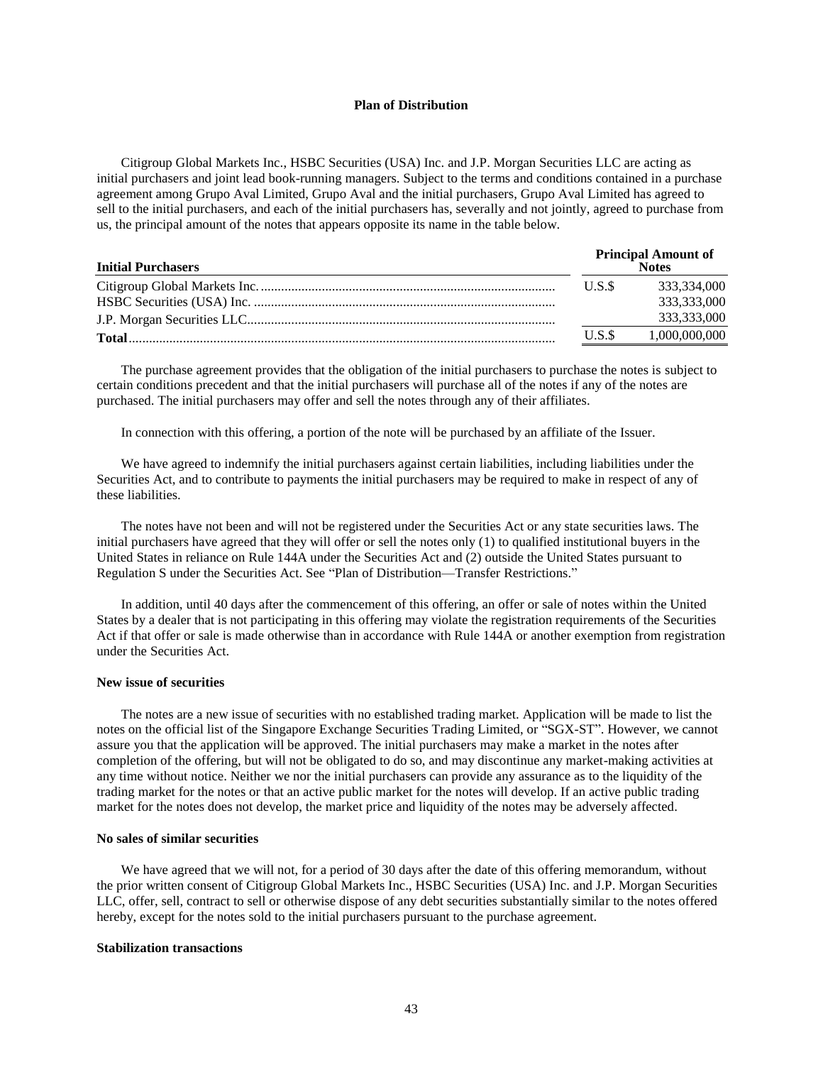### Plan of Distribution

Citigroup Global Markets Inc., HSBC Securities (USA) Inc. and J.P. Morgan Securities LLC are acting as initial purchasers and joint lead book-running managers. Subject to the terms and conditions contained in a purchase agreement among Grupo Aval Limited, Grupo Aval and the initial purchasers, Grupo Aval Limited has agreed to sell to the initial purchasers, and each of the initial purchasers has, severally and not jointly, agreed to purchase from us, the principal amount of the notes that appears opposite its name in the table below.

| Initial Purchasers | Principal Amount of Notes | |
|---|---|---|
| Citigroup Global Markets Inc. | U.S.$ | 333,334,000 |
| HSBC Securities (USA) Inc. | | 333,333,000 |
| J.P. Morgan Securities LLC | | 333,333,000 |
| **Total** | U.S.$ | 1,000,000,000 |

The purchase agreement provides that the obligation of the initial purchasers to purchase the notes is subject to certain conditions precedent and that the initial purchasers will purchase all of the notes if any of the notes are purchased. The initial purchasers may offer and sell the notes through any of their affiliates.

In connection with this offering, a portion of the note will be purchased by an affiliate of the Issuer.

We have agreed to indemnify the initial purchasers against certain liabilities, including liabilities under the Securities Act, and to contribute to payments the initial purchasers may be required to make in respect of any of these liabilities.

The notes have not been and will not be registered under the Securities Act or any state securities laws. The initial purchasers have agreed that they will offer or sell the notes only (1) to qualified institutional buyers in the United States in reliance on Rule 144A under the Securities Act and (2) outside the United States pursuant to Regulation S under the Securities Act. See "Plan of Distribution—Transfer Restrictions."

In addition, until 40 days after the commencement of this offering, an offer or sale of notes within the United States by a dealer that is not participating in this offering may violate the registration requirements of the Securities Act if that offer or sale is made otherwise than in accordance with Rule 144A or another exemption from registration under the Securities Act.

**New issue of securities**

The notes are a new issue of securities with no established trading market. Application will be made to list the notes on the official list of the Singapore Exchange Securities Trading Limited, or "SGX-ST". However, we cannot assure you that the application will be approved. The initial purchasers may make a market in the notes after completion of the offering, but will not be obligated to do so, and may discontinue any market-making activities at any time without notice. Neither we nor the initial purchasers can provide any assurance as to the liquidity of the trading market for the notes or that an active public market for the notes will develop. If an active public trading market for the notes does not develop, the market price and liquidity of the notes may be adversely affected.

**No sales of similar securities**

We have agreed that we will not, for a period of 30 days after the date of this offering memorandum, without the prior written consent of Citigroup Global Markets Inc., HSBC Securities (USA) Inc. and J.P. Morgan Securities LLC, offer, sell, contract to sell or otherwise dispose of any debt securities substantially similar to the notes offered hereby, except for the notes sold to the initial purchasers pursuant to the purchase agreement.

**Stabilization transactions**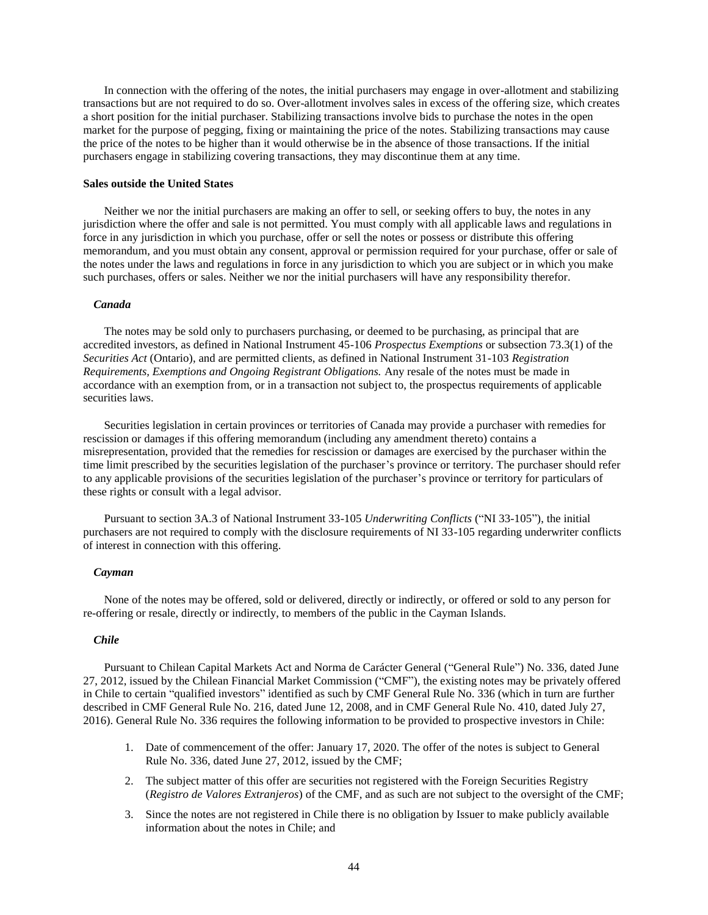In connection with the offering of the notes, the initial purchasers may engage in over-allotment and stabilizing transactions but are not required to do so. Over-allotment involves sales in excess of the offering size, which creates a short position for the initial purchaser. Stabilizing transactions involve bids to purchase the notes in the open market for the purpose of pegging, fixing or maintaining the price of the notes. Stabilizing transactions may cause the price of the notes to be higher than it would otherwise be in the absence of those transactions. If the initial purchasers engage in stabilizing covering transactions, they may discontinue them at any time.

**Sales outside the United States**

Neither we nor the initial purchasers are making an offer to sell, or seeking offers to buy, the notes in any jurisdiction where the offer and sale is not permitted. You must comply with all applicable laws and regulations in force in any jurisdiction in which you purchase, offer or sell the notes or possess or distribute this offering memorandum, and you must obtain any consent, approval or permission required for your purchase, offer or sale of the notes under the laws and regulations in force in any jurisdiction to which you are subject or in which you make such purchases, offers or sales. Neither we nor the initial purchasers will have any responsibility therefor.

***Canada***

The notes may be sold only to purchasers purchasing, or deemed to be purchasing, as principal that are accredited investors, as defined in National Instrument 45-106 *Prospectus Exemptions* or subsection 73.3(1) of the *Securities Act* (Ontario), and are permitted clients, as defined in National Instrument 31-103 *Registration Requirements, Exemptions and Ongoing Registrant Obligations.* Any resale of the notes must be made in accordance with an exemption from, or in a transaction not subject to, the prospectus requirements of applicable securities laws.

Securities legislation in certain provinces or territories of Canada may provide a purchaser with remedies for rescission or damages if this offering memorandum (including any amendment thereto) contains a misrepresentation, provided that the remedies for rescission or damages are exercised by the purchaser within the time limit prescribed by the securities legislation of the purchaser's province or territory. The purchaser should refer to any applicable provisions of the securities legislation of the purchaser's province or territory for particulars of these rights or consult with a legal advisor.

Pursuant to section 3A.3 of National Instrument 33-105 *Underwriting Conflicts* ("NI 33-105"), the initial purchasers are not required to comply with the disclosure requirements of NI 33-105 regarding underwriter conflicts of interest in connection with this offering.

***Cayman***

None of the notes may be offered, sold or delivered, directly or indirectly, or offered or sold to any person for re-offering or resale, directly or indirectly, to members of the public in the Cayman Islands.

***Chile***

Pursuant to Chilean Capital Markets Act and Norma de Carácter General ("General Rule") No. 336, dated June 27, 2012, issued by the Chilean Financial Market Commission ("CMF"), the existing notes may be privately offered in Chile to certain "qualified investors" identified as such by CMF General Rule No. 336 (which in turn are further described in CMF General Rule No. 216, dated June 12, 2008, and in CMF General Rule No. 410, dated July 27, 2016). General Rule No. 336 requires the following information to be provided to prospective investors in Chile:

1. Date of commencement of the offer: January 17, 2020. The offer of the notes is subject to General Rule No. 336, dated June 27, 2012, issued by the CMF;
2. The subject matter of this offer are securities not registered with the Foreign Securities Registry (*Registro de Valores Extranjeros*) of the CMF, and as such are not subject to the oversight of the CMF;
3. Since the notes are not registered in Chile there is no obligation by Issuer to make publicly available information about the notes in Chile; and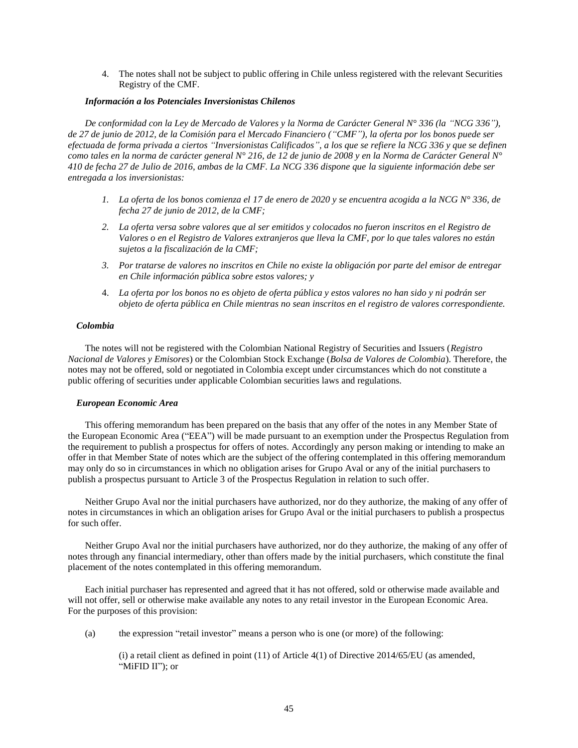4. The notes shall not be subject to public offering in Chile unless registered with the relevant Securities Registry of the CMF.

***Información a los Potenciales Inversionistas Chilenos***

*De conformidad con la Ley de Mercado de Valores y la Norma de Carácter General N° 336 (la "NCG 336"), de 27 de junio de 2012, de la Comisión para el Mercado Financiero ("CMF"), la oferta por los bonos puede ser efectuada de forma privada a ciertos "Inversionistas Calificados", a los que se refiere la NCG 336 y que se definen como tales en la norma de carácter general N° 216, de 12 de junio de 2008 y en la Norma de Carácter General N° 410 de fecha 27 de Julio de 2016, ambas de la CMF. La NCG 336 dispone que la siguiente información debe ser entregada a los inversionistas:*

1. *La oferta de los bonos comienza el 17 de enero de 2020 y se encuentra acogida a la NCG N° 336, de fecha 27 de junio de 2012, de la CMF;*
2. *La oferta versa sobre valores que al ser emitidos y colocados no fueron inscritos en el Registro de Valores o en el Registro de Valores extranjeros que lleva la CMF, por lo que tales valores no están sujetos a la fiscalización de la CMF;*
3. *Por tratarse de valores no inscritos en Chile no existe la obligación por parte del emisor de entregar en Chile información pública sobre estos valores; y*
4. *La oferta por los bonos no es objeto de oferta pública y estos valores no han sido y ni podrán ser objeto de oferta pública en Chile mientras no sean inscritos en el registro de valores correspondiente.*

***Colombia***

The notes will not be registered with the Colombian National Registry of Securities and Issuers (*Registro Nacional de Valores y Emisores*) or the Colombian Stock Exchange (*Bolsa de Valores de Colombia*). Therefore, the notes may not be offered, sold or negotiated in Colombia except under circumstances which do not constitute a public offering of securities under applicable Colombian securities laws and regulations.

***European Economic Area***

This offering memorandum has been prepared on the basis that any offer of the notes in any Member State of the European Economic Area ("EEA") will be made pursuant to an exemption under the Prospectus Regulation from the requirement to publish a prospectus for offers of notes. Accordingly any person making or intending to make an offer in that Member State of notes which are the subject of the offering contemplated in this offering memorandum may only do so in circumstances in which no obligation arises for Grupo Aval or any of the initial purchasers to publish a prospectus pursuant to Article 3 of the Prospectus Regulation in relation to such offer.

Neither Grupo Aval nor the initial purchasers have authorized, nor do they authorize, the making of any offer of notes in circumstances in which an obligation arises for Grupo Aval or the initial purchasers to publish a prospectus for such offer.

Neither Grupo Aval nor the initial purchasers have authorized, nor do they authorize, the making of any offer of notes through any financial intermediary, other than offers made by the initial purchasers, which constitute the final placement of the notes contemplated in this offering memorandum.

Each initial purchaser has represented and agreed that it has not offered, sold or otherwise made available and will not offer, sell or otherwise make available any notes to any retail investor in the European Economic Area. For the purposes of this provision:

(a) the expression "retail investor" means a person who is one (or more) of the following:

(i) a retail client as defined in point (11) of Article 4(1) of Directive 2014/65/EU (as amended, "MiFID II"); or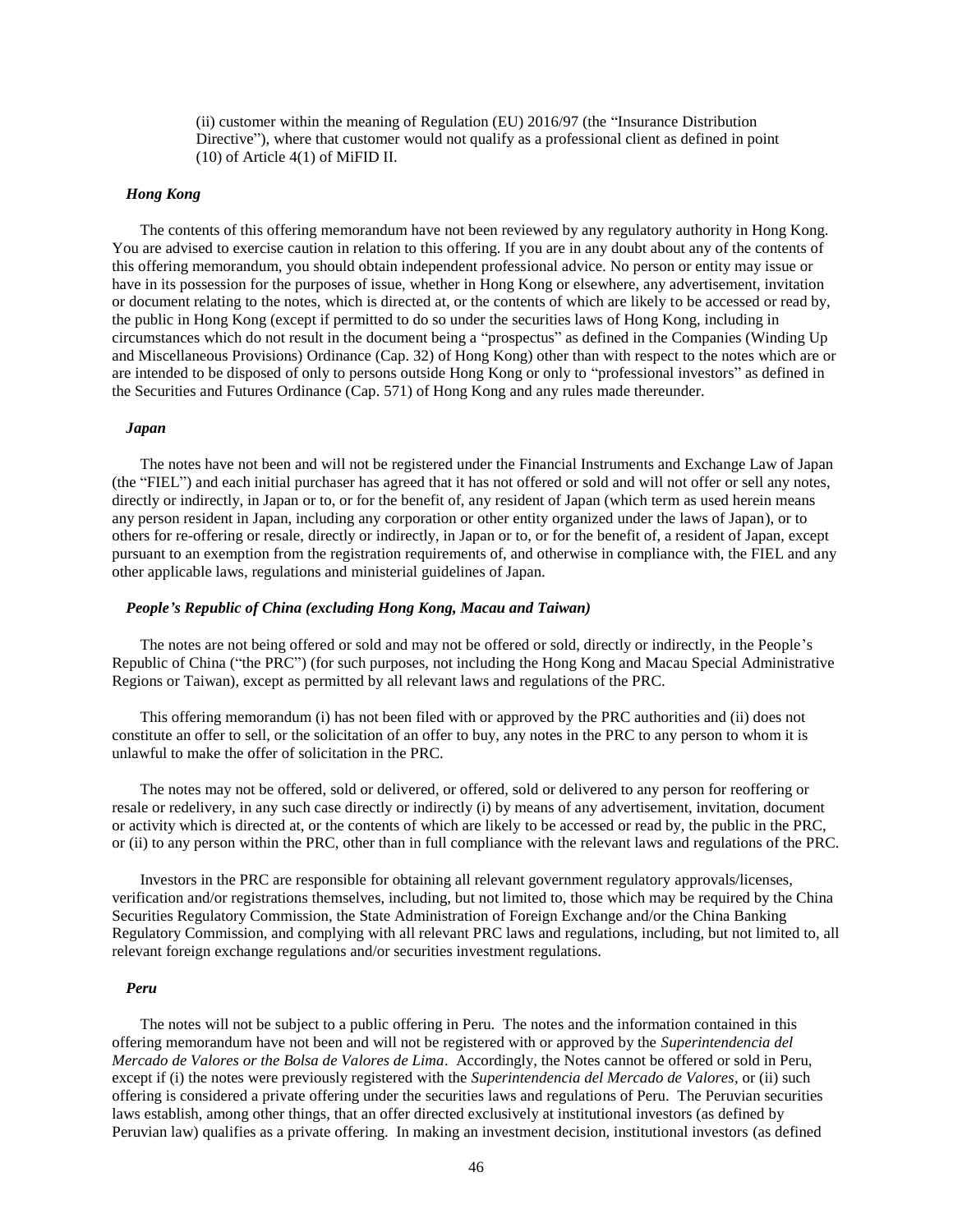(ii) customer within the meaning of Regulation (EU) 2016/97 (the "Insurance Distribution Directive"), where that customer would not qualify as a professional client as defined in point (10) of Article 4(1) of MiFID II.

### *Hong Kong*

The contents of this offering memorandum have not been reviewed by any regulatory authority in Hong Kong. You are advised to exercise caution in relation to this offering. If you are in any doubt about any of the contents of this offering memorandum, you should obtain independent professional advice. No person or entity may issue or have in its possession for the purposes of issue, whether in Hong Kong or elsewhere, any advertisement, invitation or document relating to the notes, which is directed at, or the contents of which are likely to be accessed or read by, the public in Hong Kong (except if permitted to do so under the securities laws of Hong Kong, including in circumstances which do not result in the document being a "prospectus" as defined in the Companies (Winding Up and Miscellaneous Provisions) Ordinance (Cap. 32) of Hong Kong) other than with respect to the notes which are or are intended to be disposed of only to persons outside Hong Kong or only to "professional investors" as defined in the Securities and Futures Ordinance (Cap. 571) of Hong Kong and any rules made thereunder.

### *Japan*

The notes have not been and will not be registered under the Financial Instruments and Exchange Law of Japan (the "FIEL") and each initial purchaser has agreed that it has not offered or sold and will not offer or sell any notes, directly or indirectly, in Japan or to, or for the benefit of, any resident of Japan (which term as used herein means any person resident in Japan, including any corporation or other entity organized under the laws of Japan), or to others for re-offering or resale, directly or indirectly, in Japan or to, or for the benefit of, a resident of Japan, except pursuant to an exemption from the registration requirements of, and otherwise in compliance with, the FIEL and any other applicable laws, regulations and ministerial guidelines of Japan.

### *People's Republic of China (excluding Hong Kong, Macau and Taiwan)*

The notes are not being offered or sold and may not be offered or sold, directly or indirectly, in the People's Republic of China ("the PRC") (for such purposes, not including the Hong Kong and Macau Special Administrative Regions or Taiwan), except as permitted by all relevant laws and regulations of the PRC.

This offering memorandum (i) has not been filed with or approved by the PRC authorities and (ii) does not constitute an offer to sell, or the solicitation of an offer to buy, any notes in the PRC to any person to whom it is unlawful to make the offer of solicitation in the PRC.

The notes may not be offered, sold or delivered, or offered, sold or delivered to any person for reoffering or resale or redelivery, in any such case directly or indirectly (i) by means of any advertisement, invitation, document or activity which is directed at, or the contents of which are likely to be accessed or read by, the public in the PRC, or (ii) to any person within the PRC, other than in full compliance with the relevant laws and regulations of the PRC.

Investors in the PRC are responsible for obtaining all relevant government regulatory approvals/licenses, verification and/or registrations themselves, including, but not limited to, those which may be required by the China Securities Regulatory Commission, the State Administration of Foreign Exchange and/or the China Banking Regulatory Commission, and complying with all relevant PRC laws and regulations, including, but not limited to, all relevant foreign exchange regulations and/or securities investment regulations.

### *Peru*

The notes will not be subject to a public offering in Peru. The notes and the information contained in this offering memorandum have not been and will not be registered with or approved by the *Superintendencia del Mercado de Valores or the Bolsa de Valores de Lima*. Accordingly, the Notes cannot be offered or sold in Peru, except if (i) the notes were previously registered with the *Superintendencia del Mercado de Valores*, or (ii) such offering is considered a private offering under the securities laws and regulations of Peru. The Peruvian securities laws establish, among other things, that an offer directed exclusively at institutional investors (as defined by Peruvian law) qualifies as a private offering. In making an investment decision, institutional investors (as defined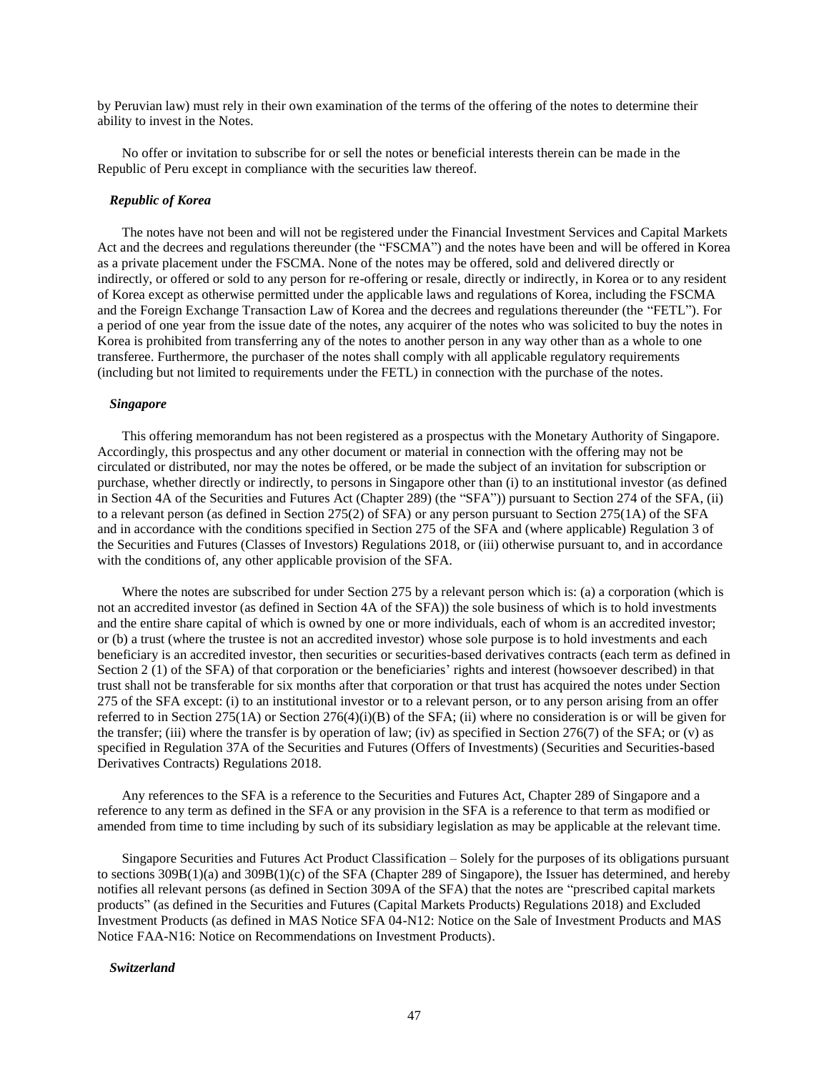by Peruvian law) must rely in their own examination of the terms of the offering of the notes to determine their ability to invest in the Notes.

No offer or invitation to subscribe for or sell the notes or beneficial interests therein can be made in the Republic of Peru except in compliance with the securities law thereof.

***Republic of Korea***

The notes have not been and will not be registered under the Financial Investment Services and Capital Markets Act and the decrees and regulations thereunder (the "FSCMA") and the notes have been and will be offered in Korea as a private placement under the FSCMA. None of the notes may be offered, sold and delivered directly or indirectly, or offered or sold to any person for re-offering or resale, directly or indirectly, in Korea or to any resident of Korea except as otherwise permitted under the applicable laws and regulations of Korea, including the FSCMA and the Foreign Exchange Transaction Law of Korea and the decrees and regulations thereunder (the "FETL"). For a period of one year from the issue date of the notes, any acquirer of the notes who was solicited to buy the notes in Korea is prohibited from transferring any of the notes to another person in any way other than as a whole to one transferee. Furthermore, the purchaser of the notes shall comply with all applicable regulatory requirements (including but not limited to requirements under the FETL) in connection with the purchase of the notes.

***Singapore***

This offering memorandum has not been registered as a prospectus with the Monetary Authority of Singapore. Accordingly, this prospectus and any other document or material in connection with the offering may not be circulated or distributed, nor may the notes be offered, or be made the subject of an invitation for subscription or purchase, whether directly or indirectly, to persons in Singapore other than (i) to an institutional investor (as defined in Section 4A of the Securities and Futures Act (Chapter 289) (the "SFA")) pursuant to Section 274 of the SFA, (ii) to a relevant person (as defined in Section 275(2) of SFA) or any person pursuant to Section 275(1A) of the SFA and in accordance with the conditions specified in Section 275 of the SFA and (where applicable) Regulation 3 of the Securities and Futures (Classes of Investors) Regulations 2018, or (iii) otherwise pursuant to, and in accordance with the conditions of, any other applicable provision of the SFA.

Where the notes are subscribed for under Section 275 by a relevant person which is: (a) a corporation (which is not an accredited investor (as defined in Section 4A of the SFA)) the sole business of which is to hold investments and the entire share capital of which is owned by one or more individuals, each of whom is an accredited investor; or (b) a trust (where the trustee is not an accredited investor) whose sole purpose is to hold investments and each beneficiary is an accredited investor, then securities or securities-based derivatives contracts (each term as defined in Section 2 (1) of the SFA) of that corporation or the beneficiaries' rights and interest (howsoever described) in that trust shall not be transferable for six months after that corporation or that trust has acquired the notes under Section 275 of the SFA except: (i) to an institutional investor or to a relevant person, or to any person arising from an offer referred to in Section 275(1A) or Section 276(4)(i)(B) of the SFA; (ii) where no consideration is or will be given for the transfer; (iii) where the transfer is by operation of law; (iv) as specified in Section 276(7) of the SFA; or (v) as specified in Regulation 37A of the Securities and Futures (Offers of Investments) (Securities and Securities-based Derivatives Contracts) Regulations 2018.

Any references to the SFA is a reference to the Securities and Futures Act, Chapter 289 of Singapore and a reference to any term as defined in the SFA or any provision in the SFA is a reference to that term as modified or amended from time to time including by such of its subsidiary legislation as may be applicable at the relevant time.

Singapore Securities and Futures Act Product Classification – Solely for the purposes of its obligations pursuant to sections 309B(1)(a) and 309B(1)(c) of the SFA (Chapter 289 of Singapore), the Issuer has determined, and hereby notifies all relevant persons (as defined in Section 309A of the SFA) that the notes are "prescribed capital markets products" (as defined in the Securities and Futures (Capital Markets Products) Regulations 2018) and Excluded Investment Products (as defined in MAS Notice SFA 04-N12: Notice on the Sale of Investment Products and MAS Notice FAA-N16: Notice on Recommendations on Investment Products).

***Switzerland***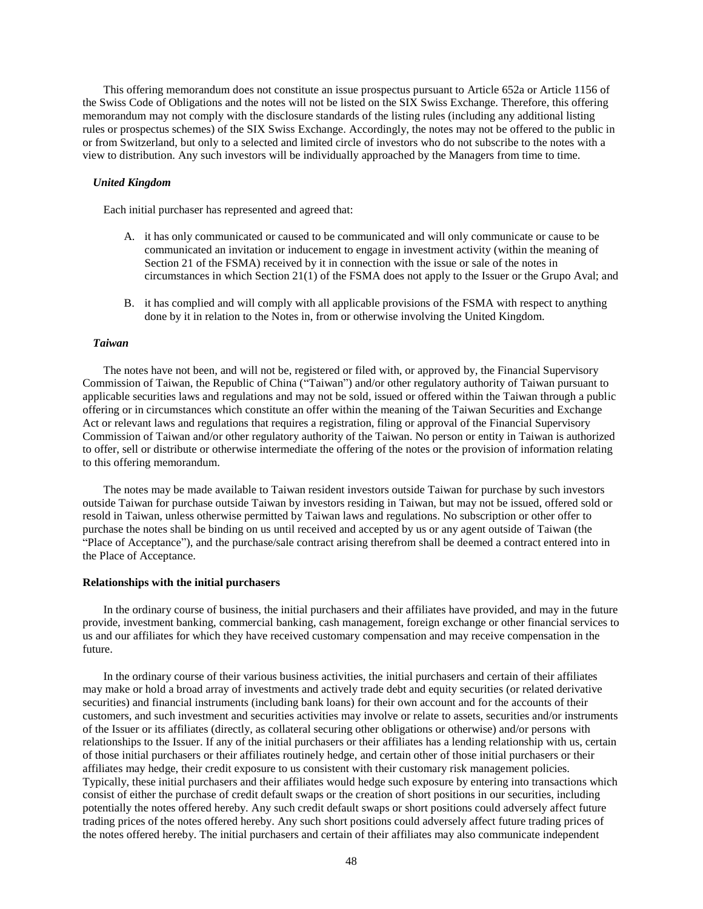This offering memorandum does not constitute an issue prospectus pursuant to Article 652a or Article 1156 of the Swiss Code of Obligations and the notes will not be listed on the SIX Swiss Exchange. Therefore, this offering memorandum may not comply with the disclosure standards of the listing rules (including any additional listing rules or prospectus schemes) of the SIX Swiss Exchange. Accordingly, the notes may not be offered to the public in or from Switzerland, but only to a selected and limited circle of investors who do not subscribe to the notes with a view to distribution. Any such investors will be individually approached by the Managers from time to time.

***United Kingdom***

Each initial purchaser has represented and agreed that:

A. it has only communicated or caused to be communicated and will only communicate or cause to be communicated an invitation or inducement to engage in investment activity (within the meaning of Section 21 of the FSMA) received by it in connection with the issue or sale of the notes in circumstances in which Section 21(1) of the FSMA does not apply to the Issuer or the Grupo Aval; and

B. it has complied and will comply with all applicable provisions of the FSMA with respect to anything done by it in relation to the Notes in, from or otherwise involving the United Kingdom.

***Taiwan***

The notes have not been, and will not be, registered or filed with, or approved by, the Financial Supervisory Commission of Taiwan, the Republic of China ("Taiwan") and/or other regulatory authority of Taiwan pursuant to applicable securities laws and regulations and may not be sold, issued or offered within the Taiwan through a public offering or in circumstances which constitute an offer within the meaning of the Taiwan Securities and Exchange Act or relevant laws and regulations that requires a registration, filing or approval of the Financial Supervisory Commission of Taiwan and/or other regulatory authority of the Taiwan. No person or entity in Taiwan is authorized to offer, sell or distribute or otherwise intermediate the offering of the notes or the provision of information relating to this offering memorandum.

The notes may be made available to Taiwan resident investors outside Taiwan for purchase by such investors outside Taiwan for purchase outside Taiwan by investors residing in Taiwan, but may not be issued, offered sold or resold in Taiwan, unless otherwise permitted by Taiwan laws and regulations. No subscription or other offer to purchase the notes shall be binding on us until received and accepted by us or any agent outside of Taiwan (the "Place of Acceptance"), and the purchase/sale contract arising therefrom shall be deemed a contract entered into in the Place of Acceptance.

**Relationships with the initial purchasers**

In the ordinary course of business, the initial purchasers and their affiliates have provided, and may in the future provide, investment banking, commercial banking, cash management, foreign exchange or other financial services to us and our affiliates for which they have received customary compensation and may receive compensation in the future.

In the ordinary course of their various business activities, the initial purchasers and certain of their affiliates may make or hold a broad array of investments and actively trade debt and equity securities (or related derivative securities) and financial instruments (including bank loans) for their own account and for the accounts of their customers, and such investment and securities activities may involve or relate to assets, securities and/or instruments of the Issuer or its affiliates (directly, as collateral securing other obligations or otherwise) and/or persons with relationships to the Issuer. If any of the initial purchasers or their affiliates has a lending relationship with us, certain of those initial purchasers or their affiliates routinely hedge, and certain other of those initial purchasers or their affiliates may hedge, their credit exposure to us consistent with their customary risk management policies. Typically, these initial purchasers and their affiliates would hedge such exposure by entering into transactions which consist of either the purchase of credit default swaps or the creation of short positions in our securities, including potentially the notes offered hereby. Any such credit default swaps or short positions could adversely affect future trading prices of the notes offered hereby. Any such short positions could adversely affect future trading prices of the notes offered hereby. The initial purchasers and certain of their affiliates may also communicate independent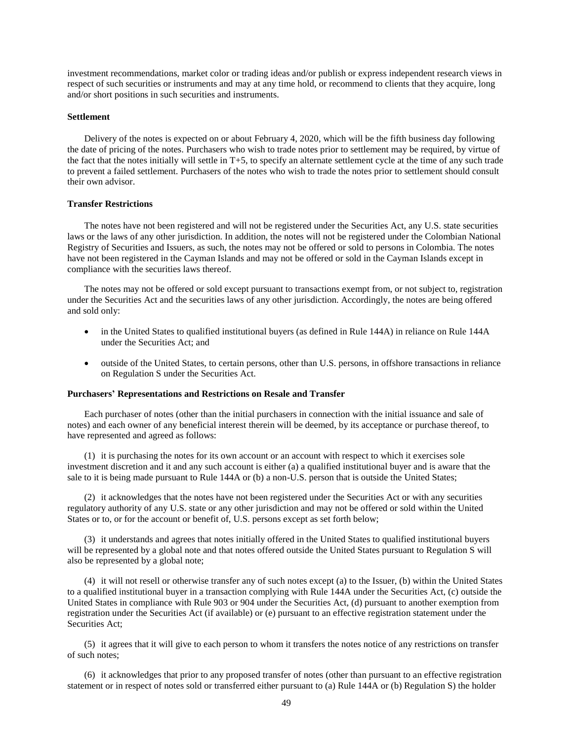investment recommendations, market color or trading ideas and/or publish or express independent research views in respect of such securities or instruments and may at any time hold, or recommend to clients that they acquire, long and/or short positions in such securities and instruments.

**Settlement**

Delivery of the notes is expected on or about February 4, 2020, which will be the fifth business day following the date of pricing of the notes. Purchasers who wish to trade notes prior to settlement may be required, by virtue of the fact that the notes initially will settle in T+5, to specify an alternate settlement cycle at the time of any such trade to prevent a failed settlement. Purchasers of the notes who wish to trade the notes prior to settlement should consult their own advisor.

**Transfer Restrictions**

The notes have not been registered and will not be registered under the Securities Act, any U.S. state securities laws or the laws of any other jurisdiction. In addition, the notes will not be registered under the Colombian National Registry of Securities and Issuers, as such, the notes may not be offered or sold to persons in Colombia. The notes have not been registered in the Cayman Islands and may not be offered or sold in the Cayman Islands except in compliance with the securities laws thereof.

The notes may not be offered or sold except pursuant to transactions exempt from, or not subject to, registration under the Securities Act and the securities laws of any other jurisdiction. Accordingly, the notes are being offered and sold only:

- in the United States to qualified institutional buyers (as defined in Rule 144A) in reliance on Rule 144A under the Securities Act; and
- outside of the United States, to certain persons, other than U.S. persons, in offshore transactions in reliance on Regulation S under the Securities Act.

**Purchasers' Representations and Restrictions on Resale and Transfer**

Each purchaser of notes (other than the initial purchasers in connection with the initial issuance and sale of notes) and each owner of any beneficial interest therein will be deemed, by its acceptance or purchase thereof, to have represented and agreed as follows:

(1) it is purchasing the notes for its own account or an account with respect to which it exercises sole investment discretion and it and any such account is either (a) a qualified institutional buyer and is aware that the sale to it is being made pursuant to Rule 144A or (b) a non-U.S. person that is outside the United States;

(2) it acknowledges that the notes have not been registered under the Securities Act or with any securities regulatory authority of any U.S. state or any other jurisdiction and may not be offered or sold within the United States or to, or for the account or benefit of, U.S. persons except as set forth below;

(3) it understands and agrees that notes initially offered in the United States to qualified institutional buyers will be represented by a global note and that notes offered outside the United States pursuant to Regulation S will also be represented by a global note;

(4) it will not resell or otherwise transfer any of such notes except (a) to the Issuer, (b) within the United States to a qualified institutional buyer in a transaction complying with Rule 144A under the Securities Act, (c) outside the United States in compliance with Rule 903 or 904 under the Securities Act, (d) pursuant to another exemption from registration under the Securities Act (if available) or (e) pursuant to an effective registration statement under the Securities Act;

(5) it agrees that it will give to each person to whom it transfers the notes notice of any restrictions on transfer of such notes;

(6) it acknowledges that prior to any proposed transfer of notes (other than pursuant to an effective registration statement or in respect of notes sold or transferred either pursuant to (a) Rule 144A or (b) Regulation S) the holder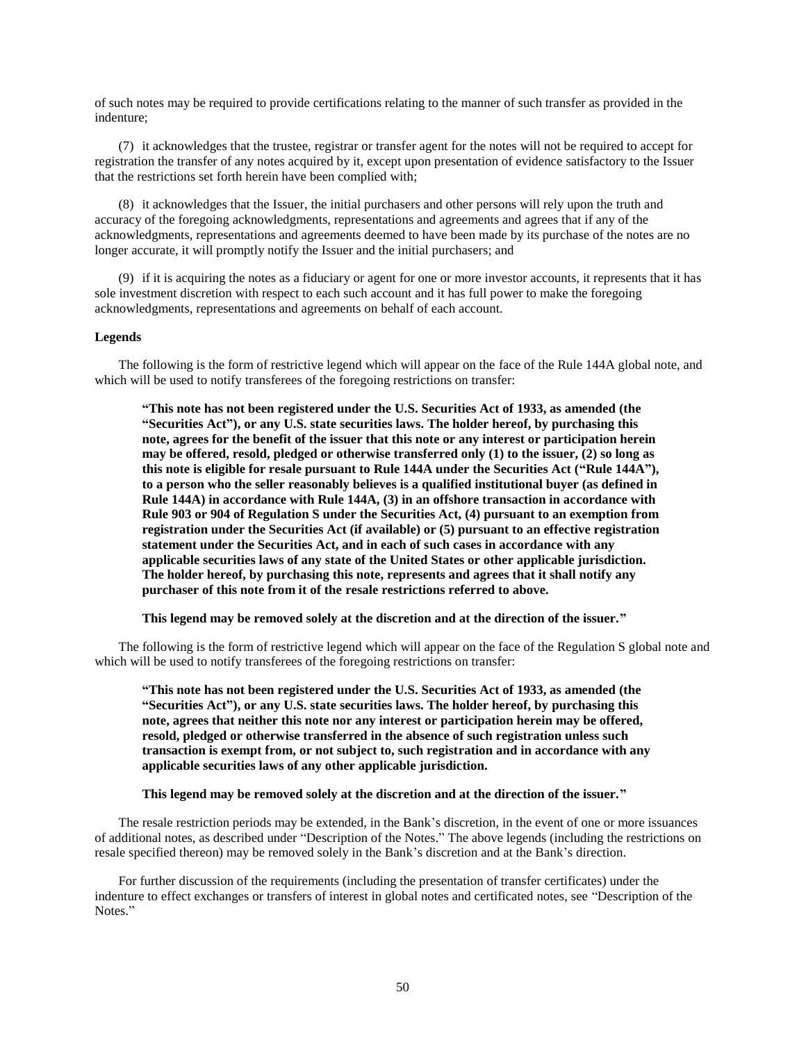of such notes may be required to provide certifications relating to the manner of such transfer as provided in the indenture;

(7) it acknowledges that the trustee, registrar or transfer agent for the notes will not be required to accept for registration the transfer of any notes acquired by it, except upon presentation of evidence satisfactory to the Issuer that the restrictions set forth herein have been complied with;

(8) it acknowledges that the Issuer, the initial purchasers and other persons will rely upon the truth and accuracy of the foregoing acknowledgments, representations and agreements and agrees that if any of the acknowledgments, representations and agreements deemed to have been made by its purchase of the notes are no longer accurate, it will promptly notify the Issuer and the initial purchasers; and

(9) if it is acquiring the notes as a fiduciary or agent for one or more investor accounts, it represents that it has sole investment discretion with respect to each such account and it has full power to make the foregoing acknowledgments, representations and agreements on behalf of each account.

**Legends**

The following is the form of restrictive legend which will appear on the face of the Rule 144A global note, and which will be used to notify transferees of the foregoing restrictions on transfer:

> **"This note has not been registered under the U.S. Securities Act of 1933, as amended (the "Securities Act"), or any U.S. state securities laws. The holder hereof, by purchasing this note, agrees for the benefit of the issuer that this note or any interest or participation herein may be offered, resold, pledged or otherwise transferred only (1) to the issuer, (2) so long as this note is eligible for resale pursuant to Rule 144A under the Securities Act ("Rule 144A"), to a person who the seller reasonably believes is a qualified institutional buyer (as defined in Rule 144A) in accordance with Rule 144A, (3) in an offshore transaction in accordance with Rule 903 or 904 of Regulation S under the Securities Act, (4) pursuant to an exemption from registration under the Securities Act (if available) or (5) pursuant to an effective registration statement under the Securities Act, and in each of such cases in accordance with any applicable securities laws of any state of the United States or other applicable jurisdiction. The holder hereof, by purchasing this note, represents and agrees that it shall notify any purchaser of this note from it of the resale restrictions referred to above.**
>
> **This legend may be removed solely at the discretion and at the direction of the issuer."**

The following is the form of restrictive legend which will appear on the face of the Regulation S global note and which will be used to notify transferees of the foregoing restrictions on transfer:

> **"This note has not been registered under the U.S. Securities Act of 1933, as amended (the "Securities Act"), or any U.S. state securities laws. The holder hereof, by purchasing this note, agrees that neither this note nor any interest or participation herein may be offered, resold, pledged or otherwise transferred in the absence of such registration unless such transaction is exempt from, or not subject to, such registration and in accordance with any applicable securities laws of any other applicable jurisdiction.**
>
> **This legend may be removed solely at the discretion and at the direction of the issuer."**

The resale restriction periods may be extended, in the Bank's discretion, in the event of one or more issuances of additional notes, as described under "Description of the Notes." The above legends (including the restrictions on resale specified thereon) may be removed solely in the Bank's discretion and at the Bank's direction.

For further discussion of the requirements (including the presentation of transfer certificates) under the indenture to effect exchanges or transfers of interest in global notes and certificated notes, see "Description of the Notes."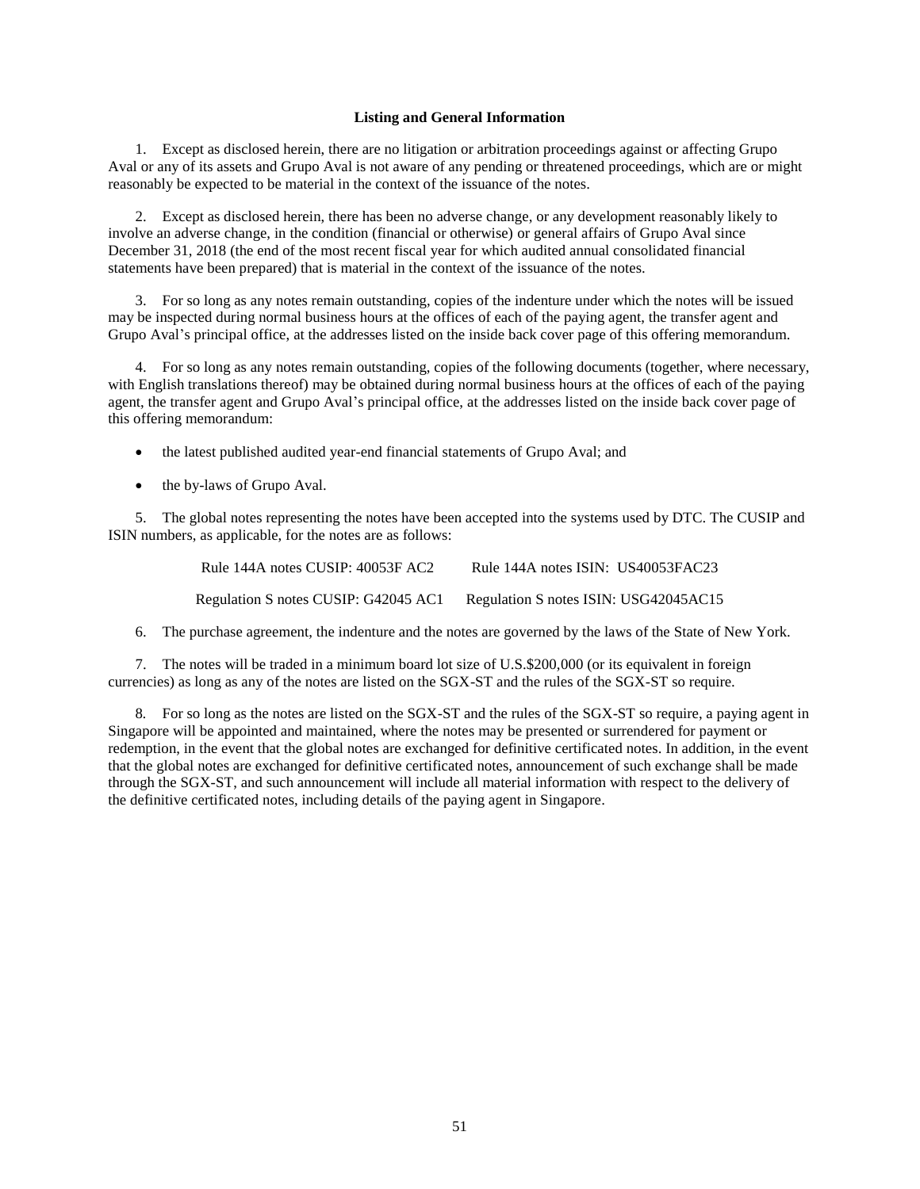## Listing and General Information

1. Except as disclosed herein, there are no litigation or arbitration proceedings against or affecting Grupo Aval or any of its assets and Grupo Aval is not aware of any pending or threatened proceedings, which are or might reasonably be expected to be material in the context of the issuance of the notes.

2. Except as disclosed herein, there has been no adverse change, or any development reasonably likely to involve an adverse change, in the condition (financial or otherwise) or general affairs of Grupo Aval since December 31, 2018 (the end of the most recent fiscal year for which audited annual consolidated financial statements have been prepared) that is material in the context of the issuance of the notes.

3. For so long as any notes remain outstanding, copies of the indenture under which the notes will be issued may be inspected during normal business hours at the offices of each of the paying agent, the transfer agent and Grupo Aval's principal office, at the addresses listed on the inside back cover page of this offering memorandum.

4. For so long as any notes remain outstanding, copies of the following documents (together, where necessary, with English translations thereof) may be obtained during normal business hours at the offices of each of the paying agent, the transfer agent and Grupo Aval's principal office, at the addresses listed on the inside back cover page of this offering memorandum:

- the latest published audited year-end financial statements of Grupo Aval; and
- the by-laws of Grupo Aval.

5. The global notes representing the notes have been accepted into the systems used by DTC. The CUSIP and ISIN numbers, as applicable, for the notes are as follows:

| | |
|---|---|
| Rule 144A notes CUSIP: 40053F AC2 | Rule 144A notes ISIN: US40053FAC23 |
| Regulation S notes CUSIP: G42045 AC1 | Regulation S notes ISIN: USG42045AC15 |

6. The purchase agreement, the indenture and the notes are governed by the laws of the State of New York.

7. The notes will be traded in a minimum board lot size of U.S.$200,000 (or its equivalent in foreign currencies) as long as any of the notes are listed on the SGX-ST and the rules of the SGX-ST so require.

8. For so long as the notes are listed on the SGX-ST and the rules of the SGX-ST so require, a paying agent in Singapore will be appointed and maintained, where the notes may be presented or surrendered for payment or redemption, in the event that the global notes are exchanged for definitive certificated notes. In addition, in the event that the global notes are exchanged for definitive certificated notes, announcement of such exchange shall be made through the SGX-ST, and such announcement will include all material information with respect to the delivery of the definitive certificated notes, including details of the paying agent in Singapore.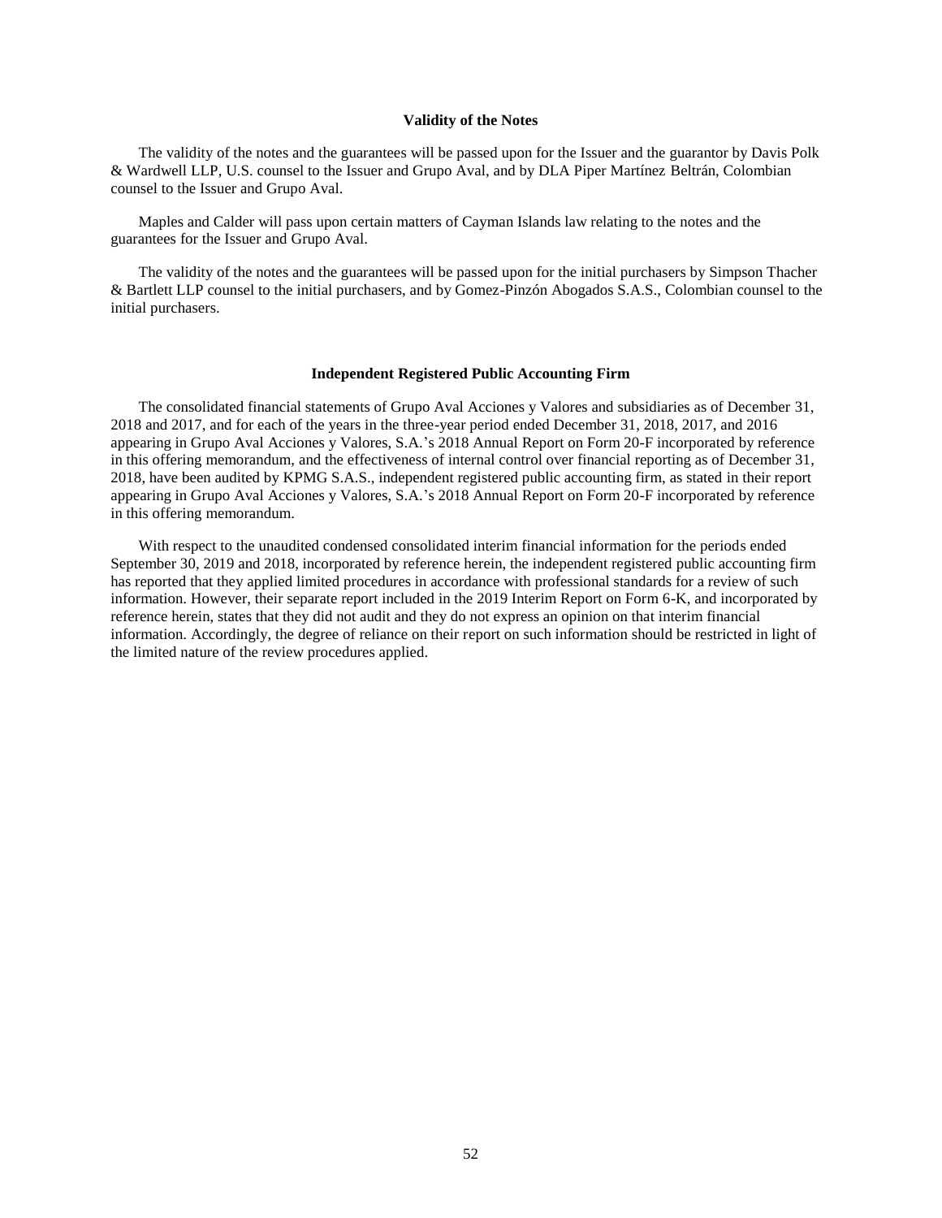## Validity of the Notes

The validity of the notes and the guarantees will be passed upon for the Issuer and the guarantor by Davis Polk & Wardwell LLP, U.S. counsel to the Issuer and Grupo Aval, and by DLA Piper Martínez Beltrán, Colombian counsel to the Issuer and Grupo Aval.

Maples and Calder will pass upon certain matters of Cayman Islands law relating to the notes and the guarantees for the Issuer and Grupo Aval.

The validity of the notes and the guarantees will be passed upon for the initial purchasers by Simpson Thacher & Bartlett LLP counsel to the initial purchasers, and by Gomez-Pinzón Abogados S.A.S., Colombian counsel to the initial purchasers.

## Independent Registered Public Accounting Firm

The consolidated financial statements of Grupo Aval Acciones y Valores and subsidiaries as of December 31, 2018 and 2017, and for each of the years in the three-year period ended December 31, 2018, 2017, and 2016 appearing in Grupo Aval Acciones y Valores, S.A.'s 2018 Annual Report on Form 20-F incorporated by reference in this offering memorandum, and the effectiveness of internal control over financial reporting as of December 31, 2018, have been audited by KPMG S.A.S., independent registered public accounting firm, as stated in their report appearing in Grupo Aval Acciones y Valores, S.A.'s 2018 Annual Report on Form 20-F incorporated by reference in this offering memorandum.

With respect to the unaudited condensed consolidated interim financial information for the periods ended September 30, 2019 and 2018, incorporated by reference herein, the independent registered public accounting firm has reported that they applied limited procedures in accordance with professional standards for a review of such information. However, their separate report included in the 2019 Interim Report on Form 6-K, and incorporated by reference herein, states that they did not audit and they do not express an opinion on that interim financial information. Accordingly, the degree of reliance on their report on such information should be restricted in light of the limited nature of the review procedures applied.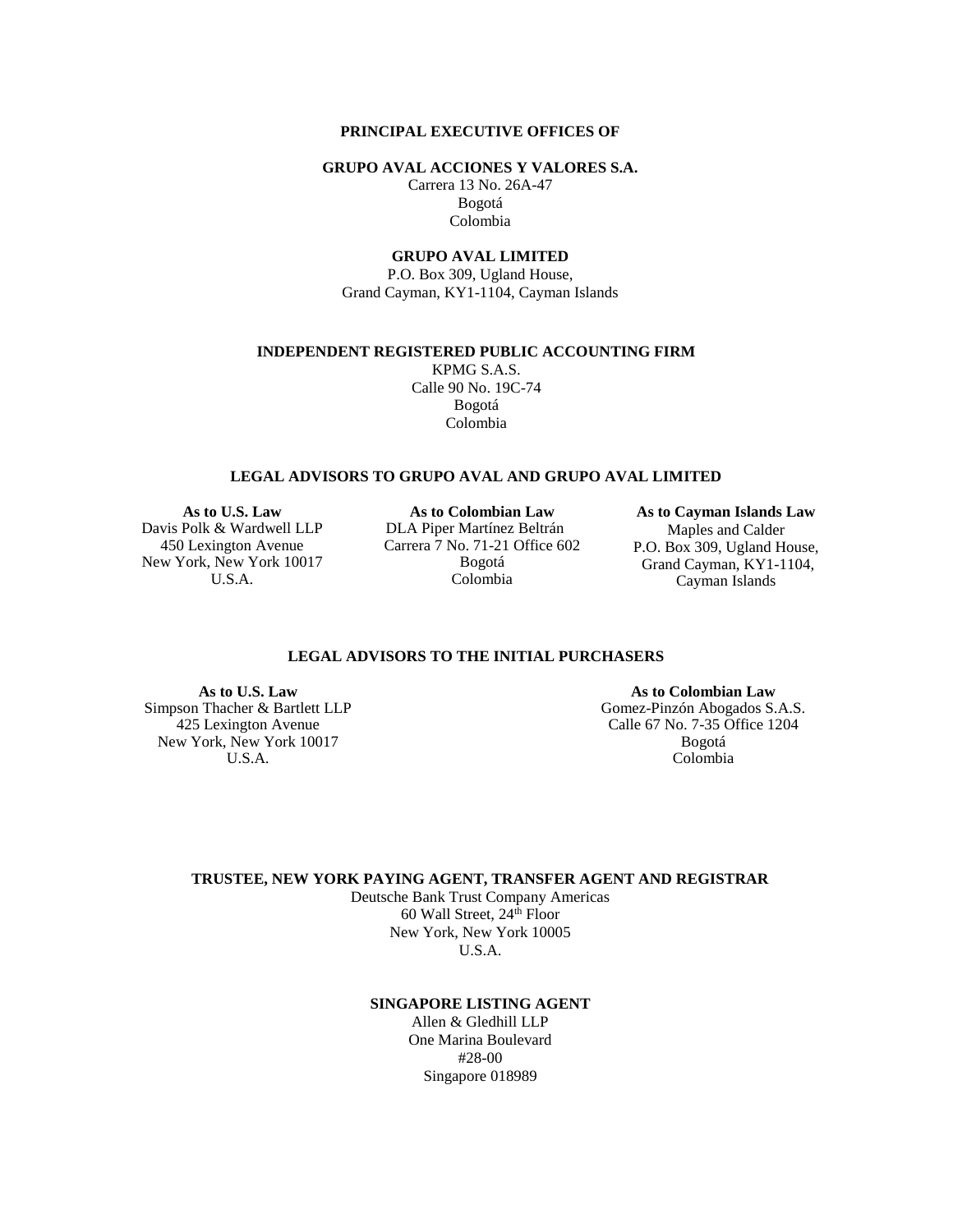**PRINCIPAL EXECUTIVE OFFICES OF**

**GRUPO AVAL ACCIONES Y VALORES S.A.**
Carrera 13 No. 26A-47
Bogotá
Colombia

**GRUPO AVAL LIMITED**
P.O. Box 309, Ugland House,
Grand Cayman, KY1-1104, Cayman Islands

**INDEPENDENT REGISTERED PUBLIC ACCOUNTING FIRM**
KPMG S.A.S.
Calle 90 No. 19C-74
Bogotá
Colombia

**LEGAL ADVISORS TO GRUPO AVAL AND GRUPO AVAL LIMITED**

**As to U.S. Law**
Davis Polk & Wardwell LLP
450 Lexington Avenue
New York, New York 10017
U.S.A.

**As to Colombian Law**
DLA Piper Martínez Beltrán
Carrera 7 No. 71-21 Office 602
Bogotá
Colombia

**As to Cayman Islands Law**
Maples and Calder
P.O. Box 309, Ugland House,
Grand Cayman, KY1-1104,
Cayman Islands

**LEGAL ADVISORS TO THE INITIAL PURCHASERS**

**As to U.S. Law**
Simpson Thacher & Bartlett LLP
425 Lexington Avenue
New York, New York 10017
U.S.A.

**As to Colombian Law**
Gomez-Pinzón Abogados S.A.S.
Calle 67 No. 7-35 Office 1204
Bogotá
Colombia

**TRUSTEE, NEW YORK PAYING AGENT, TRANSFER AGENT AND REGISTRAR**
Deutsche Bank Trust Company Americas
60 Wall Street, 24th Floor
New York, New York 10005
U.S.A.

**SINGAPORE LISTING AGENT**
Allen & Gledhill LLP
One Marina Boulevard
#28-00
Singapore 018989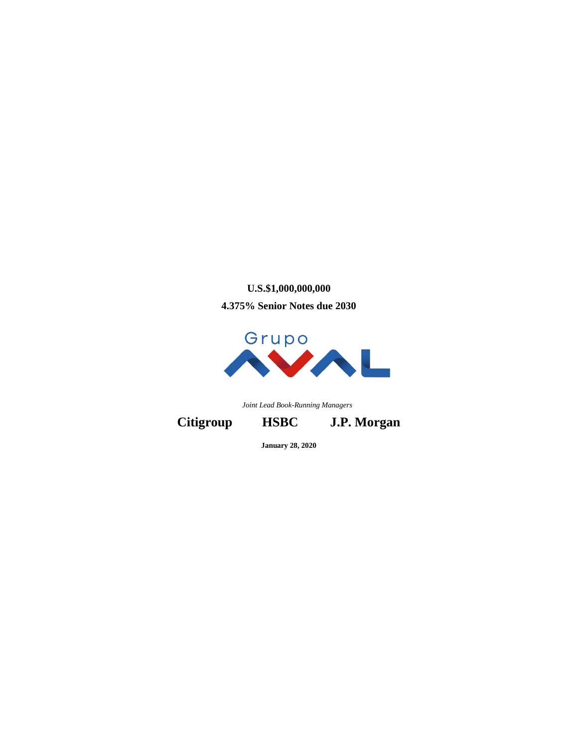**U.S.$1,000,000,000**

**4.375% Senior Notes due 2030**

Grupo AVAL

*Joint Lead Book-Running Managers*

**Citigroup HSBC J.P. Morgan**

**January 28, 2020**